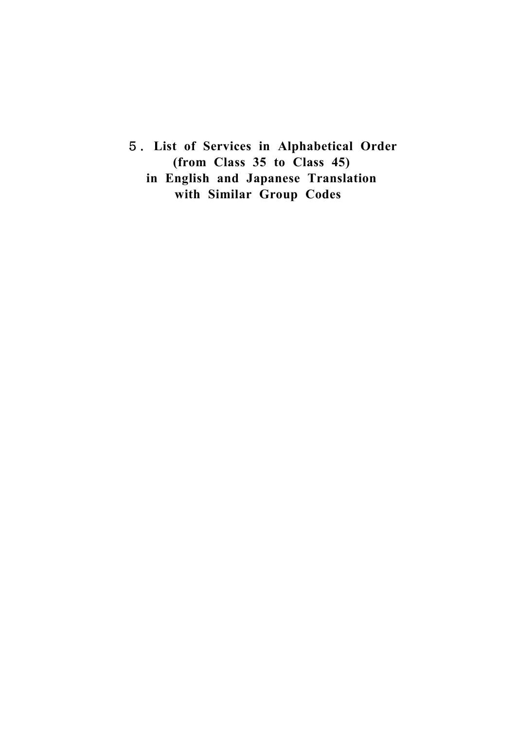# ５. List of Services in Alphabetical Order (from Class 35 to Class 45) in English and Japanese Translation with Similar Group Codes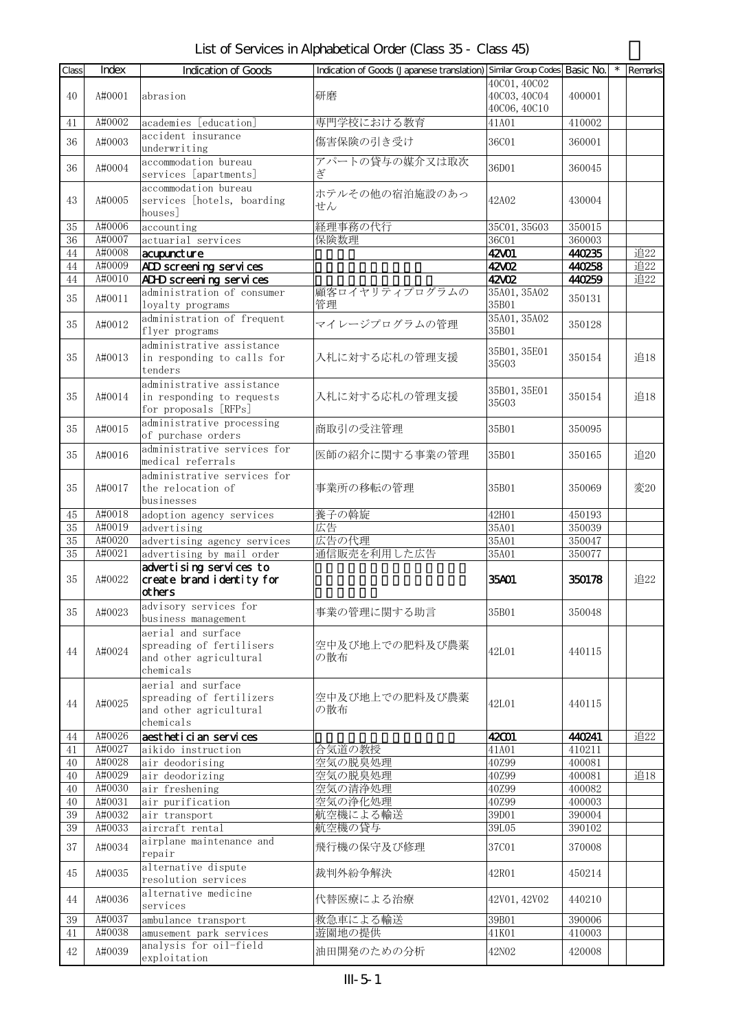# List of Services in Alphabetical Order (Class 35 - Class 45)

| Class | Index | Indication of Goods | Indication of Goods (Japanese translation) | Similar Group Codes | Basic No. | * | Remarks |
|---|---|---|---|---|---|---|---|
| 40 | A#0001 | abrasion | 研磨 | 40C01, 40C02 40C03, 40C04 40C06, 40C10 | 400001 | | |
| 41 | A#0002 | academies [education] | 専門学校における教育 | 41A01 | 410002 | | |
| 36 | A#0003 | accident insurance underwriting | 傷害保険の引き受け | 36C01 | 360001 | | |
| 36 | A#0004 | accommodation bureau services [apartments] | アパートの貸与の媒介又は取次ぎ | 36D01 | 360045 | | |
| 43 | A#0005 | accommodation bureau services [hotels, boarding houses] | ホテルその他の宿泊施設のあっせん | 42A02 | 430004 | | |
| 35 | A#0006 | accounting | 経理事務の代行 | 35C01, 35G03 | 350015 | | |
| 36 | A#0007 | actuarial services | 保険数理 | 36C01 | 360003 | | |
| 44 | A#0008 | acupuncture | | 42V01 | 440235 | | 追22 |
| 44 | A#0009 | ADD screening services | | 42V02 | 440258 | | 追22 |
| 44 | A#0010 | ADHD screening services | | 42V02 | 440259 | | 追22 |
| 35 | A#0011 | administration of consumer loyalty programs | 顧客ロイヤリティプログラムの管理 | 35A01, 35A02 35B01 | 350131 | | |
| 35 | A#0012 | administration of frequent flyer programs | マイレージプログラムの管理 | 35A01, 35A02 35B01 | 350128 | | |
| 35 | A#0013 | administrative assistance in responding to calls for tenders | 入札に対する応札の管理支援 | 35B01, 35E01 35G03 | 350154 | | 追18 |
| 35 | A#0014 | administrative assistance in responding to requests for proposals [RFPs] | 入札に対する応札の管理支援 | 35B01, 35E01 35G03 | 350154 | | 追18 |
| 35 | A#0015 | administrative processing of purchase orders | 商取引の受注管理 | 35B01 | 350095 | | |
| 35 | A#0016 | administrative services for medical referrals | 医師の紹介に関する事業の管理 | 35B01 | 350165 | | 追20 |
| 35 | A#0017 | administrative services for the relocation of businesses | 事業所の移転の管理 | 35B01 | 350069 | | 変20 |
| 45 | A#0018 | adoption agency services | 養子の斡旋 | 42H01 | 450193 | | |
| 35 | A#0019 | advertising | 広告 | 35A01 | 350039 | | |
| 35 | A#0020 | advertising agency services | 広告の代理 | 35A01 | 350047 | | |
| 35 | A#0021 | advertising by mail order | 通信販売を利用した広告 | 35A01 | 350077 | | |
| 35 | A#0022 | advertising services to create brand identity for others | | 35A01 | 350178 | | 追22 |
| 35 | A#0023 | advisory services for business management | 事業の管理に関する助言 | 35B01 | 350048 | | |
| 44 | A#0024 | aerial and surface spreading of fertilisers and other agricultural chemicals | 空中及び地上での肥料及び農薬の散布 | 42L01 | 440115 | | |
| 44 | A#0025 | aerial and surface spreading of fertilizers and other agricultural chemicals | 空中及び地上での肥料及び農薬の散布 | 42L01 | 440115 | | |
| 44 | A#0026 | aesthetician services | | 42C01 | 440241 | | 追22 |
| 41 | A#0027 | aikido instruction | 合気道の教授 | 41A01 | 410211 | | |
| 40 | A#0028 | air deodorising | 空気の脱臭処理 | 40Z99 | 400081 | | |
| 40 | A#0029 | air deodorizing | 空気の脱臭処理 | 40Z99 | 400081 | | 追18 |
| 40 | A#0030 | air freshening | 空気の清浄処理 | 40Z99 | 400082 | | |
| 40 | A#0031 | air purification | 空気の浄化処理 | 40Z99 | 400003 | | |
| 39 | A#0032 | air transport | 航空機による輸送 | 39D01 | 390004 | | |
| 39 | A#0033 | aircraft rental | 航空機の貸与 | 39L05 | 390102 | | |
| 37 | A#0034 | airplane maintenance and repair | 飛行機の保守及び修理 | 37C01 | 370008 | | |
| 45 | A#0035 | alternative dispute resolution services | 裁判外紛争解決 | 42R01 | 450214 | | |
| 44 | A#0036 | alternative medicine services | 代替医療による治療 | 42V01, 42V02 | 440210 | | |
| 39 | A#0037 | ambulance transport | 救急車による輸送 | 39B01 | 390006 | | |
| 41 | A#0038 | amusement park services | 遊園地の提供 | 41K01 | 410003 | | |
| 42 | A#0039 | analysis for oil-field exploitation | 油田開発のための分析 | 42N02 | 420008 | | |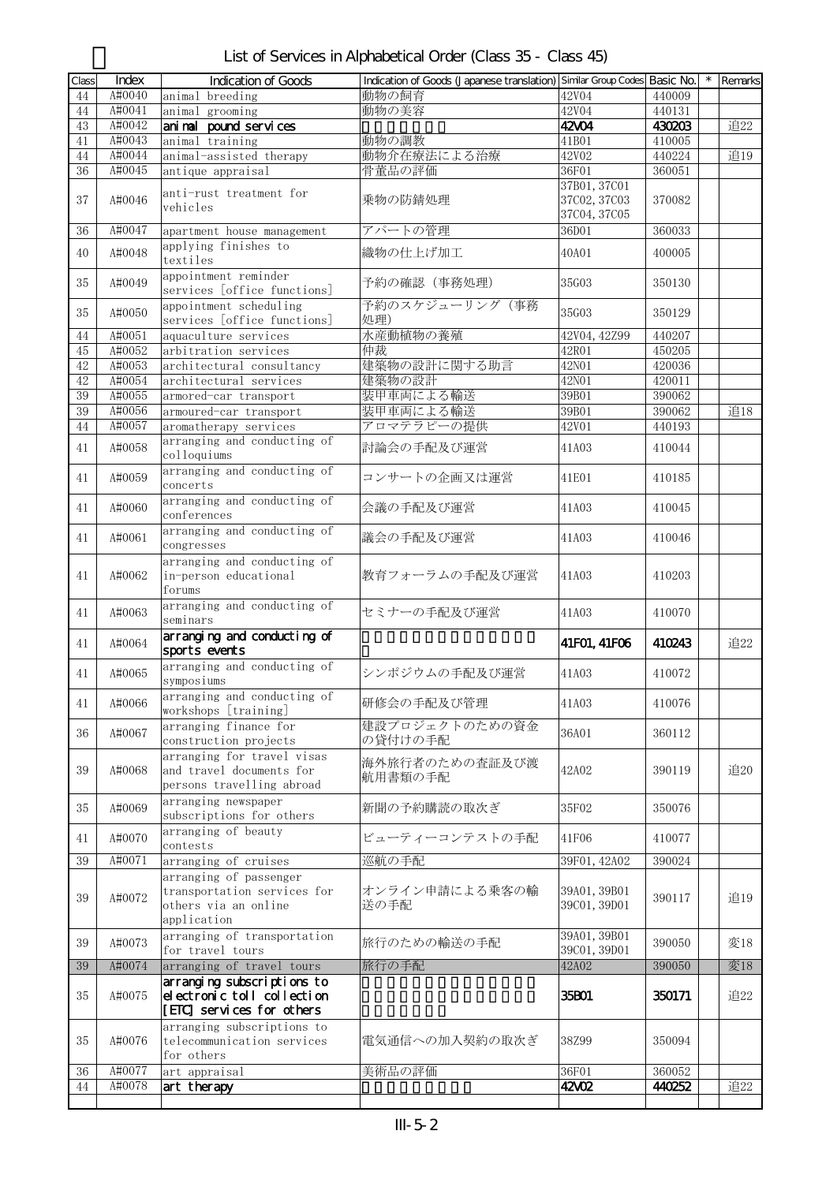# List of Services in Alphabetical Order (Class 35 - Class 45)

| Class | Index | Indication of Goods | Indication of Goods (Japanese translation) | Similar Group Codes | Basic No. | * | Remarks |
|---|---|---|---|---|---|---|---|
| 44 | A#0040 | animal breeding | 動物の飼育 | 42V04 | 440009 | | |
| 44 | A#0041 | animal grooming | 動物の美容 | 42V04 | 440131 | | |
| 43 | A#0042 | **animal pound services** | | **42V04** | **430203** | | 追22 |
| 41 | A#0043 | animal training | 動物の調教 | 41B01 | 410005 | | |
| 44 | A#0044 | animal-assisted therapy | 動物介在療法による治療 | 42V02 | 440224 | | 追19 |
| 36 | A#0045 | antique appraisal | 骨董品の評価 | 36F01 | 360051 | | |
| 37 | A#0046 | anti-rust treatment for vehicles | 乗物の防錆処理 | 37B01, 37C01 37C02, 37C03 37C04, 37C05 | 370082 | | |
| 36 | A#0047 | apartment house management | アパートの管理 | 36D01 | 360033 | | |
| 40 | A#0048 | applying finishes to textiles | 織物の仕上げ加工 | 40A01 | 400005 | | |
| 35 | A#0049 | appointment reminder services [office functions] | 予約の確認（事務処理） | 35G03 | 350130 | | |
| 35 | A#0050 | appointment scheduling services [office functions] | 予約のスケジューリング（事務処理） | 35G03 | 350129 | | |
| 44 | A#0051 | aquaculture services | 水産動植物の養殖 | 42V04, 42Z99 | 440207 | | |
| 45 | A#0052 | arbitration services | 仲裁 | 42R01 | 450205 | | |
| 42 | A#0053 | architectural consultancy | 建築物の設計に関する助言 | 42N01 | 420036 | | |
| 42 | A#0054 | architectural services | 建築物の設計 | 42N01 | 420011 | | |
| 39 | A#0055 | armored-car transport | 装甲車両による輸送 | 39B01 | 390062 | | |
| 39 | A#0056 | armoured-car transport | 装甲車両による輸送 | 39B01 | 390062 | | 追18 |
| 44 | A#0057 | aromatherapy services | アロマテラピーの提供 | 42V01 | 440193 | | |
| 41 | A#0058 | arranging and conducting of colloquiums | 討論会の手配及び運営 | 41A03 | 410044 | | |
| 41 | A#0059 | arranging and conducting of concerts | コンサートの企画又は運営 | 41E01 | 410185 | | |
| 41 | A#0060 | arranging and conducting of conferences | 会議の手配及び運営 | 41A03 | 410045 | | |
| 41 | A#0061 | arranging and conducting of congresses | 議会の手配及び運営 | 41A03 | 410046 | | |
| 41 | A#0062 | arranging and conducting of in-person educational forums | 教育フォーラムの手配及び運営 | 41A03 | 410203 | | |
| 41 | A#0063 | arranging and conducting of seminars | セミナーの手配及び運営 | 41A03 | 410070 | | |
| 41 | A#0064 | **arranging and conducting of sports events** | | **41F01, 41F06** | **410243** | | 追22 |
| 41 | A#0065 | arranging and conducting of symposiums | シンポジウムの手配及び運営 | 41A03 | 410072 | | |
| 41 | A#0066 | arranging and conducting of workshops [training] | 研修会の手配及び管理 | 41A03 | 410076 | | |
| 36 | A#0067 | arranging finance for construction projects | 建設プロジェクトのための資金の貸付けの手配 | 36A01 | 360112 | | |
| 39 | A#0068 | arranging for travel visas and travel documents for persons travelling abroad | 海外旅行者のための査証及び渡航用書類の手配 | 42A02 | 390119 | | 追20 |
| 35 | A#0069 | arranging newspaper subscriptions for others | 新聞の予約購読の取次ぎ | 35F02 | 350076 | | |
| 41 | A#0070 | arranging of beauty contests | ビューティーコンテストの手配 | 41F06 | 410077 | | |
| 39 | A#0071 | arranging of cruises | 巡航の手配 | 39F01, 42A02 | 390024 | | |
| 39 | A#0072 | arranging of passenger transportation services for others via an online application | オンライン申請による乗客の輸送の手配 | 39A01, 39B01 39C01, 39D01 | 390117 | | 追19 |
| 39 | A#0073 | arranging of transportation for travel tours | 旅行のための輸送の手配 | 39A01, 39B01 39C01, 39D01 | 390050 | | 変18 |
| 39 | A#0074 | arranging of travel tours | 旅行の手配 | 42A02 | 390050 | | 変18 |
| 35 | A#0075 | **arranging subscriptions to electronic toll collection [ETC] services for others** | | **35B01** | **350171** | | 追22 |
| 35 | A#0076 | arranging subscriptions to telecommunication services for others | 電気通信への加入契約の取次ぎ | 38Z99 | 350094 | | |
| 36 | A#0077 | art appraisal | 美術品の評価 | 36F01 | 360052 | | |
| 44 | A#0078 | **art therapy** | | **42V02** | **440252** | | 追22 |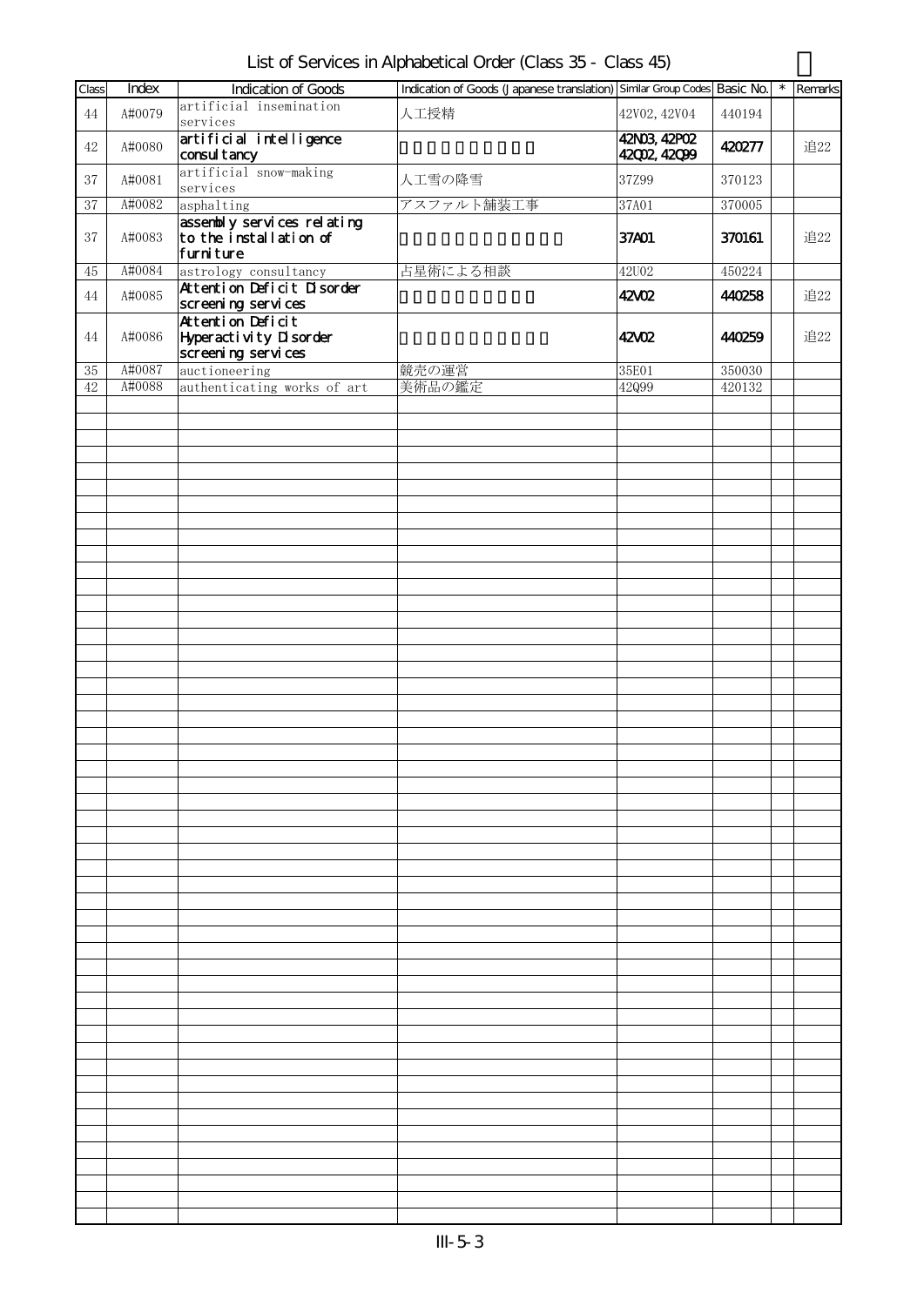# List of Services in Alphabetical Order (Class 35 - Class 45)

| Class | Index | Indication of Goods | Indication of Goods (Japanese translation) | Similar Group Codes | Basic No. | * | Remarks |
|---|---|---|---|---|---|---|---|
| 44 | A#0079 | artificial insemination services | 人工授精 | 42V02, 42V04 | 440194 | | |
| 42 | A#0080 | artificial intelligence consultancy | | 42N03, 42P02 42Q02, 42Q99 | 420277 | | 追22 |
| 37 | A#0081 | artificial snow-making services | 人工雪の降雪 | 37Z99 | 370123 | | |
| 37 | A#0082 | asphalting | アスファルト舗装工事 | 37A01 | 370005 | | |
| 37 | A#0083 | assembly services relating to the installation of furniture | | 37A01 | 370161 | | 追22 |
| 45 | A#0084 | astrology consultancy | 占星術による相談 | 42U02 | 450224 | | |
| 44 | A#0085 | Attention Deficit Disorder screening services | | 42V02 | 440258 | | 追22 |
| 44 | A#0086 | Attention Deficit Hyperactivity Disorder screening services | | 42V02 | 440259 | | 追22 |
| 35 | A#0087 | auctioneering | 競売の運営 | 35E01 | 350030 | | |
| 42 | A#0088 | authenticating works of art | 美術品の鑑定 | 42Q99 | 420132 | | |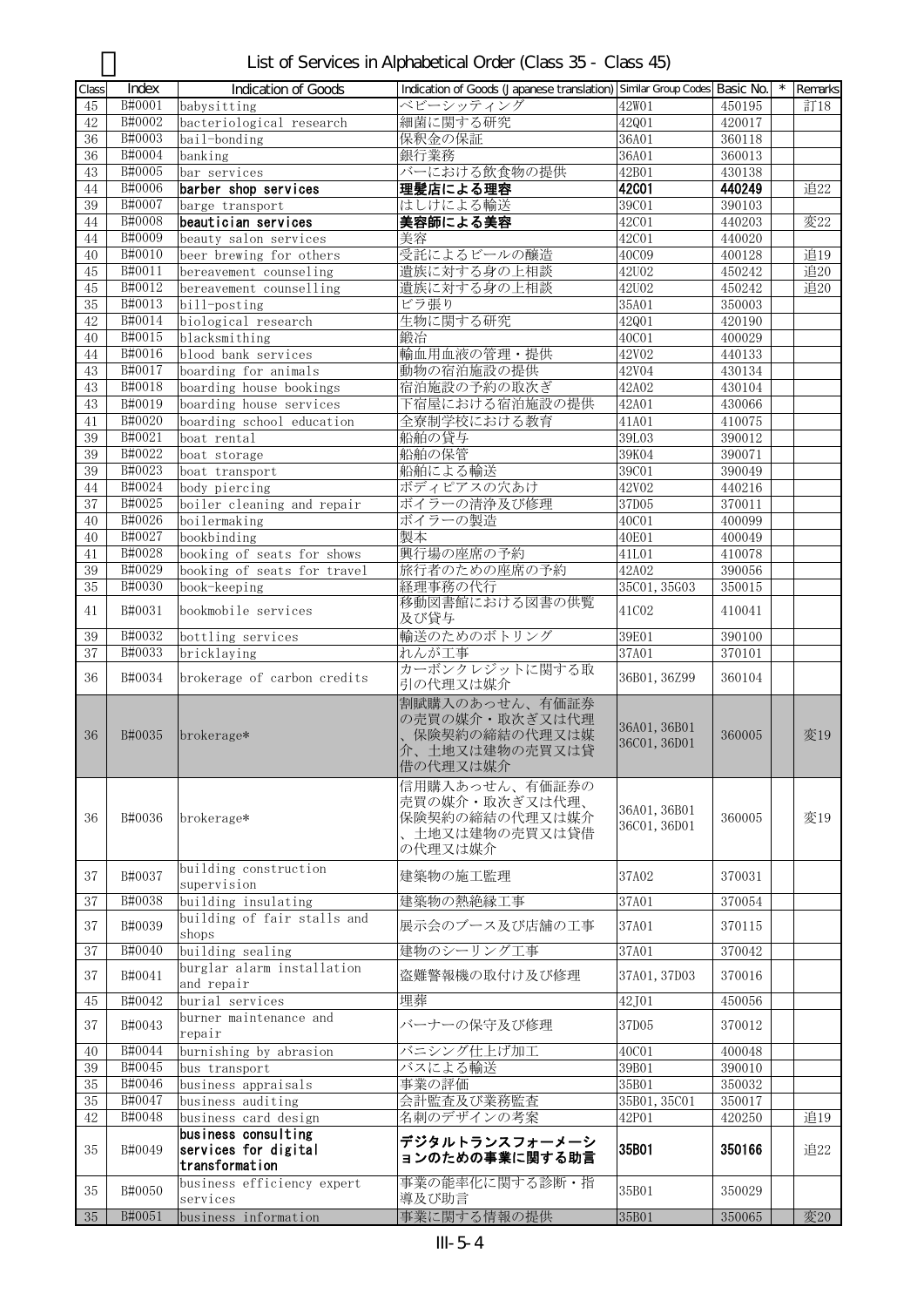# List of Services in Alphabetical Order (Class 35 - Class 45)

| Class | Index | Indication of Goods | Indication of Goods (Japanese translation) | Similar Group Codes | Basic No. | * | Remarks |
|---|---|---|---|---|---|---|---|
| 45 | B#0001 | babysitting | ベビーシッティング | 42W01 | 450195 | | 訂18 |
| 42 | B#0002 | bacteriological research | 細菌に関する研究 | 42Q01 | 420017 | | |
| 36 | B#0003 | bail-bonding | 保釈金の保証 | 36A01 | 360118 | | |
| 36 | B#0004 | banking | 銀行業務 | 36A01 | 360013 | | |
| 43 | B#0005 | bar services | バーにおける飲食物の提供 | 42B01 | 430138 | | |
| 44 | B#0006 | **barber shop services** | **理髪店による理容** | **42C01** | **440249** | | 追22 |
| 39 | B#0007 | barge transport | はしけによる輸送 | 39C01 | 390103 | | |
| 44 | B#0008 | **beautician services** | **美容師による美容** | 42C01 | 440203 | | 変22 |
| 44 | B#0009 | beauty salon services | 美容 | 42C01 | 440020 | | |
| 40 | B#0010 | beer brewing for others | 受託によるビールの醸造 | 40C09 | 400128 | | 追19 |
| 45 | B#0011 | bereavement counseling | 遺族に対する身の上相談 | 42U02 | 450242 | | 追20 |
| 45 | B#0012 | bereavement counselling | 遺族に対する身の上相談 | 42U02 | 450242 | | 追20 |
| 35 | B#0013 | bill-posting | ビラ張り | 35A01 | 350003 | | |
| 42 | B#0014 | biological research | 生物に関する研究 | 42Q01 | 420190 | | |
| 40 | B#0015 | blacksmithing | 鍛冶 | 40C01 | 400029 | | |
| 44 | B#0016 | blood bank services | 輸血用血液の管理・提供 | 42V02 | 440133 | | |
| 43 | B#0017 | boarding for animals | 動物の宿泊施設の提供 | 42V04 | 430134 | | |
| 43 | B#0018 | boarding house bookings | 宿泊施設の予約の取次ぎ | 42A02 | 430104 | | |
| 43 | B#0019 | boarding house services | 下宿屋における宿泊施設の提供 | 42A01 | 430066 | | |
| 41 | B#0020 | boarding school education | 全寮制学校における教育 | 41A01 | 410075 | | |
| 39 | B#0021 | boat rental | 船舶の貸与 | 39L03 | 390012 | | |
| 39 | B#0022 | boat storage | 船舶の保管 | 39K04 | 390071 | | |
| 39 | B#0023 | boat transport | 船舶による輸送 | 39C01 | 390049 | | |
| 44 | B#0024 | body piercing | ボディピアスの穴あけ | 42V02 | 440216 | | |
| 37 | B#0025 | boiler cleaning and repair | ボイラーの清浄及び修理 | 37D05 | 370011 | | |
| 40 | B#0026 | boilermaking | ボイラーの製造 | 40C01 | 400099 | | |
| 40 | B#0027 | bookbinding | 製本 | 40E01 | 400049 | | |
| 41 | B#0028 | booking of seats for shows | 興行場の座席の予約 | 41L01 | 410078 | | |
| 39 | B#0029 | booking of seats for travel | 旅行者のための座席の予約 | 42A02 | 390056 | | |
| 35 | B#0030 | book-keeping | 経理事務の代行 | 35C01, 35G03 | 350015 | | |
| 41 | B#0031 | bookmobile services | 移動図書館における図書の供覧及び貸与 | 41C02 | 410041 | | |
| 39 | B#0032 | bottling services | 輸送のためのボトリング | 39E01 | 390100 | | |
| 37 | B#0033 | bricklaying | れんが工事 | 37A01 | 370101 | | |
| 36 | B#0034 | brokerage of carbon credits | カーボンクレジットに関する取引の代理又は媒介 | 36B01, 36Z99 | 360104 | | |
| 36 | B#0035 | brokerage* | 割賦購入のあっせん、有価証券の売買の媒介・取次ぎ又は代理、保険契約の締結の代理又は媒介、土地又は建物の売買又は貸借の代理又は媒介 | 36A01, 36B01 36C01, 36D01 | 360005 | | 変19 |
| 36 | B#0036 | brokerage* | 信用購入あっせん、有価証券の売買の媒介・取次ぎ又は代理、保険契約の締結の代理又は媒介、土地又は建物の売買又は貸借の代理又は媒介 | 36A01, 36B01 36C01, 36D01 | 360005 | | 変19 |
| 37 | B#0037 | building construction supervision | 建築物の施工監理 | 37A02 | 370031 | | |
| 37 | B#0038 | building insulating | 建築物の熱絶縁工事 | 37A01 | 370054 | | |
| 37 | B#0039 | building of fair stalls and shops | 展示会のブース及び店舗の工事 | 37A01 | 370115 | | |
| 37 | B#0040 | building sealing | 建物のシーリング工事 | 37A01 | 370042 | | |
| 37 | B#0041 | burglar alarm installation and repair | 盗難警報機の取付け及び修理 | 37A01, 37D03 | 370016 | | |
| 45 | B#0042 | burial services | 埋葬 | 42J01 | 450056 | | |
| 37 | B#0043 | burner maintenance and repair | バーナーの保守及び修理 | 37D05 | 370012 | | |
| 40 | B#0044 | burnishing by abrasion | バニシング仕上げ加工 | 40C01 | 400048 | | |
| 39 | B#0045 | bus transport | バスによる輸送 | 39B01 | 390010 | | |
| 35 | B#0046 | business appraisals | 事業の評価 | 35B01 | 350032 | | |
| 35 | B#0047 | business auditing | 会計監査及び業務監査 | 35B01, 35C01 | 350017 | | |
| 42 | B#0048 | business card design | 名刺のデザインの考案 | 42P01 | 420250 | | 追19 |
| 35 | B#0049 | **business consulting services for digital transformation** | **デジタルトランスフォーメーションのための事業に関する助言** | **35B01** | **350166** | | 追22 |
| 35 | B#0050 | business efficiency expert services | 事業の能率化に関する診断・指導及び助言 | 35B01 | 350029 | | |
| 35 | B#0051 | business information | 事業に関する情報の提供 | 35B01 | 350065 | | 変20 |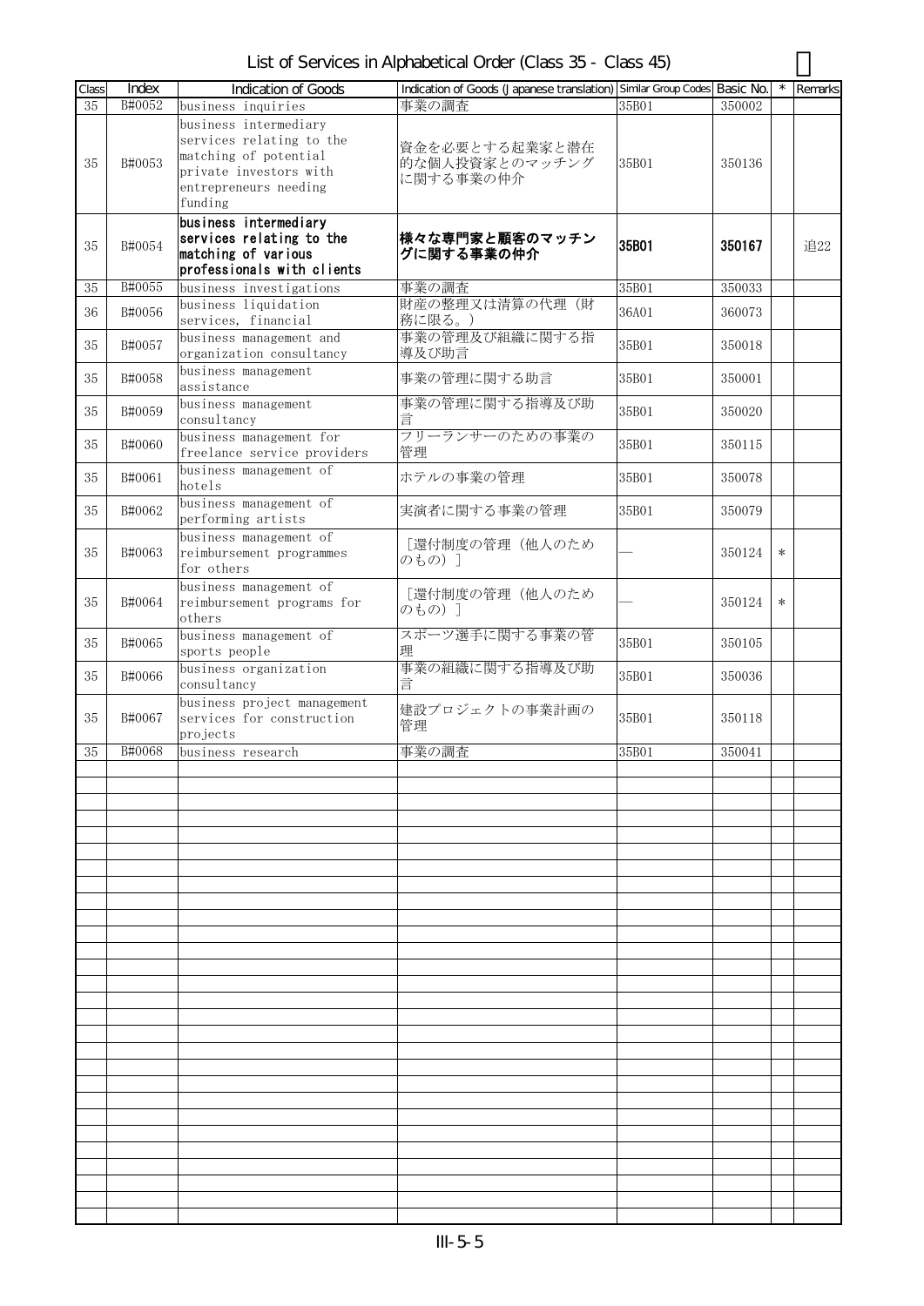# List of Services in Alphabetical Order (Class 35 - Class 45)

| Class | Index | Indication of Goods | Indication of Goods (Japanese translation) | Similar Group Codes | Basic No. | * | Remarks |
|---|---|---|---|---|---|---|---|
| 35 | B#0052 | business inquiries | 事業の調査 | 35B01 | 350002 | | |
| 35 | B#0053 | business intermediary services relating to the matching of potential private investors with entrepreneurs needing funding | 資金を必要とする起業家と潜在的な個人投資家とのマッチングに関する事業の仲介 | 35B01 | 350136 | | |
| 35 | B#0054 | **business intermediary services relating to the matching of various professionals with clients** | **様々な専門家と顧客のマッチングに関する事業の仲介** | **35B01** | **350167** | | 追22 |
| 35 | B#0055 | business investigations | 事業の調査 | 35B01 | 350033 | | |
| 36 | B#0056 | business liquidation services, financial | 財産の整理又は清算の代理（財務に限る。） | 36A01 | 360073 | | |
| 35 | B#0057 | business management and organization consultancy | 事業の管理及び組織に関する指導及び助言 | 35B01 | 350018 | | |
| 35 | B#0058 | business management assistance | 事業の管理に関する助言 | 35B01 | 350001 | | |
| 35 | B#0059 | business management consultancy | 事業の管理に関する指導及び助言 | 35B01 | 350020 | | |
| 35 | B#0060 | business management for freelance service providers | フリーランサーのための事業の管理 | 35B01 | 350115 | | |
| 35 | B#0061 | business management of hotels | ホテルの事業の管理 | 35B01 | 350078 | | |
| 35 | B#0062 | business management of performing artists | 実演者に関する事業の管理 | 35B01 | 350079 | | |
| 35 | B#0063 | business management of reimbursement programmes for others | ［還付制度の管理（他人のためのもの）］ | — | 350124 | * | |
| 35 | B#0064 | business management of reimbursement programs for others | ［還付制度の管理（他人のためのもの）］ | — | 350124 | * | |
| 35 | B#0065 | business management of sports people | スポーツ選手に関する事業の管理 | 35B01 | 350105 | | |
| 35 | B#0066 | business organization consultancy | 事業の組織に関する指導及び助言 | 35B01 | 350036 | | |
| 35 | B#0067 | business project management services for construction projects | 建設プロジェクトの事業計画の管理 | 35B01 | 350118 | | |
| 35 | B#0068 | business research | 事業の調査 | 35B01 | 350041 | | |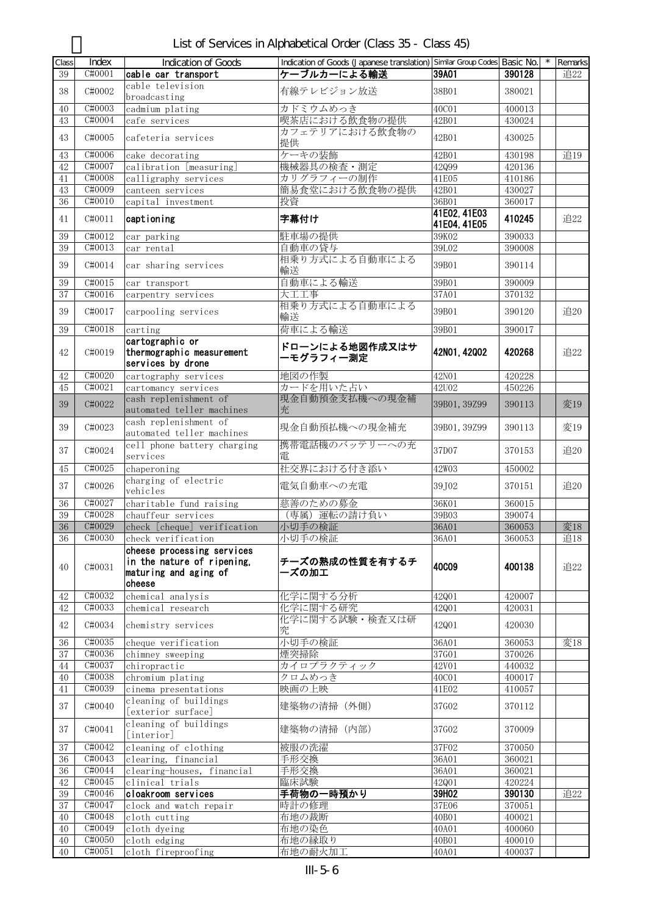# List of Services in Alphabetical Order (Class 35 - Class 45)

| Class | Index | Indication of Goods | Indication of Goods (Japanese translation) | Similar Group Codes | Basic No. | * | Remarks |
|---|---|---|---|---|---|---|---|
| 39 | C#0001 | **cable car transport** | **ケーブルカーによる輸送** | **39A01** | **390128** | | 追22 |
| 38 | C#0002 | cable television broadcasting | 有線テレビジョン放送 | 38B01 | 380021 | | |
| 40 | C#0003 | cadmium plating | カドミウムめっき | 40C01 | 400013 | | |
| 43 | C#0004 | cafe services | 喫茶店における飲食物の提供 | 42B01 | 430024 | | |
| 43 | C#0005 | cafeteria services | カフェテリアにおける飲食物の提供 | 42B01 | 430025 | | |
| 43 | C#0006 | cake decorating | ケーキの装飾 | 42B01 | 430198 | | 追19 |
| 42 | C#0007 | calibration [measuring] | 機械器具の検査・測定 | 42Q99 | 420136 | | |
| 41 | C#0008 | calligraphy services | カリグラフィーの制作 | 41E05 | 410186 | | |
| 43 | C#0009 | canteen services | 簡易食堂における飲食物の提供 | 42B01 | 430027 | | |
| 36 | C#0010 | capital investment | 投資 | 36B01 | 360017 | | |
| 41 | C#0011 | **captioning** | **字幕付け** | **41E02, 41E03 41E04, 41E05** | **410245** | | 追22 |
| 39 | C#0012 | car parking | 駐車場の提供 | 39K02 | 390033 | | |
| 39 | C#0013 | car rental | 自動車の貸与 | 39L02 | 390008 | | |
| 39 | C#0014 | car sharing services | 相乗り方式による自動車による輸送 | 39B01 | 390114 | | |
| 39 | C#0015 | car transport | 自動車による輸送 | 39B01 | 390009 | | |
| 37 | C#0016 | carpentry services | 大工工事 | 37A01 | 370132 | | |
| 39 | C#0017 | carpooling services | 相乗り方式による自動車による輸送 | 39B01 | 390120 | | 追20 |
| 39 | C#0018 | carting | 荷車による輸送 | 39B01 | 390017 | | |
| 42 | C#0019 | **cartographic or thermographic measurement services by drone** | **ドローンによる地図作成又はサーモグラフィー測定** | **42N01, 42Q02** | **420268** | | 追22 |
| 42 | C#0020 | cartography services | 地図の作製 | 42N01 | 420228 | | |
| 45 | C#0021 | cartomancy services | カードを用いた占い | 42U02 | 450226 | | |
| 39 | C#0022 | cash replenishment of automated teller machines | 現金自動預金支払機への現金補充 | 39B01, 39Z99 | 390113 | | 変19 |
| 39 | C#0023 | cash replenishment of automated teller machines | 現金自動預払機への現金補充 | 39B01, 39Z99 | 390113 | | 変19 |
| 37 | C#0024 | cell phone battery charging services | 携帯電話機のバッテリーへの充電 | 37D07 | 370153 | | 追20 |
| 45 | C#0025 | chaperoning | 社交界における付き添い | 42W03 | 450002 | | |
| 37 | C#0026 | charging of electric vehicles | 電気自動車への充電 | 39J02 | 370151 | | 追20 |
| 36 | C#0027 | charitable fund raising | 慈善のための募金 | 36K01 | 360015 | | |
| 39 | C#0028 | chauffeur services | （専属）運転の請け負い | 39B03 | 390074 | | |
| 36 | C#0029 | check [cheque] verification | 小切手の検証 | 36A01 | 360053 | | 変18 |
| 36 | C#0030 | check verification | 小切手の検証 | 36A01 | 360053 | | 追18 |
| 40 | C#0031 | **cheese processing services in the nature of ripening, maturing and aging of cheese** | **チーズの熟成の性質を有するチーズの加工** | **40C09** | **400138** | | 追22 |
| 42 | C#0032 | chemical analysis | 化学に関する分析 | 42Q01 | 420007 | | |
| 42 | C#0033 | chemical research | 化学に関する研究 | 42Q01 | 420031 | | |
| 42 | C#0034 | chemistry services | 化学に関する試験・検査又は研究 | 42Q01 | 420030 | | |
| 36 | C#0035 | cheque verification | 小切手の検証 | 36A01 | 360053 | | 変18 |
| 37 | C#0036 | chimney sweeping | 煙突掃除 | 37G01 | 370026 | | |
| 44 | C#0037 | chiropractic | カイロプラクティック | 42V01 | 440032 | | |
| 40 | C#0038 | chromium plating | クロムめっき | 40C01 | 400017 | | |
| 41 | C#0039 | cinema presentations | 映画の上映 | 41E02 | 410057 | | |
| 37 | C#0040 | cleaning of buildings [exterior surface] | 建築物の清掃（外側） | 37G02 | 370112 | | |
| 37 | C#0041 | cleaning of buildings [interior] | 建築物の清掃（内部） | 37G02 | 370009 | | |
| 37 | C#0042 | cleaning of clothing | 被服の洗濯 | 37F02 | 370050 | | |
| 36 | C#0043 | clearing, financial | 手形交換 | 36A01 | 360021 | | |
| 36 | C#0044 | clearing-houses, financial | 手形交換 | 36A01 | 360021 | | |
| 42 | C#0045 | clinical trials | 臨床試験 | 42Q01 | 420224 | | |
| 39 | C#0046 | **cloakroom services** | **手荷物の一時預かり** | **39H02** | **390130** | | 追22 |
| 37 | C#0047 | clock and watch repair | 時計の修理 | 37E06 | 370051 | | |
| 40 | C#0048 | cloth cutting | 布地の裁断 | 40B01 | 400021 | | |
| 40 | C#0049 | cloth dyeing | 布地の染色 | 40A01 | 400060 | | |
| 40 | C#0050 | cloth edging | 布地の縁取り | 40B01 | 400010 | | |
| 40 | C#0051 | cloth fireproofing | 布地の耐火加工 | 40A01 | 400037 | | |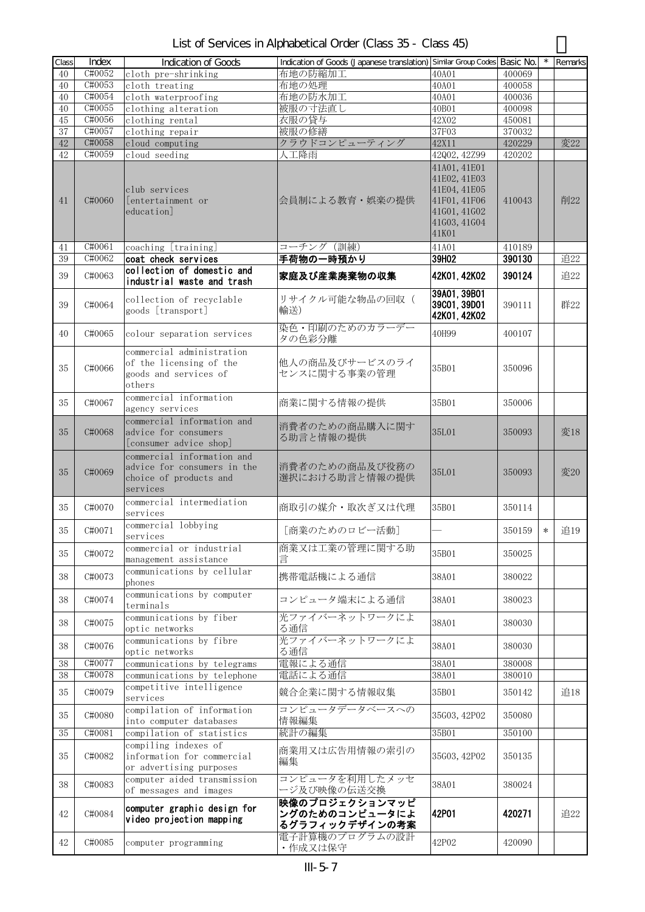# List of Services in Alphabetical Order (Class 35 - Class 45)

| Class | Index | Indication of Goods | Indication of Goods (Japanese translation) | Similar Group Codes | Basic No. | * | Remarks |
|---|---|---|---|---|---|---|---|
| 40 | C#0052 | cloth pre-shrinking | 布地の防縮加工 | 40A01 | 400069 | | |
| 40 | C#0053 | cloth treating | 布地の処理 | 40A01 | 400058 | | |
| 40 | C#0054 | cloth waterproofing | 布地の防水加工 | 40A01 | 400036 | | |
| 40 | C#0055 | clothing alteration | 被服の寸法直し | 40B01 | 400098 | | |
| 45 | C#0056 | clothing rental | 衣服の貸与 | 42X02 | 450081 | | |
| 37 | C#0057 | clothing repair | 被服の修繕 | 37F03 | 370032 | | |
| 42 | C#0058 | cloud computing | クラウドコンピューティング | 42X11 | 420229 | | 変22 |
| 42 | C#0059 | cloud seeding | 人工降雨 | 42Q02, 42Z99 | 420202 | | |
| 41 | C#0060 | club services [entertainment or education] | 会員制による教育・娯楽の提供 | 41A01, 41E01 41E02, 41E03 41E04, 41E05 41F01, 41F06 41G01, 41G02 41G03, 41G04 41K01 | 410043 | | 削22 |
| 41 | C#0061 | coaching [training] | コーチング（訓練） | 41A01 | 410189 | | |
| 39 | C#0062 | coat check services | 手荷物の一時預かり | 39H02 | 390130 | | 追22 |
| 39 | C#0063 | collection of domestic and industrial waste and trash | 家庭及び産業廃棄物の収集 | 42K01, 42K02 | 390124 | | 追22 |
| 39 | C#0064 | collection of recyclable goods [transport] | リサイクル可能な物品の回収（輸送） | 39A01, 39B01 39C01, 39D01 42K01, 42K02 | 390111 | | 群22 |
| 40 | C#0065 | colour separation services | 染色・印刷のためのカラーデータの色彩分離 | 40H99 | 400107 | | |
| 35 | C#0066 | commercial administration of the licensing of the goods and services of others | 他人の商品及びサービスのライセンスに関する事業の管理 | 35B01 | 350096 | | |
| 35 | C#0067 | commercial information agency services | 商業に関する情報の提供 | 35B01 | 350006 | | |
| 35 | C#0068 | commercial information and advice for consumers [consumer advice shop] | 消費者のための商品購入に関する助言と情報の提供 | 35L01 | 350093 | | 変18 |
| 35 | C#0069 | commercial information and advice for consumers in the choice of products and services | 消費者のための商品及び役務の選択における助言と情報の提供 | 35L01 | 350093 | | 変20 |
| 35 | C#0070 | commercial intermediation services | 商取引の媒介・取次ぎ又は代理 | 35B01 | 350114 | | |
| 35 | C#0071 | commercial lobbying services | ［商業のためのロビー活動］ | — | 350159 | * | 追19 |
| 35 | C#0072 | commercial or industrial management assistance | 商業又は工業の管理に関する助言 | 35B01 | 350025 | | |
| 38 | C#0073 | communications by cellular phones | 携帯電話機による通信 | 38A01 | 380022 | | |
| 38 | C#0074 | communications by computer terminals | コンピュータ端末による通信 | 38A01 | 380023 | | |
| 38 | C#0075 | communications by fiber optic networks | 光ファイバーネットワークによる通信 | 38A01 | 380030 | | |
| 38 | C#0076 | communications by fibre optic networks | 光ファイバーネットワークによる通信 | 38A01 | 380030 | | |
| 38 | C#0077 | communications by telegrams | 電報による通信 | 38A01 | 380008 | | |
| 38 | C#0078 | communications by telephone | 電話による通信 | 38A01 | 380010 | | |
| 35 | C#0079 | competitive intelligence services | 競合企業に関する情報収集 | 35B01 | 350142 | | 追18 |
| 35 | C#0080 | compilation of information into computer databases | コンピュータデータベースへの情報編集 | 35G03, 42P02 | 350080 | | |
| 35 | C#0081 | compilation of statistics | 統計の編集 | 35B01 | 350100 | | |
| 35 | C#0082 | compiling indexes of information for commercial or advertising purposes | 商業用又は広告用情報の索引の編集 | 35G03, 42P02 | 350135 | | |
| 38 | C#0083 | computer aided transmission of messages and images | コンピュータを利用したメッセージ及び映像の伝送交換 | 38A01 | 380024 | | |
| 42 | C#0084 | computer graphic design for video projection mapping | 映像のプロジェクションマッピングのためのコンピュータによるグラフィックデザインの考案 | 42P01 | 420271 | | 追22 |
| 42 | C#0085 | computer programming | 電子計算機のプログラムの設計・作成又は保守 | 42P02 | 420090 | | |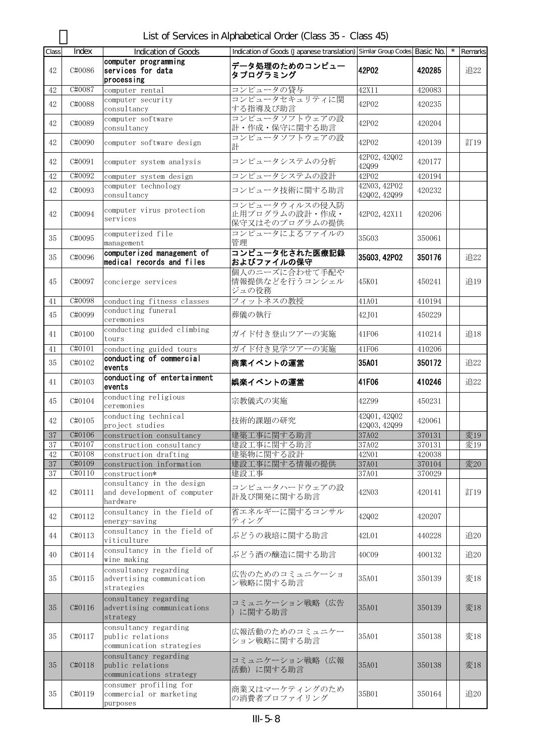# List of Services in Alphabetical Order (Class 35 - Class 45)

| Class | Index | Indication of Goods | Indication of Goods (Japanese translation) | Similar Group Codes | Basic No. | * | Remarks |
|---|---|---|---|---|---|---|---|
| 42 | C#0086 | **computer programming services for data processing** | **データ処理のためのコンピュータプログラミング** | **42P02** | **420285** | | 追22 |
| 42 | C#0087 | computer rental | コンピュータの貸与 | 42X11 | 420083 | | |
| 42 | C#0088 | computer security consultancy | コンピュータセキュリティに関する指導及び助言 | 42P02 | 420235 | | |
| 42 | C#0089 | computer software consultancy | コンピュータソフトウェアの設計・作成・保守に関する助言 | 42P02 | 420204 | | |
| 42 | C#0090 | computer software design | コンピュータソフトウェアの設計 | 42P02 | 420139 | | 訂19 |
| 42 | C#0091 | computer system analysis | コンピュータシステムの分析 | 42P02, 42Q02 42Q99 | 420177 | | |
| 42 | C#0092 | computer system design | コンピュータシステムの設計 | 42P02 | 420194 | | |
| 42 | C#0093 | computer technology consultancy | コンピュータ技術に関する助言 | 42N03, 42P02 42Q02, 42Q99 | 420232 | | |
| 42 | C#0094 | computer virus protection services | コンピュータウィルスの侵入防止用プログラムの設計・作成・保守又はそのプログラムの提供 | 42P02, 42X11 | 420206 | | |
| 35 | C#0095 | computerized file management | コンピュータによるファイルの管理 | 35G03 | 350061 | | |
| 35 | C#0096 | **computerized management of medical records and files** | **コンピュータ化された医療記録およびファイルの保守** | **35G03, 42P02** | **350176** | | 追22 |
| 45 | C#0097 | concierge services | 個人のニーズに合わせて手配や情報提供などを行うコンシェルジュの役務 | 45K01 | 450241 | | 追19 |
| 41 | C#0098 | conducting fitness classes | フィットネスの教授 | 41A01 | 410194 | | |
| 45 | C#0099 | conducting funeral ceremonies | 葬儀の執行 | 42J01 | 450229 | | |
| 41 | C#0100 | conducting guided climbing tours | ガイド付き登山ツアーの実施 | 41F06 | 410214 | | 追18 |
| 41 | C#0101 | conducting guided tours | ガイド付き見学ツアーの実施 | 41F06 | 410206 | | |
| 35 | C#0102 | **conducting of commercial events** | **商業イベントの運営** | **35A01** | **350172** | | 追22 |
| 41 | C#0103 | **conducting of entertainment events** | **娯楽イベントの運営** | **41F06** | **410246** | | 追22 |
| 45 | C#0104 | conducting religious ceremonies | 宗教儀式の実施 | 42Z99 | 450231 | | |
| 42 | C#0105 | conducting technical project studies | 技術的課題の研究 | 42Q01, 42Q02 42Q03, 42Q99 | 420061 | | |
| 37 | C#0106 | construction consultancy | 建築工事に関する助言 | 37A02 | 370131 | | 変19 |
| 37 | C#0107 | construction consultancy | 建設工事に関する助言 | 37A02 | 370131 | | 変19 |
| 42 | C#0108 | construction drafting | 建築物に関する設計 | 42N01 | 420038 | | |
| 37 | C#0109 | construction information | 建設工事に関する情報の提供 | 37A01 | 370104 | | 変20 |
| 37 | C#0110 | construction* | 建設工事 | 37A01 | 370029 | | |
| 42 | C#0111 | consultancy in the design and development of computer hardware | コンピュータハードウェアの設計及び開発に関する助言 | 42N03 | 420141 | | 訂19 |
| 42 | C#0112 | consultancy in the field of energy-saving | 省エネルギーに関するコンサルティング | 42Q02 | 420207 | | |
| 44 | C#0113 | consultancy in the field of viticulture | ぶどうの栽培に関する助言 | 42L01 | 440228 | | 追20 |
| 40 | C#0114 | consultancy in the field of wine making | ぶどう酒の醸造に関する助言 | 40C09 | 400132 | | 追20 |
| 35 | C#0115 | consultancy regarding advertising communication strategies | 広告のためのコミュニケーション戦略に関する助言 | 35A01 | 350139 | | 変18 |
| 35 | C#0116 | consultancy regarding advertising communications strategy | コミュニケーション戦略（広告）に関する助言 | 35A01 | 350139 | | 変18 |
| 35 | C#0117 | consultancy regarding public relations communication strategies | 広報活動のためのコミュニケーション戦略に関する助言 | 35A01 | 350138 | | 変18 |
| 35 | C#0118 | consultancy regarding public relations communications strategy | コミュニケーション戦略（広報活動）に関する助言 | 35A01 | 350138 | | 変18 |
| 35 | C#0119 | consumer profiling for commercial or marketing purposes | 商業又はマーケティングのための消費者プロファイリング | 35B01 | 350164 | | 追20 |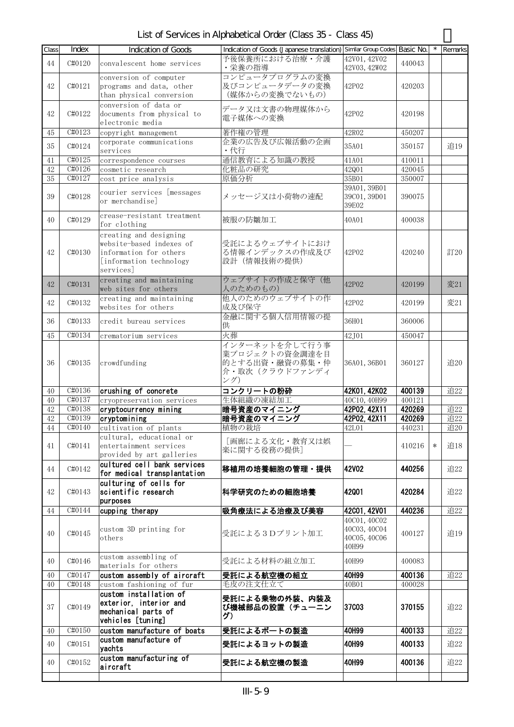# List of Services in Alphabetical Order (Class 35 - Class 45)

| Class | Index | Indication of Goods | Indication of Goods (Japanese translation) | Similar Group Codes | Basic No. | * | Remarks |
|---|---|---|---|---|---|---|---|
| 44 | C#0120 | convalescent home services | 予後保養所における治療・介護・栄養の指導 | 42V01, 42V02 42V03, 42W02 | 440043 | | |
| 42 | C#0121 | conversion of computer programs and data, other than physical conversion | コンピュータプログラムの変換及びコンピュータデータの変換（媒体からの変換でないもの） | 42P02 | 420203 | | |
| 42 | C#0122 | conversion of data or documents from physical to electronic media | データ又は文書の物理媒体から電子媒体への変換 | 42P02 | 420198 | | |
| 45 | C#0123 | copyright management | 著作権の管理 | 42R02 | 450207 | | |
| 35 | C#0124 | corporate communications services | 企業の広告及び広報活動の企画・代行 | 35A01 | 350157 | | 追19 |
| 41 | C#0125 | correspondence courses | 通信教育による知識の教授 | 41A01 | 410011 | | |
| 42 | C#0126 | cosmetic research | 化粧品の研究 | 42Q01 | 420045 | | |
| 35 | C#0127 | cost price analysis | 原価分析 | 35B01 | 350007 | | |
| 39 | C#0128 | courier services [messages or merchandise] | メッセージ又は小荷物の速配 | 39A01, 39B01 39C01, 39D01 39E02 | 390075 | | |
| 40 | C#0129 | crease-resistant treatment for clothing | 被服の防皺加工 | 40A01 | 400038 | | |
| 42 | C#0130 | creating and designing website-based indexes of information for others [information technology services] | 受託によるウェブサイトにおける情報インデックスの作成及び設計（情報技術の提供） | 42P02 | 420240 | | 訂20 |
| 42 | C#0131 | creating and maintaining web sites for others | ウェブサイトの作成と保守（他人のためのもの） | 42P02 | 420199 | | 変21 |
| 42 | C#0132 | creating and maintaining websites for others | 他人のためのウェブサイトの作成及び保守 | 42P02 | 420199 | | 変21 |
| 36 | C#0133 | credit bureau services | 金融に関する個人信用情報の提供 | 36H01 | 360006 | | |
| 45 | C#0134 | crematorium services | 火葬 | 42J01 | 450047 | | |
| 36 | C#0135 | crowdfunding | インターネットを介して行う事業プロジェクトの資金調達を目的とする出資・融資の募集・仲介・取次（クラウドファンディング） | 36A01, 36B01 | 360127 | | 追20 |
| 40 | C#0136 | **crushing of concrete** | **コンクリートの粉砕** | **42K01, 42K02** | **400139** | | 追22 |
| 40 | C#0137 | cryopreservation services | 生体組織の凍結加工 | 40C10, 40H99 | 400121 | | |
| 42 | C#0138 | **cryptocurrency mining** | **暗号資産のマイニング** | **42P02, 42X11** | **420269** | | 追22 |
| 42 | C#0139 | **cryptomining** | **暗号資産のマイニング** | **42P02, 42X11** | **420269** | | 追22 |
| 44 | C#0140 | cultivation of plants | 植物の栽培 | 42L01 | 440231 | | 追20 |
| 41 | C#0141 | cultural, educational or entertainment services provided by art galleries | ［画廊による文化・教育又は娯楽に関する役務の提供］ | — | 410216 | * | 追18 |
| 44 | C#0142 | **cultured cell bank services for medical transplantation** | **移植用の培養細胞の管理・提供** | **42V02** | **440256** | | 追22 |
| 42 | C#0143 | **culturing of cells for scientific research purposes** | **科学研究のための細胞培養** | **42Q01** | **420284** | | 追22 |
| 44 | C#0144 | **cupping therapy** | **吸角療法による治療及び美容** | **42C01, 42V01** | **440236** | | 追22 |
| 40 | C#0145 | custom 3D printing for others | 受託による３Ｄプリント加工 | 40C01, 40C02 40C03, 40C04 40C05, 40C06 40H99 | 400127 | | 追19 |
| 40 | C#0146 | custom assembling of materials for others | 受託による材料の組立加工 | 40H99 | 400083 | | |
| 40 | C#0147 | **custom assembly of aircraft** | **受託による航空機の組立** | **40H99** | **400136** | | 追22 |
| 40 | C#0148 | custom fashioning of fur | 毛皮の注文仕立て | 40B01 | 400028 | | |
| 37 | C#0149 | **custom installation of exterior, interior and mechanical parts of vehicles [tuning]** | **受託による乗物の外装、内装及び機械部品の設置（チューニング）** | **37C03** | **370155** | | 追22 |
| 40 | C#0150 | **custom manufacture of boats** | **受託によるボートの製造** | **40H99** | **400133** | | 追22 |
| 40 | C#0151 | **custom manufacture of yachts** | **受託によるヨットの製造** | **40H99** | **400133** | | 追22 |
| 40 | C#0152 | **custom manufacturing of aircraft** | **受託による航空機の製造** | **40H99** | **400136** | | 追22 |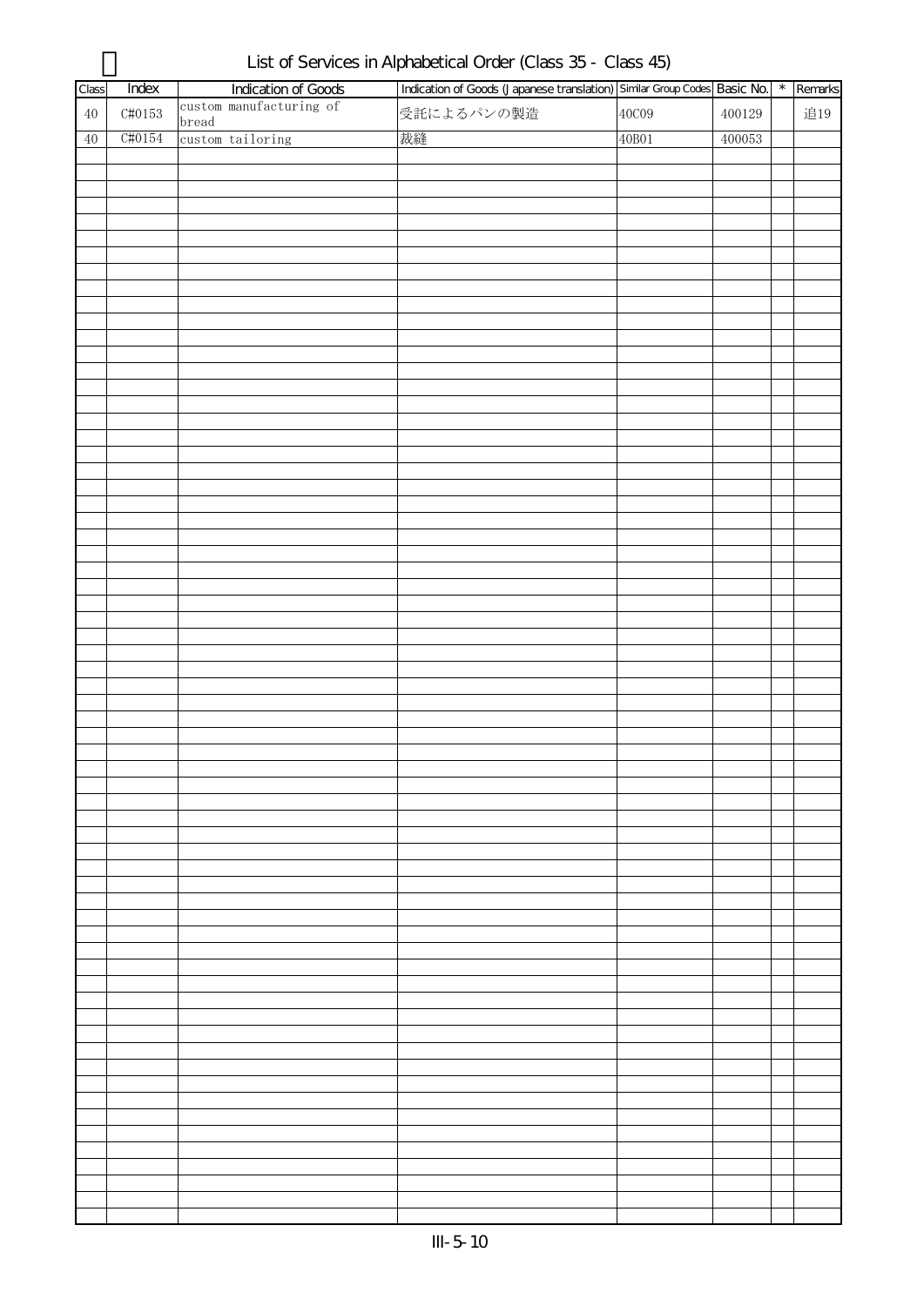# List of Services in Alphabetical Order (Class 35 - Class 45)

| Class | Index | Indication of Goods | Indication of Goods (Japanese translation) | Similar Group Codes | Basic No. | * | Remarks |
|---|---|---|---|---|---|---|---|
| 40 | C#0153 | custom manufacturing of bread | 受託によるパンの製造 | 40C09 | 400129 | | 追19 |
| 40 | C#0154 | custom tailoring | 裁縫 | 40B01 | 400053 | | |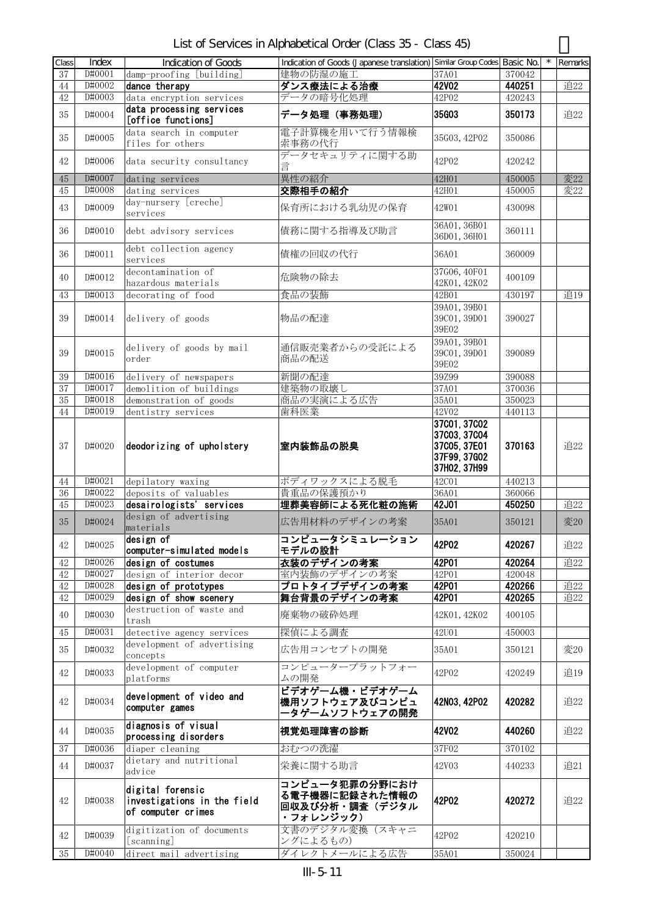# List of Services in Alphabetical Order (Class 35 - Class 45)

| Class | Index | Indication of Goods | Indication of Goods (Japanese translation) | Similar Group Codes | Basic No. | * | Remarks |
|---|---|---|---|---|---|---|---|
| 37 | D#0001 | damp-proofing [building] | 建物の防湿の施工 | 37A01 | 370042 | | |
| 44 | D#0002 | **dance therapy** | **ダンス療法による治療** | **42V02** | **440251** | | 追22 |
| 42 | D#0003 | data encryption services | データの暗号化処理 | 42P02 | 420243 | | |
| 35 | D#0004 | **data processing services [office functions]** | **データ処理（事務処理）** | **35G03** | **350173** | | 追22 |
| 35 | D#0005 | data search in computer files for others | 電子計算機を用いて行う情報検索事務の代行 | 35G03, 42P02 | 350086 | | |
| 42 | D#0006 | data security consultancy | データセキュリティに関する助言 | 42P02 | 420242 | | |
| 45 | D#0007 | dating services | 異性の紹介 | 42H01 | 450005 | | 変22 |
| 45 | D#0008 | dating services | **交際相手の紹介** | 42H01 | 450005 | | 変22 |
| 43 | D#0009 | day-nursery [creche] services | 保育所における乳幼児の保育 | 42W01 | 430098 | | |
| 36 | D#0010 | debt advisory services | 債務に関する指導及び助言 | 36A01, 36B01 36D01, 36H01 | 360111 | | |
| 36 | D#0011 | debt collection agency services | 債権の回収の代行 | 36A01 | 360009 | | |
| 40 | D#0012 | decontamination of hazardous materials | 危険物の除去 | 37G06, 40F01 42K01, 42K02 | 400109 | | |
| 43 | D#0013 | decorating of food | 食品の装飾 | 42B01 | 430197 | | 追19 |
| 39 | D#0014 | delivery of goods | 物品の配達 | 39A01, 39B01 39C01, 39D01 39E02 | 390027 | | |
| 39 | D#0015 | delivery of goods by mail order | 通信販売業者からの受託による商品の配送 | 39A01, 39B01 39C01, 39D01 39E02 | 390089 | | |
| 39 | D#0016 | delivery of newspapers | 新聞の配達 | 39Z99 | 390088 | | |
| 37 | D#0017 | demolition of buildings | 建築物の取壊し | 37A01 | 370036 | | |
| 35 | D#0018 | demonstration of goods | 商品の実演による広告 | 35A01 | 350023 | | |
| 44 | D#0019 | dentistry services | 歯科医業 | 42V02 | 440113 | | |
| 37 | D#0020 | **deodorizing of upholstery** | **室内装飾品の脱臭** | **37C01, 37C02 37C03, 37C04 37C05, 37E01 37F99, 37G02 37H02, 37H99** | **370163** | | 追22 |
| 44 | D#0021 | depilatory waxing | ボディワックスによる脱毛 | 42C01 | 440213 | | |
| 36 | D#0022 | deposits of valuables | 貴重品の保護預かり | 36A01 | 360066 | | |
| 45 | D#0023 | **desairologists' services** | **埋葬美容師による死化粧の施術** | **42J01** | **450250** | | 追22 |
| 35 | D#0024 | design of advertising materials | 広告用材料のデザインの考案 | 35A01 | 350121 | | 変20 |
| 42 | D#0025 | **design of computer-simulated models** | **コンピュータシミュレーションモデルの設計** | **42P02** | **420267** | | 追22 |
| 42 | D#0026 | **design of costumes** | **衣装のデザインの考案** | **42P01** | **420264** | | 追22 |
| 42 | D#0027 | design of interior decor | 室内装飾のデザインの考案 | 42P01 | 420048 | | |
| 42 | D#0028 | **design of prototypes** | **プロトタイプデザインの考案** | **42P01** | **420266** | | 追22 |
| 42 | D#0029 | **design of show scenery** | **舞台背景のデザインの考案** | **42P01** | **420265** | | 追22 |
| 40 | D#0030 | destruction of waste and trash | 廃棄物の破砕処理 | 42K01, 42K02 | 400105 | | |
| 45 | D#0031 | detective agency services | 探偵による調査 | 42U01 | 450003 | | |
| 35 | D#0032 | development of advertising concepts | 広告用コンセプトの開発 | 35A01 | 350121 | | 変20 |
| 42 | D#0033 | development of computer platforms | コンピュータープラットフォームの開発 | 42P02 | 420249 | | 追19 |
| 42 | D#0034 | **development of video and computer games** | **ビデオゲーム機・ビデオゲーム機用ソフトウェア及びコンピュータゲームソフトウェアの開発** | **42N03, 42P02** | **420282** | | 追22 |
| 44 | D#0035 | **diagnosis of visual processing disorders** | **視覚処理障害の診断** | **42V02** | **440260** | | 追22 |
| 37 | D#0036 | diaper cleaning | おむつの洗濯 | 37F02 | 370102 | | |
| 44 | D#0037 | dietary and nutritional advice | 栄養に関する助言 | 42V03 | 440233 | | 追21 |
| 42 | D#0038 | **digital forensic investigations in the field of computer crimes** | **コンピュータ犯罪の分野における電子機器に記録された情報の回収及び分析・調査（デジタル・フォレンジック）** | **42P02** | **420272** | | 追22 |
| 42 | D#0039 | digitization of documents [scanning] | 文書のデジタル変換（スキャニングによるもの） | 42P02 | 420210 | | |
| 35 | D#0040 | direct mail advertising | ダイレクトメールによる広告 | 35A01 | 350024 | | |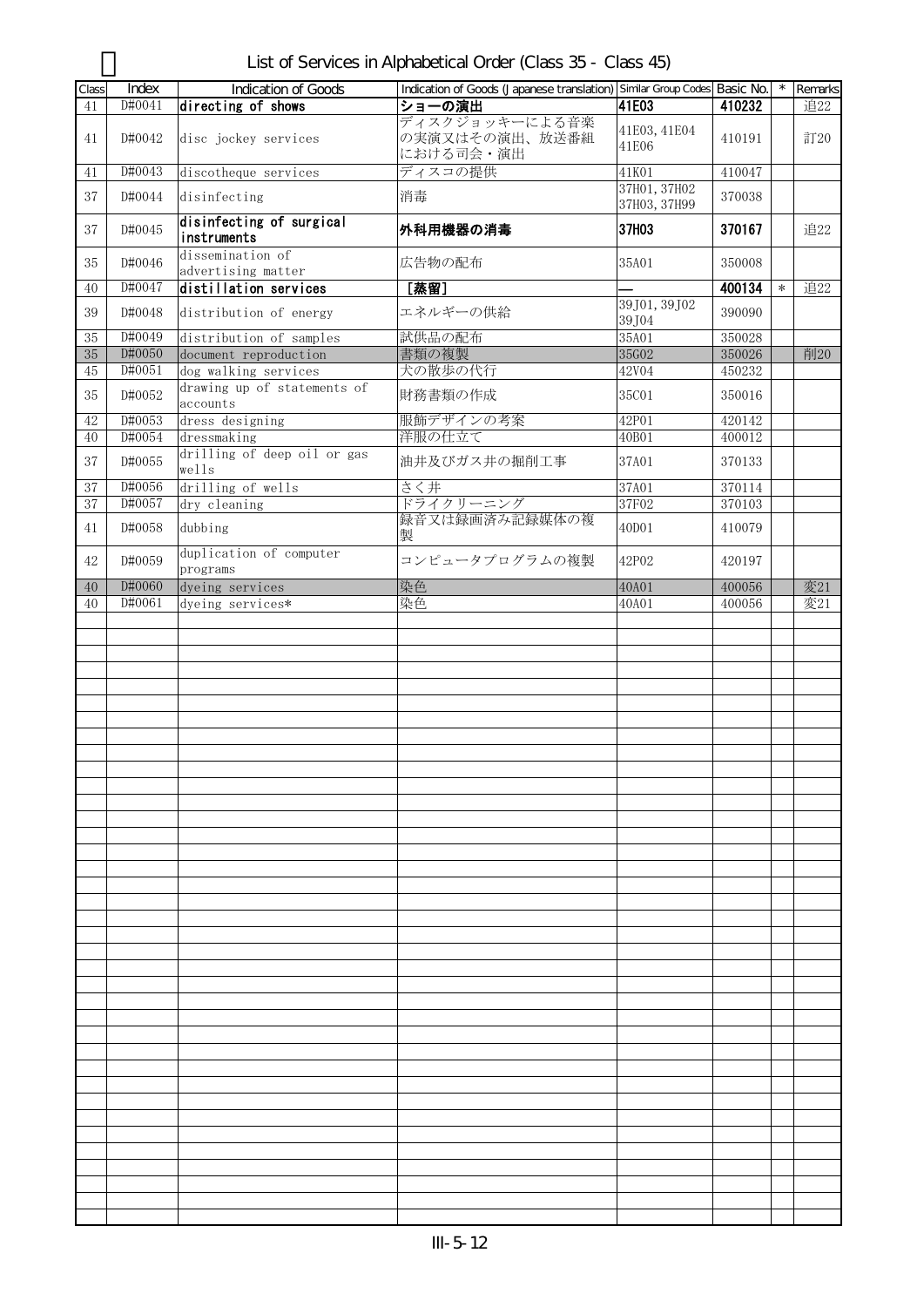# List of Services in Alphabetical Order (Class 35 - Class 45)

| Class | Index | Indication of Goods | Indication of Goods (Japanese translation) | Similar Group Codes | Basic No. | * | Remarks |
|---|---|---|---|---|---|---|---|
| 41 | D#0041 | **directing of shows** | **ショーの演出** | **41E03** | **410232** | | 追22 |
| 41 | D#0042 | disc jockey services | ディスクジョッキーによる音楽の実演又はその演出、放送番組における司会・演出 | 41E03, 41E04 41E06 | 410191 | | 訂20 |
| 41 | D#0043 | discotheque services | ディスコの提供 | 41K01 | 410047 | | |
| 37 | D#0044 | disinfecting | 消毒 | 37H01, 37H02 37H03, 37H99 | 370038 | | |
| 37 | D#0045 | **disinfecting of surgical instruments** | **外科用機器の消毒** | **37H03** | **370167** | | 追22 |
| 35 | D#0046 | dissemination of advertising matter | 広告物の配布 | 35A01 | 350008 | | |
| 40 | D#0047 | **distillation services** | **[蒸留]** | **—** | **400134** | * | 追22 |
| 39 | D#0048 | distribution of energy | エネルギーの供給 | 39J01, 39J02 39J04 | 390090 | | |
| 35 | D#0049 | distribution of samples | 試供品の配布 | 35A01 | 350028 | | |
| 35 | D#0050 | document reproduction | 書類の複製 | 35G02 | 350026 | | 削20 |
| 45 | D#0051 | dog walking services | 犬の散歩の代行 | 42V04 | 450232 | | |
| 35 | D#0052 | drawing up of statements of accounts | 財務書類の作成 | 35C01 | 350016 | | |
| 42 | D#0053 | dress designing | 服飾デザインの考案 | 42P01 | 420142 | | |
| 40 | D#0054 | dressmaking | 洋服の仕立て | 40B01 | 400012 | | |
| 37 | D#0055 | drilling of deep oil or gas wells | 油井及びガス井の掘削工事 | 37A01 | 370133 | | |
| 37 | D#0056 | drilling of wells | さく井 | 37A01 | 370114 | | |
| 37 | D#0057 | dry cleaning | ドライクリーニング | 37F02 | 370103 | | |
| 41 | D#0058 | dubbing | 録音又は録画済み記録媒体の複製 | 40D01 | 410079 | | |
| 42 | D#0059 | duplication of computer programs | コンピュータプログラムの複製 | 42P02 | 420197 | | |
| 40 | D#0060 | dyeing services | 染色 | 40A01 | 400056 | | 変21 |
| 40 | D#0061 | dyeing services* | 染色 | 40A01 | 400056 | | 変21 |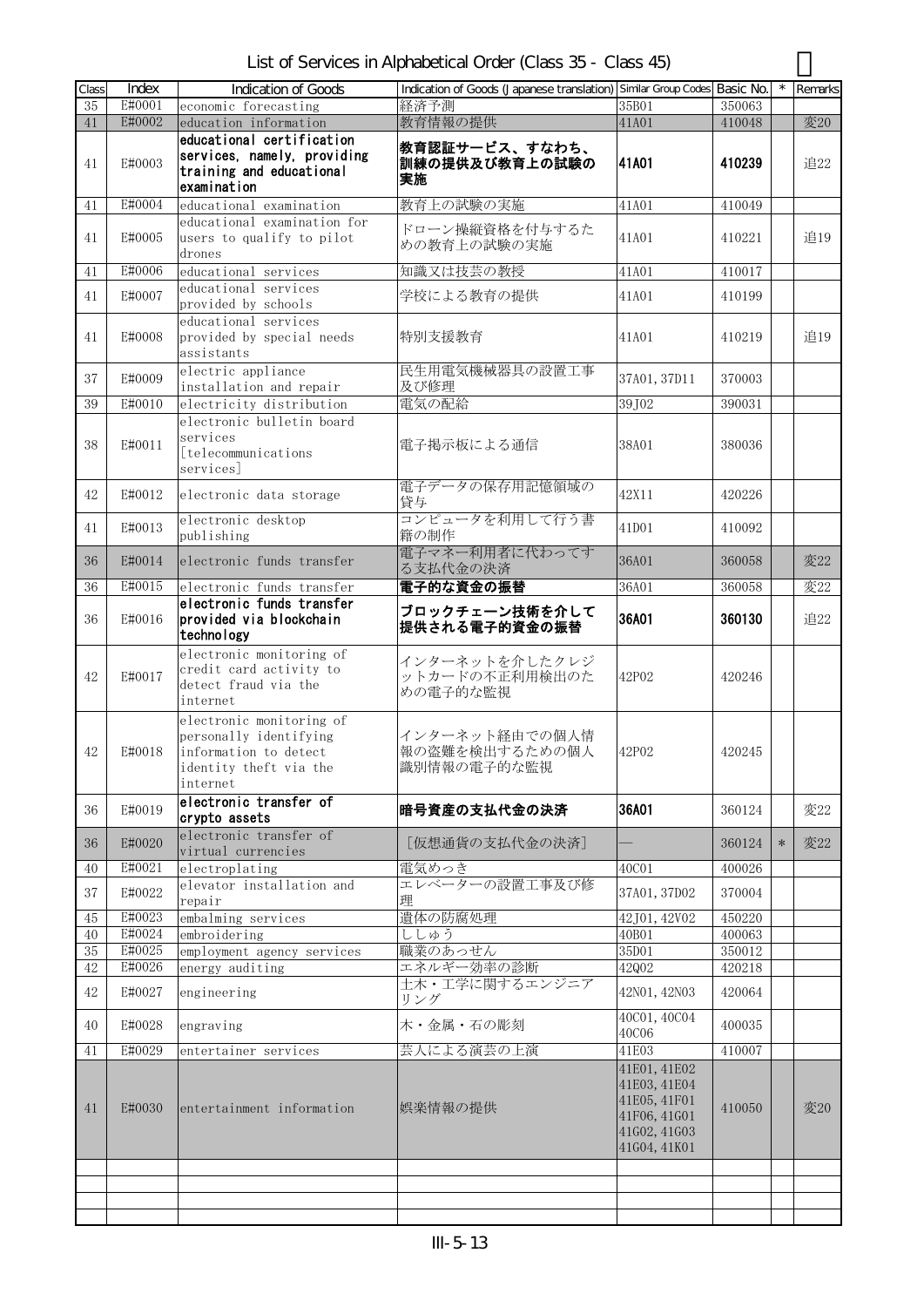# List of Services in Alphabetical Order (Class 35 - Class 45)

| Class | Index | Indication of Goods | Indication of Goods (Japanese translation) | Similar Group Codes | Basic No. | * | Remarks |
|---|---|---|---|---|---|---|---|
| 35 | E#0001 | economic forecasting | 経済予測 | 35B01 | 350063 | | |
| 41 | E#0002 | education information | 教育情報の提供 | 41A01 | 410048 | | 変20 |
| 41 | E#0003 | **educational certification services, namely, providing training and educational examination** | **教育認証サービス、すなわち、訓練の提供及び教育上の試験の実施** | **41A01** | **410239** | | 追22 |
| 41 | E#0004 | educational examination | 教育上の試験の実施 | 41A01 | 410049 | | |
| 41 | E#0005 | educational examination for users to qualify to pilot drones | ドローン操縦資格を付与するための教育上の試験の実施 | 41A01 | 410221 | | 追19 |
| 41 | E#0006 | educational services | 知識又は技芸の教授 | 41A01 | 410017 | | |
| 41 | E#0007 | educational services provided by schools | 学校による教育の提供 | 41A01 | 410199 | | |
| 41 | E#0008 | educational services provided by special needs assistants | 特別支援教育 | 41A01 | 410219 | | 追19 |
| 37 | E#0009 | electric appliance installation and repair | 民生用電気機械器具の設置工事及び修理 | 37A01, 37D11 | 370003 | | |
| 39 | E#0010 | electricity distribution | 電気の配給 | 39J02 | 390031 | | |
| 38 | E#0011 | electronic bulletin board services [telecommunications services] | 電子掲示板による通信 | 38A01 | 380036 | | |
| 42 | E#0012 | electronic data storage | 電子データの保存用記憶領域の貸与 | 42X11 | 420226 | | |
| 41 | E#0013 | electronic desktop publishing | コンピュータを利用して行う書籍の制作 | 41D01 | 410092 | | |
| 36 | E#0014 | electronic funds transfer | 電子マネー利用者に代わってする支払代金の決済 | 36A01 | 360058 | | 変22 |
| 36 | E#0015 | electronic funds transfer | **電子的な資金の振替** | 36A01 | 360058 | | 変22 |
| 36 | E#0016 | **electronic funds transfer provided via blockchain technology** | **ブロックチェーン技術を介して提供される電子的資金の振替** | **36A01** | **360130** | | 追22 |
| 42 | E#0017 | electronic monitoring of credit card activity to detect fraud via the internet | インターネットを介したクレジットカードの不正利用検出のための電子的な監視 | 42P02 | 420246 | | |
| 42 | E#0018 | electronic monitoring of personally identifying information to detect identity theft via the internet | インターネット経由での個人情報の盗難を検出するための個人識別情報の電子的な監視 | 42P02 | 420245 | | |
| 36 | E#0019 | **electronic transfer of crypto assets** | **暗号資産の支払代金の決済** | **36A01** | 360124 | | 変22 |
| 36 | E#0020 | electronic transfer of virtual currencies | [仮想通貨の支払代金の決済] | — | 360124 | * | 変22 |
| 40 | E#0021 | electroplating | 電気めっき | 40C01 | 400026 | | |
| 37 | E#0022 | elevator installation and repair | エレベーターの設置工事及び修理 | 37A01, 37D02 | 370004 | | |
| 45 | E#0023 | embalming services | 遺体の防腐処理 | 42J01, 42V02 | 450220 | | |
| 40 | E#0024 | embroidering | ししゅう | 40B01 | 400063 | | |
| 35 | E#0025 | employment agency services | 職業のあっせん | 35D01 | 350012 | | |
| 42 | E#0026 | energy auditing | エネルギー効率の診断 | 42Q02 | 420218 | | |
| 42 | E#0027 | engineering | 土木・工学に関するエンジニアリング | 42N01, 42N03 | 420064 | | |
| 40 | E#0028 | engraving | 木・金属・石の彫刻 | 40C01, 40C04 40C06 | 400035 | | |
| 41 | E#0029 | entertainer services | 芸人による演芸の上演 | 41E03 | 410007 | | |
| 41 | E#0030 | entertainment information | 娯楽情報の提供 | 41E01, 41E02 41E03, 41E04 41E05, 41F01 41F06, 41G01 41G02, 41G03 41G04, 41K01 | 410050 | | 変20 |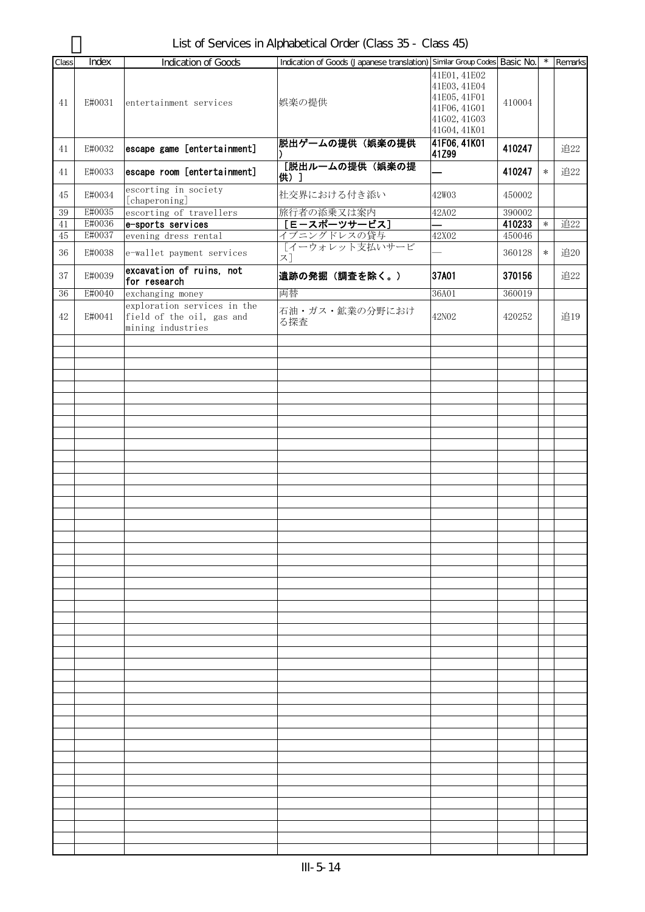# List of Services in Alphabetical Order (Class 35 - Class 45)

| Class | Index | Indication of Goods | Indication of Goods (Japanese translation) | Similar Group Codes | Basic No. | * | Remarks |
|---|---|---|---|---|---|---|---|
| 41 | E#0031 | entertainment services | 娯楽の提供 | 41E01, 41E02 41E03, 41E04 41E05, 41F01 41F06, 41G01 41G02, 41G03 41G04, 41K01 | 410004 | | |
| 41 | E#0032 | **escape game [entertainment]** | **脱出ゲームの提供（娯楽の提供）** | **41F06, 41K01 41Z99** | **410247** | | 追22 |
| 41 | E#0033 | **escape room [entertainment]** | **［脱出ルームの提供（娯楽の提供）］** | **—** | **410247** | * | 追22 |
| 45 | E#0034 | escorting in society [chaperoning] | 社交界における付き添い | 42W03 | 450002 | | |
| 39 | E#0035 | escorting of travellers | 旅行者の添乗又は案内 | 42A02 | 390002 | | |
| 41 | E#0036 | **e-sports services** | **［Eースポーツサービス］** | **—** | **410233** | * | 追22 |
| 45 | E#0037 | evening dress rental | イブニングドレスの貸与 | 42X02 | 450046 | | |
| 36 | E#0038 | e-wallet payment services | ［イーウォレット支払いサービス］ | — | 360128 | * | 追20 |
| 37 | E#0039 | **excavation of ruins, not for research** | **遺跡の発掘（調査を除く。）** | **37A01** | **370156** | | 追22 |
| 36 | E#0040 | exchanging money | 両替 | 36A01 | 360019 | | |
| 42 | E#0041 | exploration services in the field of the oil, gas and mining industries | 石油・ガス・鉱業の分野における探査 | 42N02 | 420252 | | 追19 |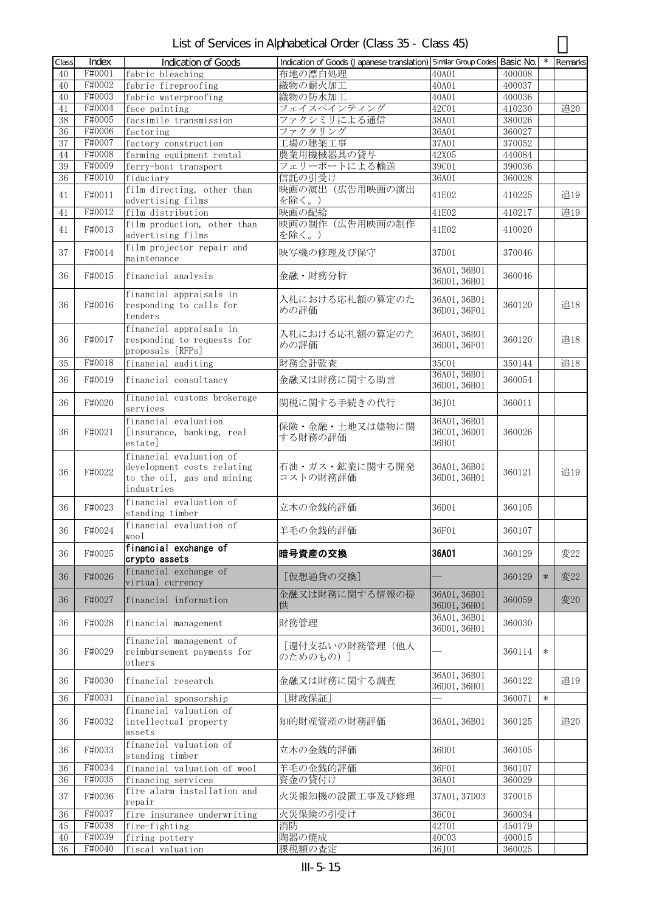# List of Services in Alphabetical Order (Class 35 - Class 45)

| Class | Index | Indication of Goods | Indication of Goods (Japanese translation) | Similar Group Codes | Basic No. | * | Remarks |
|---|---|---|---|---|---|---|---|
| 40 | F#0001 | fabric bleaching | 布地の漂白処理 | 40A01 | 400008 | | |
| 40 | F#0002 | fabric fireproofing | 織物の耐火加工 | 40A01 | 400037 | | |
| 40 | F#0003 | fabric waterproofing | 織物の防水加工 | 40A01 | 400036 | | |
| 41 | F#0004 | face painting | フェイスペインティング | 42C01 | 410230 | | 追20 |
| 38 | F#0005 | facsimile transmission | ファクシミリによる通信 | 38A01 | 380026 | | |
| 36 | F#0006 | factoring | ファクタリング | 36A01 | 360027 | | |
| 37 | F#0007 | factory construction | 工場の建築工事 | 37A01 | 370052 | | |
| 44 | F#0008 | farming equipment rental | 農業用機械器具の貸与 | 42X05 | 440084 | | |
| 39 | F#0009 | ferry-boat transport | フェリーボートによる輸送 | 39C01 | 390036 | | |
| 36 | F#0010 | fiduciary | 信託の引受け | 36A01 | 360028 | | |
| 41 | F#0011 | film directing, other than advertising films | 映画の演出（広告用映画の演出を除く。） | 41E02 | 410225 | | 追19 |
| 41 | F#0012 | film distribution | 映画の配給 | 41E02 | 410217 | | 追19 |
| 41 | F#0013 | film production, other than advertising films | 映画の制作（広告用映画の制作を除く。） | 41E02 | 410020 | | |
| 37 | F#0014 | film projector repair and maintenance | 映写機の修理及び保守 | 37D01 | 370046 | | |
| 36 | F#0015 | financial analysis | 金融・財務分析 | 36A01, 36B01 36D01, 36H01 | 360046 | | |
| 36 | F#0016 | financial appraisals in responding to calls for tenders | 入札における応札額の算定のための評価 | 36A01, 36B01 36D01, 36F01 | 360120 | | 追18 |
| 36 | F#0017 | financial appraisals in responding to requests for proposals [RFPs] | 入札における応札額の算定のための評価 | 36A01, 36B01 36D01, 36F01 | 360120 | | 追18 |
| 35 | F#0018 | financial auditing | 財務会計監査 | 35C01 | 350144 | | 追18 |
| 36 | F#0019 | financial consultancy | 金融又は財務に関する助言 | 36A01, 36B01 36D01, 36H01 | 360054 | | |
| 36 | F#0020 | financial customs brokerage services | 関税に関する手続きの代行 | 36J01 | 360011 | | |
| 36 | F#0021 | financial evaluation [insurance, banking, real estate] | 保険・金融・土地又は建物に関する財務の評価 | 36A01, 36B01 36C01, 36D01 36H01 | 360026 | | |
| 36 | F#0022 | financial evaluation of development costs relating to the oil, gas and mining industries | 石油・ガス・鉱業に関する開発コストの財務評価 | 36A01, 36B01 36D01, 36H01 | 360121 | | 追19 |
| 36 | F#0023 | financial evaluation of standing timber | 立木の金銭的評価 | 36D01 | 360105 | | |
| 36 | F#0024 | financial evaluation of wool | 羊毛の金銭的評価 | 36F01 | 360107 | | |
| 36 | F#0025 | **financial exchange of crypto assets** | **暗号資産の交換** | **36A01** | 360129 | | 変22 |
| 36 | F#0026 | financial exchange of virtual currency | ［仮想通貨の交換］ | — | 360129 | * | 変22 |
| 36 | F#0027 | financial information | 金融又は財務に関する情報の提供 | 36A01, 36B01 36D01, 36H01 | 360059 | | 変20 |
| 36 | F#0028 | financial management | 財務管理 | 36A01, 36B01 36D01, 36H01 | 360030 | | |
| 36 | F#0029 | financial management of reimbursement payments for others | ［還付支払いの財務管理（他人のためのもの）］ | — | 360114 | * | |
| 36 | F#0030 | financial research | 金融又は財務に関する調査 | 36A01, 36B01 36D01, 36H01 | 360122 | | 追19 |
| 36 | F#0031 | financial sponsorship | ［財政保証］ | — | 360071 | * | |
| 36 | F#0032 | financial valuation of intellectual property assets | 知的財産資産の財務評価 | 36A01, 36B01 | 360125 | | 追20 |
| 36 | F#0033 | financial valuation of standing timber | 立木の金銭的評価 | 36D01 | 360105 | | |
| 36 | F#0034 | financial valuation of wool | 羊毛の金銭的評価 | 36F01 | 360107 | | |
| 36 | F#0035 | financing services | 資金の貸付け | 36A01 | 360029 | | |
| 37 | F#0036 | fire alarm installation and repair | 火災報知機の設置工事及び修理 | 37A01, 37D03 | 370015 | | |
| 36 | F#0037 | fire insurance underwriting | 火災保険の引受け | 36C01 | 360034 | | |
| 45 | F#0038 | fire-fighting | 消防 | 42T01 | 450179 | | |
| 40 | F#0039 | firing pottery | 陶器の焼成 | 40C03 | 400015 | | |
| 36 | F#0040 | fiscal valuation | 課税額の査定 | 36J01 | 360025 | | |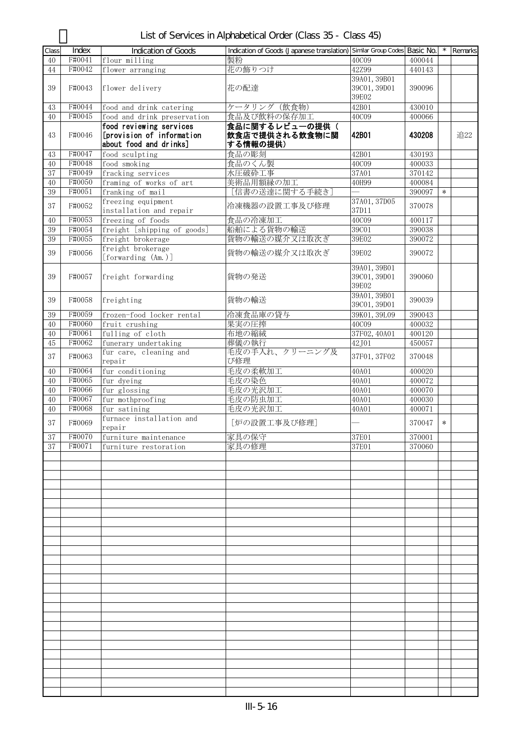# List of Services in Alphabetical Order (Class 35 - Class 45)

| Class | Index | Indication of Goods | Indication of Goods (Japanese translation) | Similar Group Codes | Basic No. | * | Remarks |
|---|---|---|---|---|---|---|---|
| 40 | F#0041 | flour milling | 製粉 | 40C09 | 400044 | | |
| 44 | F#0042 | flower arranging | 花の飾りつけ | 42Z99 | 440143 | | |
| 39 | F#0043 | flower delivery | 花の配達 | 39A01, 39B01 39C01, 39D01 39E02 | 390096 | | |
| 43 | F#0044 | food and drink catering | ケータリング（飲食物） | 42B01 | 430010 | | |
| 40 | F#0045 | food and drink preservation | 食品及び飲料の保存加工 | 40C09 | 400066 | | |
| 43 | F#0046 | **food reviewing services [provision of information about food and drinks]** | **食品に関するレビューの提供（飲食店で提供される飲食物に関する情報の提供）** | **42B01** | **430208** | | 追22 |
| 43 | F#0047 | food sculpting | 食品の彫刻 | 42B01 | 430193 | | |
| 40 | F#0048 | food smoking | 食品のくん製 | 40C09 | 400033 | | |
| 37 | F#0049 | fracking services | 水圧破砕工事 | 37A01 | 370142 | | |
| 40 | F#0050 | framing of works of art | 美術品用額縁の加工 | 40H99 | 400084 | | |
| 39 | F#0051 | franking of mail | ［信書の送達に関する手続き］ | — | 390097 | * | |
| 37 | F#0052 | freezing equipment installation and repair | 冷凍機器の設置工事及び修理 | 37A01, 37D05 37D11 | 370078 | | |
| 40 | F#0053 | freezing of foods | 食品の冷凍加工 | 40C09 | 400117 | | |
| 39 | F#0054 | freight [shipping of goods] | 船舶による貨物の輸送 | 39C01 | 390038 | | |
| 39 | F#0055 | freight brokerage | 貨物の輸送の媒介又は取次ぎ | 39E02 | 390072 | | |
| 39 | F#0056 | freight brokerage [forwarding (Am.)] | 貨物の輸送の媒介又は取次ぎ | 39E02 | 390072 | | |
| 39 | F#0057 | freight forwarding | 貨物の発送 | 39A01, 39B01 39C01, 39D01 39E02 | 390060 | | |
| 39 | F#0058 | freighting | 貨物の輸送 | 39A01, 39B01 39C01, 39D01 | 390039 | | |
| 39 | F#0059 | frozen-food locker rental | 冷凍食品庫の貸与 | 39K01, 39L09 | 390043 | | |
| 40 | F#0060 | fruit crushing | 果実の圧搾 | 40C09 | 400032 | | |
| 40 | F#0061 | fulling of cloth | 布地の縮絨 | 37F02, 40A01 | 400120 | | |
| 45 | F#0062 | funerary undertaking | 葬儀の執行 | 42J01 | 450057 | | |
| 37 | F#0063 | fur care, cleaning and repair | 毛皮の手入れ、クリーニング及び修理 | 37F01, 37F02 | 370048 | | |
| 40 | F#0064 | fur conditioning | 毛皮の柔軟加工 | 40A01 | 400020 | | |
| 40 | F#0065 | fur dyeing | 毛皮の染色 | 40A01 | 400072 | | |
| 40 | F#0066 | fur glossing | 毛皮の光沢加工 | 40A01 | 400070 | | |
| 40 | F#0067 | fur mothproofing | 毛皮の防虫加工 | 40A01 | 400030 | | |
| 40 | F#0068 | fur satining | 毛皮の光沢加工 | 40A01 | 400071 | | |
| 37 | F#0069 | furnace installation and repair | ［炉の設置工事及び修理］ | — | 370047 | * | |
| 37 | F#0070 | furniture maintenance | 家具の保守 | 37E01 | 370001 | | |
| 37 | F#0071 | furniture restoration | 家具の修理 | 37E01 | 370060 | | |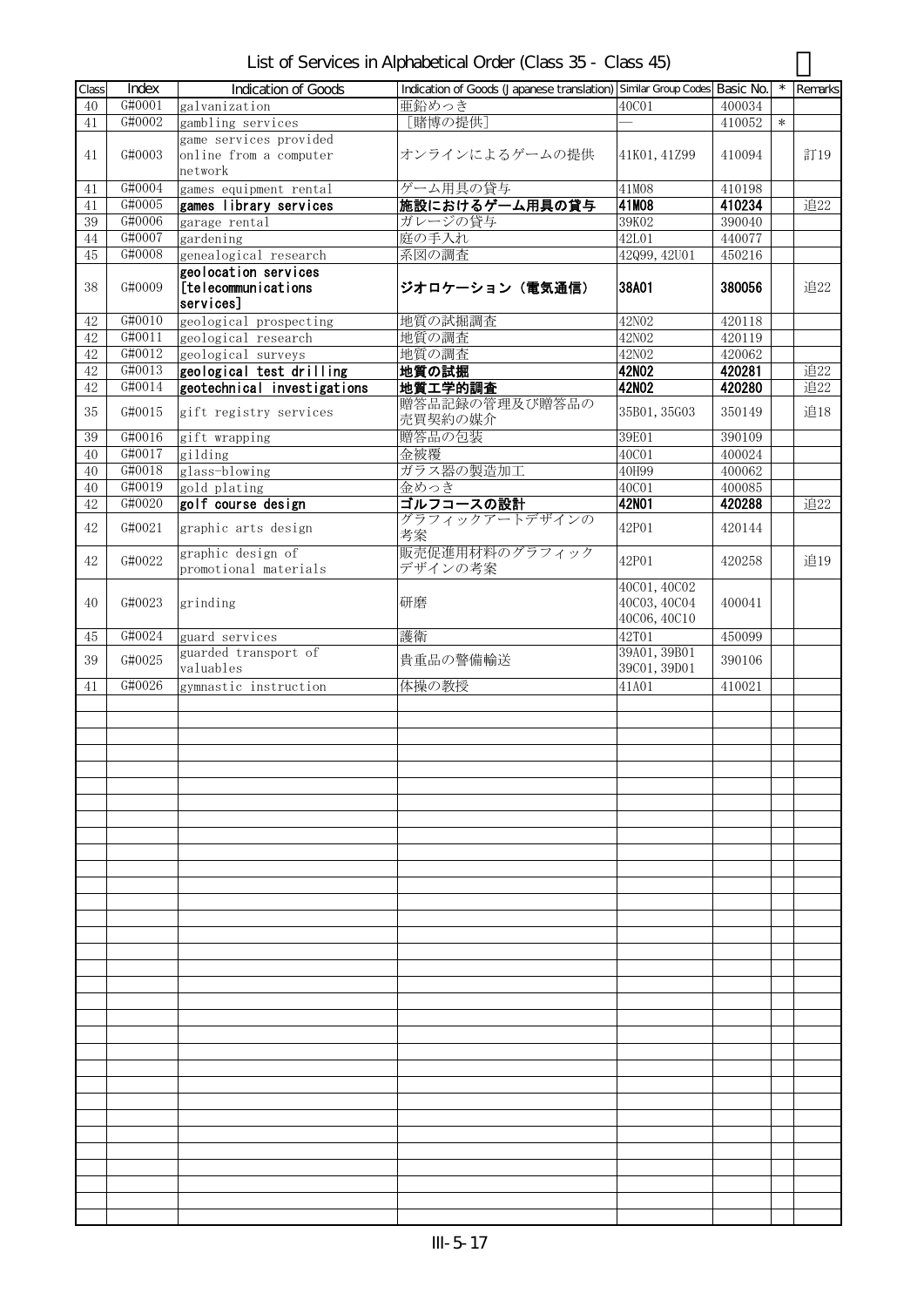# List of Services in Alphabetical Order (Class 35 - Class 45)

| Class | Index | Indication of Goods | Indication of Goods (Japanese translation) | Similar Group Codes | Basic No. | * | Remarks |
|---|---|---|---|---|---|---|---|
| 40 | G#0001 | galvanization | 亜鉛めっき | 40C01 | 400034 | | |
| 41 | G#0002 | gambling services | ［賭博の提供］ | — | 410052 | * | |
| 41 | G#0003 | game services provided online from a computer network | オンラインによるゲームの提供 | 41K01, 41Z99 | 410094 | | 訂19 |
| 41 | G#0004 | games equipment rental | ゲーム用具の貸与 | 41M08 | 410198 | | |
| 41 | G#0005 | **games library services** | **施設におけるゲーム用具の貸与** | **41M08** | **410234** | | 追22 |
| 39 | G#0006 | garage rental | ガレージの貸与 | 39K02 | 390040 | | |
| 44 | G#0007 | gardening | 庭の手入れ | 42L01 | 440077 | | |
| 45 | G#0008 | genealogical research | 系図の調査 | 42Q99, 42U01 | 450216 | | |
| 38 | G#0009 | **geolocation services [telecommunications services]** | **ジオロケーション（電気通信）** | **38A01** | **380056** | | 追22 |
| 42 | G#0010 | geological prospecting | 地質の試掘調査 | 42N02 | 420118 | | |
| 42 | G#0011 | geological research | 地質の調査 | 42N02 | 420119 | | |
| 42 | G#0012 | geological surveys | 地質の調査 | 42N02 | 420062 | | |
| 42 | G#0013 | **geological test drilling** | **地質の試掘** | **42N02** | **420281** | | 追22 |
| 42 | G#0014 | **geotechnical investigations** | **地質工学的調査** | **42N02** | **420280** | | 追22 |
| 35 | G#0015 | gift registry services | 贈答品記録の管理及び贈答品の売買契約の媒介 | 35B01, 35G03 | 350149 | | 追18 |
| 39 | G#0016 | gift wrapping | 贈答品の包装 | 39E01 | 390109 | | |
| 40 | G#0017 | gilding | 金被覆 | 40C01 | 400024 | | |
| 40 | G#0018 | glass-blowing | ガラス器の製造加工 | 40H99 | 400062 | | |
| 40 | G#0019 | gold plating | 金めっき | 40C01 | 400085 | | |
| 42 | G#0020 | **golf course design** | **ゴルフコースの設計** | **42N01** | **420288** | | 追22 |
| 42 | G#0021 | graphic arts design | グラフィックアートデザインの考案 | 42P01 | 420144 | | |
| 42 | G#0022 | graphic design of promotional materials | 販売促進用材料のグラフィックデザインの考案 | 42P01 | 420258 | | 追19 |
| 40 | G#0023 | grinding | 研磨 | 40C01, 40C02 40C03, 40C04 40C06, 40C10 | 400041 | | |
| 45 | G#0024 | guard services | 護衛 | 42T01 | 450099 | | |
| 39 | G#0025 | guarded transport of valuables | 貴重品の警備輸送 | 39A01, 39B01 39C01, 39D01 | 390106 | | |
| 41 | G#0026 | gymnastic instruction | 体操の教授 | 41A01 | 410021 | | |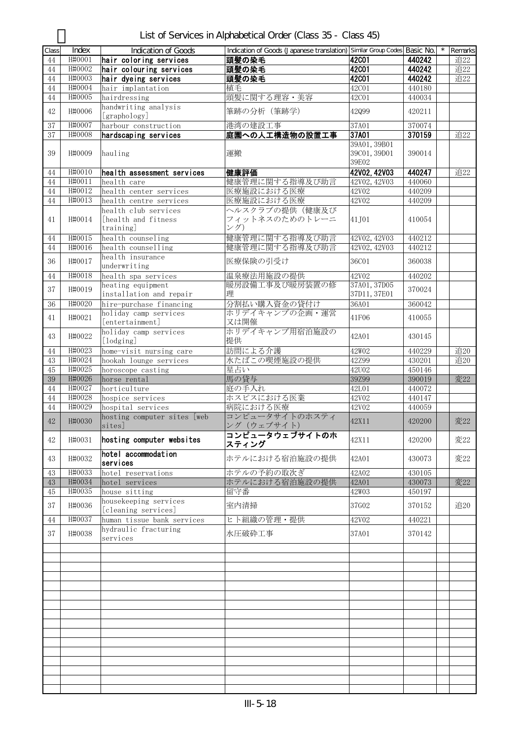## List of Services in Alphabetical Order (Class 35 - Class 45)

| Class | Index | Indication of Goods | Indication of Goods (Japanese translation) | Similar Group Codes | Basic No. | * | Remarks |
|---|---|---|---|---|---|---|---|
| 44 | H#0001 | **hair coloring services** | **頭髪の染毛** | **42C01** | **440242** | | 追22 |
| 44 | H#0002 | **hair colouring services** | **頭髪の染毛** | **42C01** | **440242** | | 追22 |
| 44 | H#0003 | **hair dyeing services** | **頭髪の染毛** | **42C01** | **440242** | | 追22 |
| 44 | H#0004 | hair implantation | 植毛 | 42C01 | 440180 | | |
| 44 | H#0005 | hairdressing | 頭髪に関する理容・美容 | 42C01 | 440034 | | |
| 42 | H#0006 | handwriting analysis [graphology] | 筆跡の分析（筆跡学） | 42Q99 | 420211 | | |
| 37 | H#0007 | harbour construction | 港湾の建設工事 | 37A01 | 370074 | | |
| 37 | H#0008 | **hardscaping services** | **庭園への人工構造物の設置工事** | **37A01** | **370159** | | 追22 |
| 39 | H#0009 | hauling | 運搬 | 39A01, 39B01 39C01, 39D01 39E02 | 390014 | | |
| 44 | H#0010 | **health assessment services** | **健康評価** | **42V02, 42V03** | **440247** | | 追22 |
| 44 | H#0011 | health care | 健康管理に関する指導及び助言 | 42V02, 42V03 | 440060 | | |
| 44 | H#0012 | health center services | 医療施設における医療 | 42V02 | 440209 | | |
| 44 | H#0013 | health centre services | 医療施設における医療 | 42V02 | 440209 | | |
| 41 | H#0014 | health club services [health and fitness training] | ヘルスクラブの提供（健康及びフィットネスのためのトレーニング） | 41J01 | 410054 | | |
| 44 | H#0015 | health counseling | 健康管理に関する指導及び助言 | 42V02, 42V03 | 440212 | | |
| 44 | H#0016 | health counselling | 健康管理に関する指導及び助言 | 42V02, 42V03 | 440212 | | |
| 36 | H#0017 | health insurance underwriting | 医療保険の引受け | 36C01 | 360038 | | |
| 44 | H#0018 | health spa services | 温泉療法用施設の提供 | 42V02 | 440202 | | |
| 37 | H#0019 | heating equipment installation and repair | 暖房設備工事及び暖房装置の修理 | 37A01, 37D05 37D11, 37E01 | 370024 | | |
| 36 | H#0020 | hire-purchase financing | 分割払い購入資金の貸付け | 36A01 | 360042 | | |
| 41 | H#0021 | holiday camp services [entertainment] | ホリデイキャンプの企画・運営又は開催 | 41F06 | 410055 | | |
| 43 | H#0022 | holiday camp services [lodging] | ホリデイキャンプ用宿泊施設の提供 | 42A01 | 430145 | | |
| 44 | H#0023 | home-visit nursing care | 訪問による介護 | 42W02 | 440229 | | 追20 |
| 43 | H#0024 | hookah lounge services | 水たばこの喫煙施設の提供 | 42Z99 | 430201 | | 追20 |
| 45 | H#0025 | horoscope casting | 星占い | 42U02 | 450146 | | |
| 39 | H#0026 | horse rental | 馬の貸与 | 39Z99 | 390019 | | 変22 |
| 44 | H#0027 | horticulture | 庭の手入れ | 42L01 | 440072 | | |
| 44 | H#0028 | hospice services | ホスピスにおける医業 | 42V02 | 440147 | | |
| 44 | H#0029 | hospital services | 病院における医療 | 42V02 | 440059 | | |
| 42 | H#0030 | hosting computer sites [web sites] | コンピュータサイトのホスティング（ウェブサイト） | 42X11 | 420200 | | 変22 |
| 42 | H#0031 | **hosting computer websites** | **コンピュータウェブサイトのホスティング** | 42X11 | 420200 | | 変22 |
| 43 | H#0032 | **hotel accommodation services** | ホテルにおける宿泊施設の提供 | 42A01 | 430073 | | 変22 |
| 43 | H#0033 | hotel reservations | ホテルの予約の取次ぎ | 42A02 | 430105 | | |
| 43 | H#0034 | hotel services | ホテルにおける宿泊施設の提供 | 42A01 | 430073 | | 変22 |
| 45 | H#0035 | house sitting | 留守番 | 42W03 | 450197 | | |
| 37 | H#0036 | housekeeping services [cleaning services] | 室内清掃 | 37G02 | 370152 | | 追20 |
| 44 | H#0037 | human tissue bank services | ヒト組織の管理・提供 | 42V02 | 440221 | | |
| 37 | H#0038 | hydraulic fracturing services | 水圧破砕工事 | 37A01 | 370142 | | |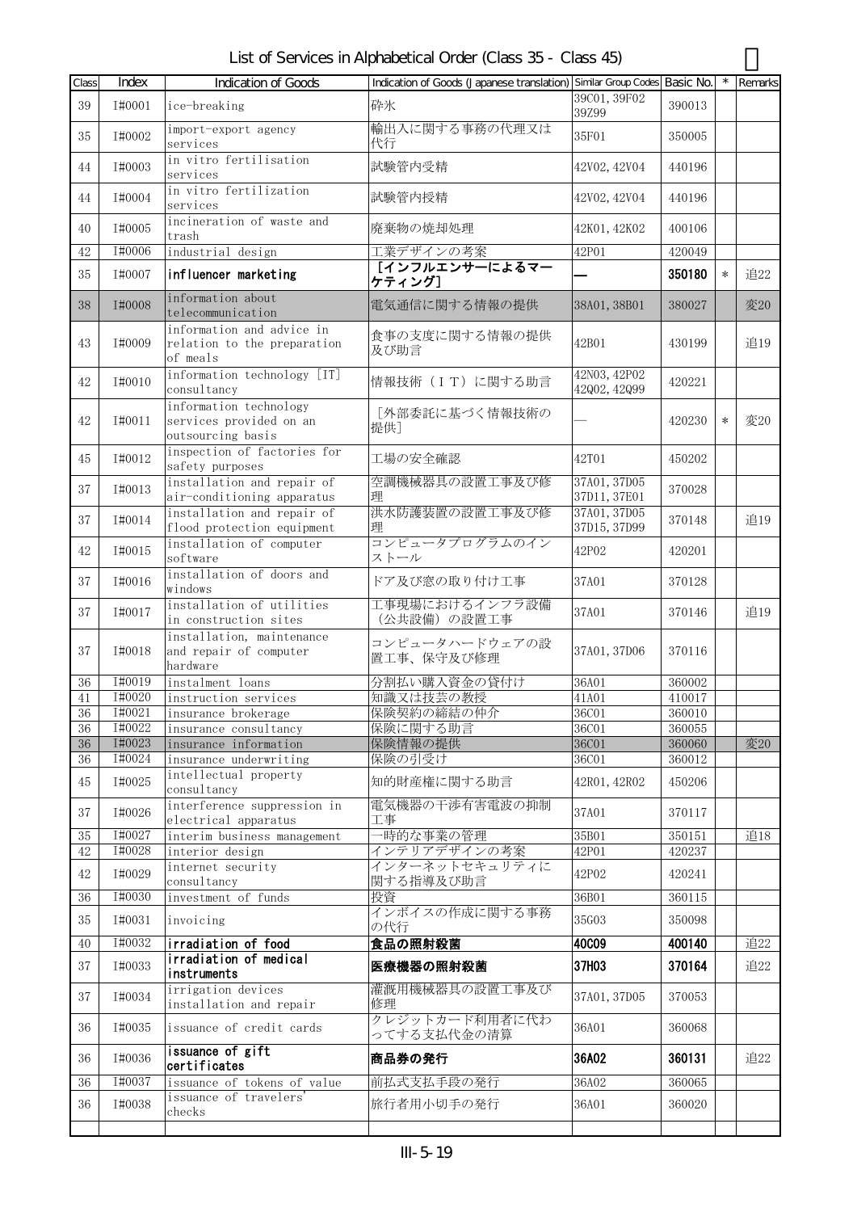# List of Services in Alphabetical Order (Class 35 - Class 45)

| Class | Index | Indication of Goods | Indication of Goods (Japanese translation) | Similar Group Codes | Basic No. | * | Remarks |
|---|---|---|---|---|---|---|---|
| 39 | I#0001 | ice-breaking | 砕氷 | 39C01, 39F02 39Z99 | 390013 | | |
| 35 | I#0002 | import-export agency services | 輸出入に関する事務の代理又は代行 | 35F01 | 350005 | | |
| 44 | I#0003 | in vitro fertilisation services | 試験管内受精 | 42V02, 42V04 | 440196 | | |
| 44 | I#0004 | in vitro fertilization services | 試験管内授精 | 42V02, 42V04 | 440196 | | |
| 40 | I#0005 | incineration of waste and trash | 廃棄物の焼却処理 | 42K01, 42K02 | 400106 | | |
| 42 | I#0006 | industrial design | 工業デザインの考案 | 42P01 | 420049 | | |
| 35 | I#0007 | **influencer marketing** | **［インフルエンサーによるマーケティング］** | **—** | **350180** | * | 追22 |
| 38 | I#0008 | information about telecommunication | 電気通信に関する情報の提供 | 38A01, 38B01 | 380027 | | 変20 |
| 43 | I#0009 | information and advice in relation to the preparation of meals | 食事の支度に関する情報の提供及び助言 | 42B01 | 430199 | | 追19 |
| 42 | I#0010 | information technology [IT] consultancy | 情報技術（ＩＴ）に関する助言 | 42N03, 42P02 42Q02, 42Q99 | 420221 | | |
| 42 | I#0011 | information technology services provided on an outsourcing basis | ［外部委託に基づく情報技術の提供］ | — | 420230 | * | 変20 |
| 45 | I#0012 | inspection of factories for safety purposes | 工場の安全確認 | 42T01 | 450202 | | |
| 37 | I#0013 | installation and repair of air-conditioning apparatus | 空調機械器具の設置工事及び修理 | 37A01, 37D05 37D11, 37E01 | 370028 | | |
| 37 | I#0014 | installation and repair of flood protection equipment | 洪水防護装置の設置工事及び修理 | 37A01, 37D05 37D15, 37D99 | 370148 | | 追19 |
| 42 | I#0015 | installation of computer software | コンピュータプログラムのインストール | 42P02 | 420201 | | |
| 37 | I#0016 | installation of doors and windows | ドア及び窓の取り付け工事 | 37A01 | 370128 | | |
| 37 | I#0017 | installation of utilities in construction sites | 工事現場におけるインフラ設備（公共設備）の設置工事 | 37A01 | 370146 | | 追19 |
| 37 | I#0018 | installation, maintenance and repair of computer hardware | コンピュータハードウェアの設置工事、保守及び修理 | 37A01, 37D06 | 370116 | | |
| 36 | I#0019 | instalment loans | 分割払い購入資金の貸付け | 36A01 | 360002 | | |
| 41 | I#0020 | instruction services | 知識又は技芸の教授 | 41A01 | 410017 | | |
| 36 | I#0021 | insurance brokerage | 保険契約の締結の仲介 | 36C01 | 360010 | | |
| 36 | I#0022 | insurance consultancy | 保険に関する助言 | 36C01 | 360055 | | |
| 36 | I#0023 | insurance information | 保険情報の提供 | 36C01 | 360060 | | 変20 |
| 36 | I#0024 | insurance underwriting | 保険の引受け | 36C01 | 360012 | | |
| 45 | I#0025 | intellectual property consultancy | 知的財産権に関する助言 | 42R01, 42R02 | 450206 | | |
| 37 | I#0026 | interference suppression in electrical apparatus | 電気機器の干渉有害電波の抑制工事 | 37A01 | 370117 | | |
| 35 | I#0027 | interim business management | 一時的な事業の管理 | 35B01 | 350151 | | 追18 |
| 42 | I#0028 | interior design | インテリアデザインの考案 | 42P01 | 420237 | | |
| 42 | I#0029 | internet security consultancy | インターネットセキュリティに関する指導及び助言 | 42P02 | 420241 | | |
| 36 | I#0030 | investment of funds | 投資 | 36B01 | 360115 | | |
| 35 | I#0031 | invoicing | インボイスの作成に関する事務の代行 | 35G03 | 350098 | | |
| 40 | I#0032 | **irradiation of food** | **食品の照射殺菌** | **40C09** | **400140** | | 追22 |
| 37 | I#0033 | **irradiation of medical instruments** | **医療機器の照射殺菌** | **37H03** | **370164** | | 追22 |
| 37 | I#0034 | irrigation devices installation and repair | 灌漑用機械器具の設置工事及び修理 | 37A01, 37D05 | 370053 | | |
| 36 | I#0035 | issuance of credit cards | クレジットカード利用者に代わってする支払代金の清算 | 36A01 | 360068 | | |
| 36 | I#0036 | **issuance of gift certificates** | **商品券の発行** | **36A02** | **360131** | | 追22 |
| 36 | I#0037 | issuance of tokens of value | 前払式支払手段の発行 | 36A02 | 360065 | | |
| 36 | I#0038 | issuance of travelers' checks | 旅行者用小切手の発行 | 36A01 | 360020 | | |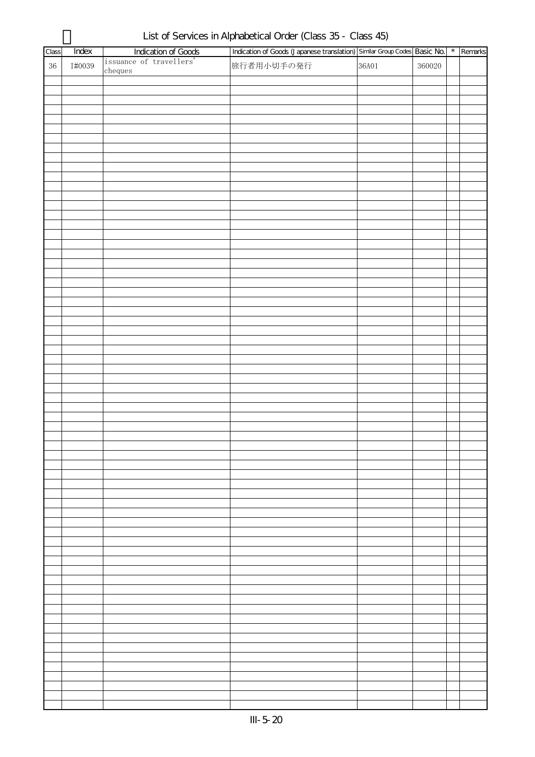# List of Services in Alphabetical Order (Class 35 - Class 45)

| Class | Index | Indication of Goods | Indication of Goods (Japanese translation) | Similar Group Codes | Basic No. | * | Remarks |
|---|---|---|---|---|---|---|---|
| 36 | I#0039 | issuance of travellers' cheques | 旅行者用小切手の発行 | 36A01 | 360020 | | |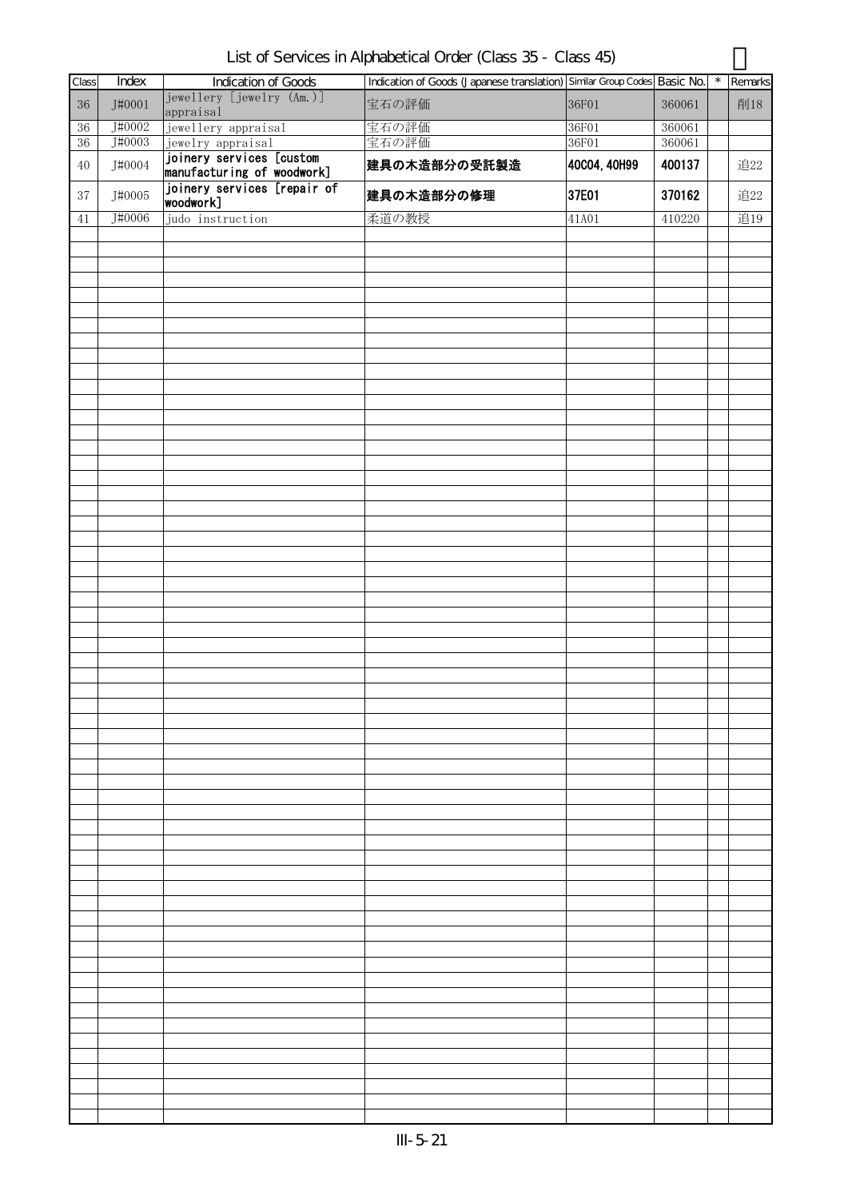# List of Services in Alphabetical Order (Class 35 - Class 45)

| Class | Index | Indication of Goods | Indication of Goods (Japanese translation) | Similar Group Codes | Basic No. | * | Remarks |
|---|---|---|---|---|---|---|---|
| 36 | J#0001 | jewellery [jewelry (Am.)] appraisal | 宝石の評価 | 36F01 | 360061 | | 削18 |
| 36 | J#0002 | jewellery appraisal | 宝石の評価 | 36F01 | 360061 | | |
| 36 | J#0003 | jewelry appraisal | 宝石の評価 | 36F01 | 360061 | | |
| 40 | J#0004 | joinery services [custom manufacturing of woodwork] | 建具の木造部分の受託製造 | 40C04, 40H99 | 400137 | | 追22 |
| 37 | J#0005 | joinery services [repair of woodwork] | 建具の木造部分の修理 | 37E01 | 370162 | | 追22 |
| 41 | J#0006 | judo instruction | 柔道の教授 | 41A01 | 410220 | | 追19 |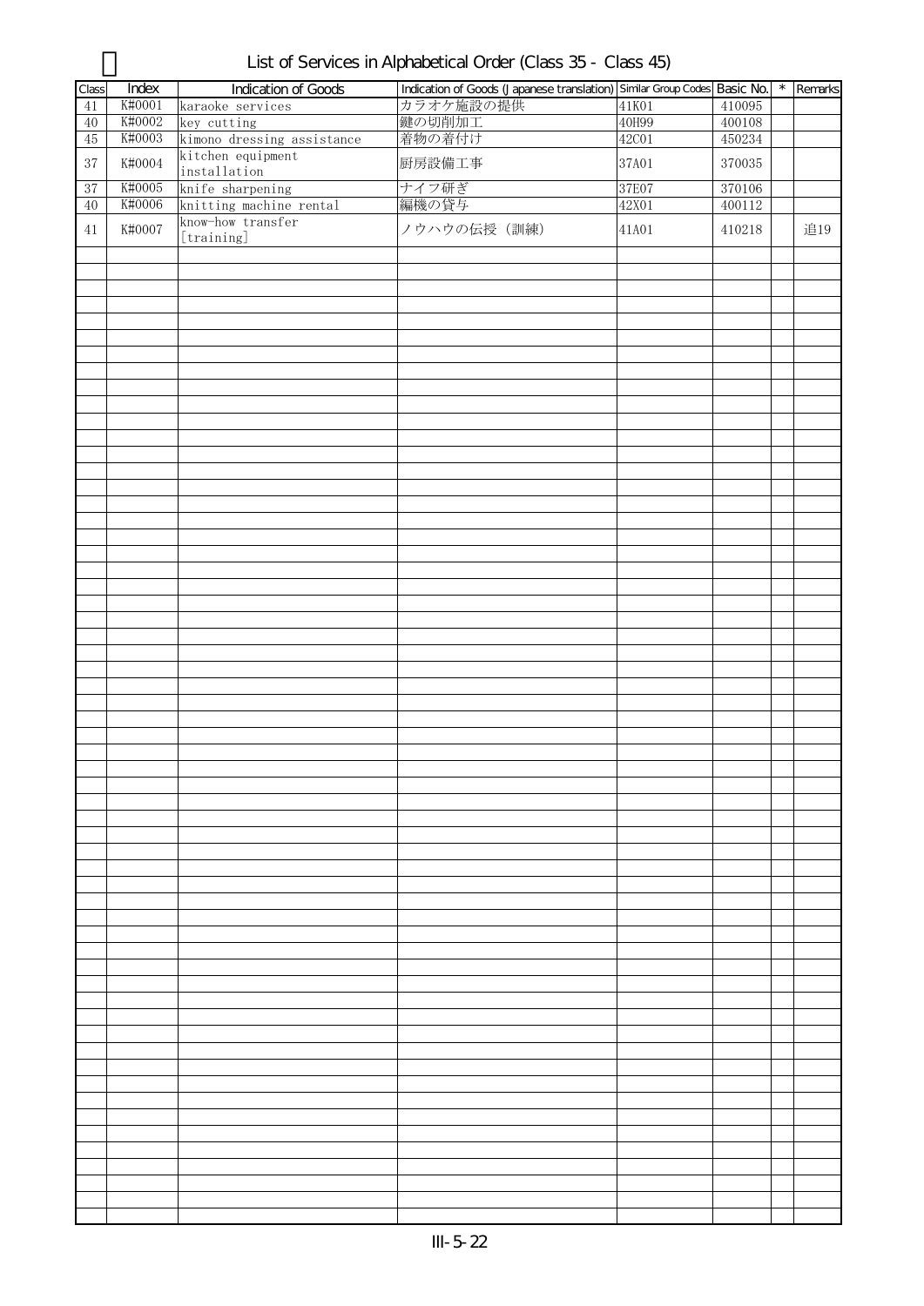# List of Services in Alphabetical Order (Class 35 - Class 45)

| Class | Index | Indication of Goods | Indication of Goods (Japanese translation) | Similar Group Codes | Basic No. | * | Remarks |
|---|---|---|---|---|---|---|---|
| 41 | K#0001 | karaoke services | カラオケ施設の提供 | 41K01 | 410095 | | |
| 40 | K#0002 | key cutting | 鍵の切削加工 | 40H99 | 400108 | | |
| 45 | K#0003 | kimono dressing assistance | 着物の着付け | 42C01 | 450234 | | |
| 37 | K#0004 | kitchen equipment installation | 厨房設備工事 | 37A01 | 370035 | | |
| 37 | K#0005 | knife sharpening | ナイフ研ぎ | 37E07 | 370106 | | |
| 40 | K#0006 | knitting machine rental | 編機の貸与 | 42X01 | 400112 | | |
| 41 | K#0007 | know-how transfer [training] | ノウハウの伝授（訓練） | 41A01 | 410218 | | 追19 |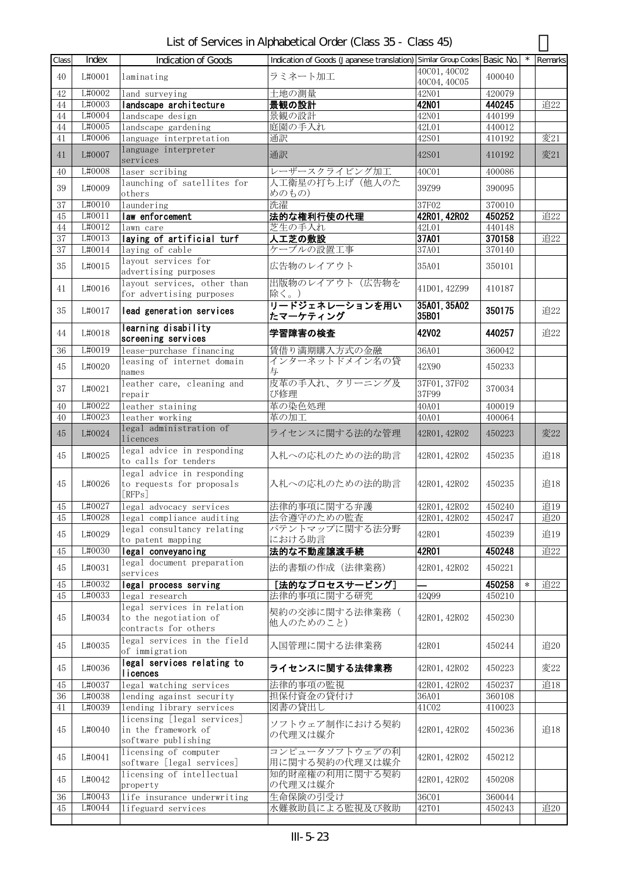# List of Services in Alphabetical Order (Class 35 - Class 45)

| Class | Index | Indication of Goods | Indication of Goods (Japanese translation) | Similar Group Codes | Basic No. | * | Remarks |
|---|---|---|---|---|---|---|---|
| 40 | L#0001 | laminating | ラミネート加工 | 40C01, 40C02 40C04, 40C05 | 400040 | | |
| 42 | L#0002 | land surveying | 土地の測量 | 42N01 | 420079 | | |
| 44 | L#0003 | **landscape architecture** | **景観の設計** | **42N01** | **440245** | | 追22 |
| 44 | L#0004 | landscape design | 景観の設計 | 42N01 | 440199 | | |
| 44 | L#0005 | landscape gardening | 庭園の手入れ | 42L01 | 440012 | | |
| 41 | L#0006 | language interpretation | 通訳 | 42S01 | 410192 | | 変21 |
| 41 | L#0007 | language interpreter services | 通訳 | 42S01 | 410192 | | 変21 |
| 40 | L#0008 | laser scribing | レーザースクライビング加工 | 40C01 | 400086 | | |
| 39 | L#0009 | launching of satellites for others | 人工衛星の打ち上げ（他人のためのもの） | 39Z99 | 390095 | | |
| 37 | L#0010 | laundering | 洗濯 | 37F02 | 370010 | | |
| 45 | L#0011 | **law enforcement** | **法的な権利行使の代理** | **42R01, 42R02** | **450252** | | 追22 |
| 44 | L#0012 | lawn care | 芝生の手入れ | 42L01 | 440148 | | |
| 37 | L#0013 | **laying of artificial turf** | **人工芝の敷設** | **37A01** | **370158** | | 追22 |
| 37 | L#0014 | laying of cable | ケーブルの設置工事 | 37A01 | 370140 | | |
| 35 | L#0015 | layout services for advertising purposes | 広告物のレイアウト | 35A01 | 350101 | | |
| 41 | L#0016 | layout services, other than for advertising purposes | 出版物のレイアウト（広告物を除く。） | 41D01, 42Z99 | 410187 | | |
| 35 | L#0017 | **lead generation services** | **リードジェネレーションを用いたマーケティング** | **35A01, 35A02 35B01** | **350175** | | 追22 |
| 44 | L#0018 | **learning disability screening services** | **学習障害の検査** | **42V02** | **440257** | | 追22 |
| 36 | L#0019 | lease-purchase financing | 賃借り満期購入方式の金融 | 36A01 | 360042 | | |
| 45 | L#0020 | leasing of internet domain names | インターネットドメイン名の貸与 | 42X90 | 450233 | | |
| 37 | L#0021 | leather care, cleaning and repair | 皮革の手入れ、クリーニング及び修理 | 37F01, 37F02 37F99 | 370034 | | |
| 40 | L#0022 | leather staining | 革の染色処理 | 40A01 | 400019 | | |
| 40 | L#0023 | leather working | 革の加工 | 40A01 | 400064 | | |
| 45 | L#0024 | legal administration of licences | ライセンスに関する法的な管理 | 42R01, 42R02 | 450223 | | 変22 |
| 45 | L#0025 | legal advice in responding to calls for tenders | 入札への応札のための法的助言 | 42R01, 42R02 | 450235 | | 追18 |
| 45 | L#0026 | legal advice in responding to requests for proposals [RFPs] | 入札への応札のための法的助言 | 42R01, 42R02 | 450235 | | 追18 |
| 45 | L#0027 | legal advocacy services | 法律的事項に関する弁護 | 42R01, 42R02 | 450240 | | 追19 |
| 45 | L#0028 | legal compliance auditing | 法令遵守のための監査 | 42R01, 42R02 | 450247 | | 追20 |
| 45 | L#0029 | legal consultancy relating to patent mapping | パテントマップに関する法分野における助言 | 42R01 | 450239 | | 追19 |
| 45 | L#0030 | **legal conveyancing** | **法的な不動産譲渡手続** | **42R01** | **450248** | | 追22 |
| 45 | L#0031 | legal document preparation services | 法的書類の作成（法律業務） | 42R01, 42R02 | 450221 | | |
| 45 | L#0032 | **legal process serving** | **［法的なプロセスサービング］** | **—** | **450258** | * | 追22 |
| 45 | L#0033 | legal research | 法律的事項に関する研究 | 42Q99 | 450210 | | |
| 45 | L#0034 | legal services in relation to the negotiation of contracts for others | 契約の交渉に関する法律業務（他人のためのこと） | 42R01, 42R02 | 450230 | | |
| 45 | L#0035 | legal services in the field of immigration | 入国管理に関する法律業務 | 42R01 | 450244 | | 追20 |
| 45 | L#0036 | **legal services relating to licences** | **ライセンスに関する法律業務** | 42R01, 42R02 | 450223 | | 変22 |
| 45 | L#0037 | legal watching services | 法律的事項の監視 | 42R01, 42R02 | 450237 | | 追18 |
| 36 | L#0038 | lending against security | 担保付資金の貸付け | 36A01 | 360108 | | |
| 41 | L#0039 | lending library services | 図書の貸出し | 41C02 | 410023 | | |
| 45 | L#0040 | licensing [legal services] in the framework of software publishing | ソフトウェア制作における契約の代理又は媒介 | 42R01, 42R02 | 450236 | | 追18 |
| 45 | L#0041 | licensing of computer software [legal services] | コンピュータソフトウェアの利用に関する契約の代理又は媒介 | 42R01, 42R02 | 450212 | | |
| 45 | L#0042 | licensing of intellectual property | 知的財産権の利用に関する契約の代理又は媒介 | 42R01, 42R02 | 450208 | | |
| 36 | L#0043 | life insurance underwriting | 生命保険の引受け | 36C01 | 360044 | | |
| 45 | L#0044 | lifeguard services | 水難救助員による監視及び救助 | 42T01 | 450243 | | 追20 |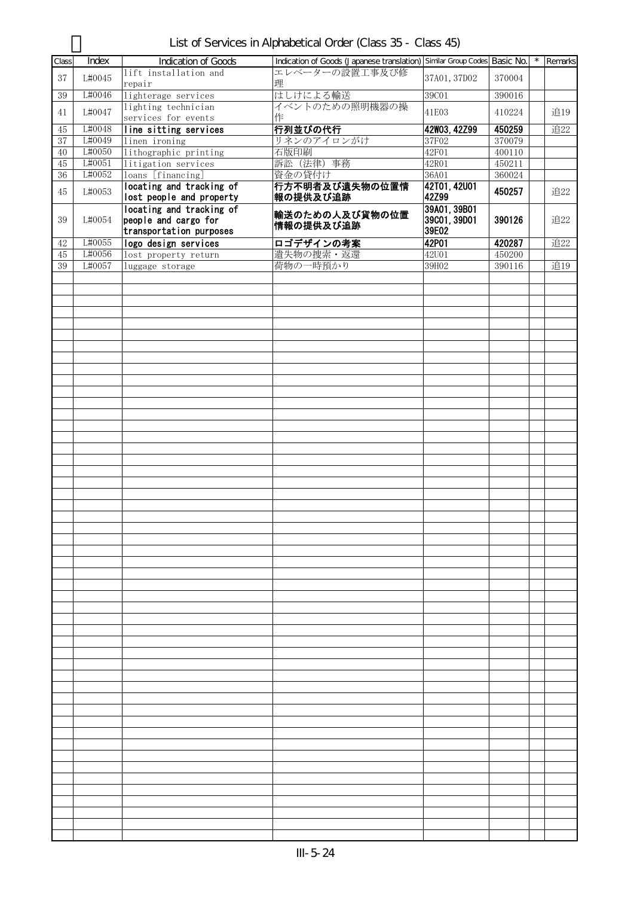# List of Services in Alphabetical Order (Class 35 - Class 45)

| Class | Index | Indication of Goods | Indication of Goods (Japanese translation) | Similar Group Codes | Basic No. | * | Remarks |
|---|---|---|---|---|---|---|---|
| 37 | L#0045 | lift installation and repair | エレベーターの設置工事及び修理 | 37A01, 37D02 | 370004 | | |
| 39 | L#0046 | lighterage services | はしけによる輸送 | 39C01 | 390016 | | |
| 41 | L#0047 | lighting technician services for events | イベントのための照明機器の操作 | 41E03 | 410224 | | 追19 |
| 45 | L#0048 | **line sitting services** | **行列並びの代行** | **42W03, 42Z99** | **450259** | | 追22 |
| 37 | L#0049 | linen ironing | リネンのアイロンがけ | 37F02 | 370079 | | |
| 40 | L#0050 | lithographic printing | 石版印刷 | 42F01 | 400110 | | |
| 45 | L#0051 | litigation services | 訴訟（法律）事務 | 42R01 | 450211 | | |
| 36 | L#0052 | loans [financing] | 資金の貸付け | 36A01 | 360024 | | |
| 45 | L#0053 | **locating and tracking of lost people and property** | **行方不明者及び遺失物の位置情報の提供及び追跡** | **42T01, 42U01 42Z99** | **450257** | | 追22 |
| 39 | L#0054 | **locating and tracking of people and cargo for transportation purposes** | **輸送のための人及び貨物の位置情報の提供及び追跡** | **39A01, 39B01 39C01, 39D01 39E02** | **390126** | | 追22 |
| 42 | L#0055 | **logo design services** | **ロゴデザインの考案** | **42P01** | **420287** | | 追22 |
| 45 | L#0056 | lost property return | 遺失物の捜索・返還 | 42U01 | 450200 | | |
| 39 | L#0057 | luggage storage | 荷物の一時預かり | 39H02 | 390116 | | 追19 |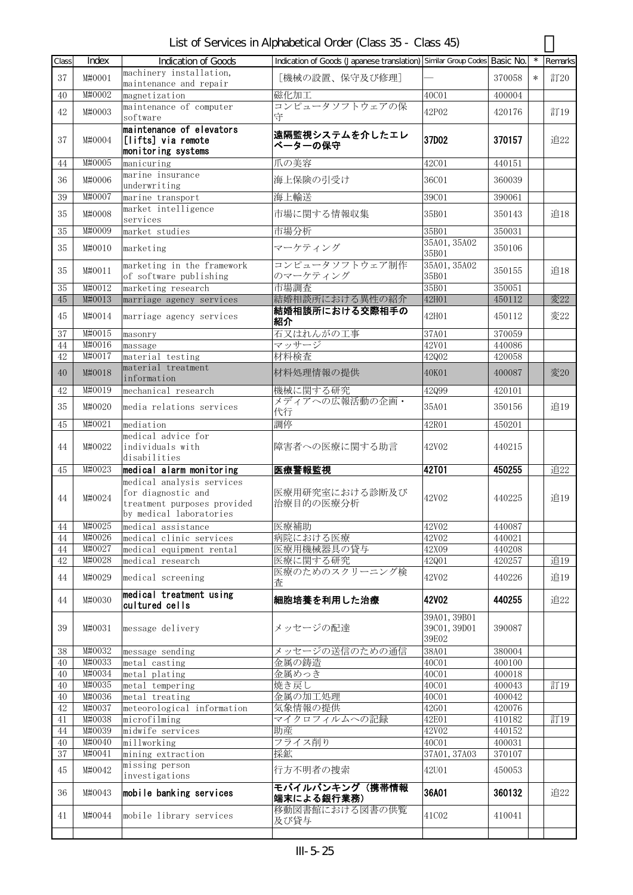# List of Services in Alphabetical Order (Class 35 - Class 45)

| Class | Index | Indication of Goods | Indication of Goods (Japanese translation) | Similar Group Codes | Basic No. | * | Remarks |
|---|---|---|---|---|---|---|---|
| 37 | M#0001 | machinery installation, maintenance and repair | ［機械の設置、保守及び修理］ | — | 370058 | * | 訂20 |
| 40 | M#0002 | magnetization | 磁化加工 | 40C01 | 400004 | | |
| 42 | M#0003 | maintenance of computer software | コンピュータソフトウェアの保守 | 42P02 | 420176 | | 訂19 |
| 37 | M#0004 | **maintenance of elevators [lifts] via remote monitoring systems** | **遠隔監視システムを介したエレベーターの保守** | **37D02** | **370157** | | 追22 |
| 44 | M#0005 | manicuring | 爪の美容 | 42C01 | 440151 | | |
| 36 | M#0006 | marine insurance underwriting | 海上保険の引受け | 36C01 | 360039 | | |
| 39 | M#0007 | marine transport | 海上輸送 | 39C01 | 390061 | | |
| 35 | M#0008 | market intelligence services | 市場に関する情報収集 | 35B01 | 350143 | | 追18 |
| 35 | M#0009 | market studies | 市場分析 | 35B01 | 350031 | | |
| 35 | M#0010 | marketing | マーケティング | 35A01, 35A02 35B01 | 350106 | | |
| 35 | M#0011 | marketing in the framework of software publishing | コンピュータソフトウェア制作のマーケティング | 35A01, 35A02 35B01 | 350155 | | 追18 |
| 35 | M#0012 | marketing research | 市場調査 | 35B01 | 350051 | | |
| 45 | M#0013 | marriage agency services | 結婚相談所における異性の紹介 | 42H01 | 450112 | | 変22 |
| 45 | M#0014 | marriage agency services | **結婚相談所における交際相手の紹介** | 42H01 | 450112 | | 変22 |
| 37 | M#0015 | masonry | 石又はれんがの工事 | 37A01 | 370059 | | |
| 44 | M#0016 | massage | マッサージ | 42V01 | 440086 | | |
| 42 | M#0017 | material testing | 材料検査 | 42Q02 | 420058 | | |
| 40 | M#0018 | material treatment information | 材料処理情報の提供 | 40K01 | 400087 | | 変20 |
| 42 | M#0019 | mechanical research | 機械に関する研究 | 42Q99 | 420101 | | |
| 35 | M#0020 | media relations services | メディアへの広報活動の企画・代行 | 35A01 | 350156 | | 追19 |
| 45 | M#0021 | mediation | 調停 | 42R01 | 450201 | | |
| 44 | M#0022 | medical advice for individuals with disabilities | 障害者への医療に関する助言 | 42V02 | 440215 | | |
| 45 | M#0023 | **medical alarm monitoring** | **医療警報監視** | **42T01** | **450255** | | 追22 |
| 44 | M#0024 | medical analysis services for diagnostic and treatment purposes provided by medical laboratories | 医療用研究室における診断及び治療目的の医療分析 | 42V02 | 440225 | | 追19 |
| 44 | M#0025 | medical assistance | 医療補助 | 42V02 | 440087 | | |
| 44 | M#0026 | medical clinic services | 病院における医療 | 42V02 | 440021 | | |
| 44 | M#0027 | medical equipment rental | 医療用機械器具の貸与 | 42X09 | 440208 | | |
| 42 | M#0028 | medical research | 医療に関する研究 | 42Q01 | 420257 | | 追19 |
| 44 | M#0029 | medical screening | 医療のためのスクリーニング検査 | 42V02 | 440226 | | 追19 |
| 44 | M#0030 | **medical treatment using cultured cells** | **細胞培養を利用した治療** | **42V02** | **440255** | | 追22 |
| 39 | M#0031 | message delivery | メッセージの配達 | 39A01, 39B01 39C01, 39D01 39E02 | 390087 | | |
| 38 | M#0032 | message sending | メッセージの送信のための通信 | 38A01 | 380004 | | |
| 40 | M#0033 | metal casting | 金属の鋳造 | 40C01 | 400100 | | |
| 40 | M#0034 | metal plating | 金属めっき | 40C01 | 400018 | | |
| 40 | M#0035 | metal tempering | 焼き戻し | 40C01 | 400043 | | 訂19 |
| 40 | M#0036 | metal treating | 金属の加工処理 | 40C01 | 400042 | | |
| 42 | M#0037 | meteorological information | 気象情報の提供 | 42G01 | 420076 | | |
| 41 | M#0038 | microfilming | マイクロフィルムへの記録 | 42E01 | 410182 | | 訂19 |
| 44 | M#0039 | midwife services | 助産 | 42V02 | 440152 | | |
| 40 | M#0040 | millworking | フライス削り | 40C01 | 400031 | | |
| 37 | M#0041 | mining extraction | 採鉱 | 37A01, 37A03 | 370107 | | |
| 45 | M#0042 | missing person investigations | 行方不明者の捜索 | 42U01 | 450053 | | |
| 36 | M#0043 | **mobile banking services** | **モバイルバンキング（携帯情報端末による銀行業務）** | **36A01** | **360132** | | 追22 |
| 41 | M#0044 | mobile library services | 移動図書館における図書の供覧及び貸与 | 41C02 | 410041 | | |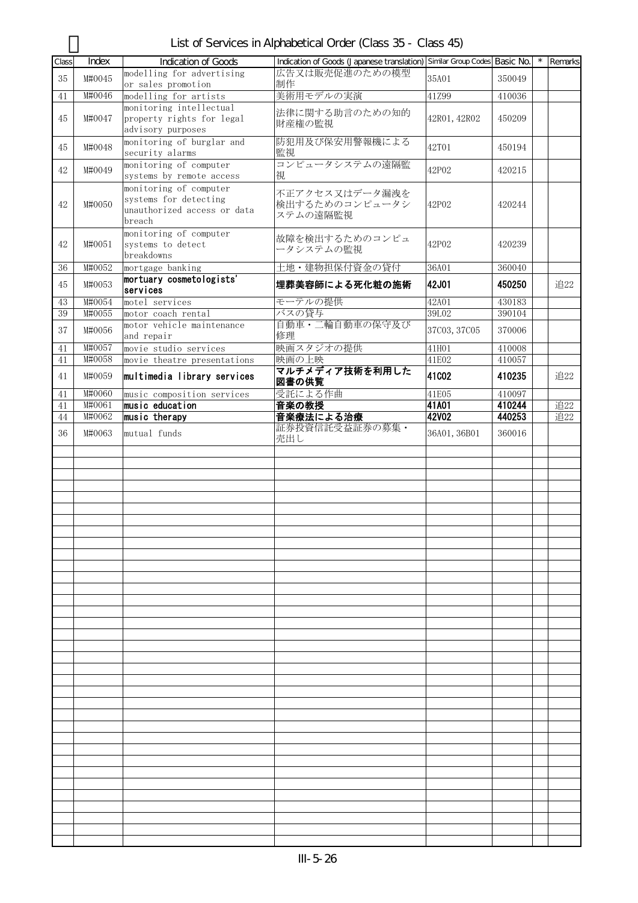# List of Services in Alphabetical Order (Class 35 - Class 45)

| Class | Index | Indication of Goods | Indication of Goods (Japanese translation) | Similar Group Codes | Basic No. | * | Remarks |
|---|---|---|---|---|---|---|---|
| 35 | M#0045 | modelling for advertising or sales promotion | 広告又は販売促進のための模型制作 | 35A01 | 350049 | | |
| 41 | M#0046 | modelling for artists | 美術用モデルの実演 | 41Z99 | 410036 | | |
| 45 | M#0047 | monitoring intellectual property rights for legal advisory purposes | 法律に関する助言のための知的財産権の監視 | 42R01, 42R02 | 450209 | | |
| 45 | M#0048 | monitoring of burglar and security alarms | 防犯用及び保安用警報機による監視 | 42T01 | 450194 | | |
| 42 | M#0049 | monitoring of computer systems by remote access | コンピュータシステムの遠隔監視 | 42P02 | 420215 | | |
| 42 | M#0050 | monitoring of computer systems for detecting unauthorized access or data breach | 不正アクセス又はデータ漏洩を検出するためのコンピュータシステムの遠隔監視 | 42P02 | 420244 | | |
| 42 | M#0051 | monitoring of computer systems to detect breakdowns | 故障を検出するためのコンピュータシステムの監視 | 42P02 | 420239 | | |
| 36 | M#0052 | mortgage banking | 土地・建物担保付資金の貸付 | 36A01 | 360040 | | |
| 45 | M#0053 | **mortuary cosmetologists' services** | **埋葬美容師による死化粧の施術** | **42J01** | **450250** | | 追22 |
| 43 | M#0054 | motel services | モーテルの提供 | 42A01 | 430183 | | |
| 39 | M#0055 | motor coach rental | バスの貸与 | 39L02 | 390104 | | |
| 37 | M#0056 | motor vehicle maintenance and repair | 自動車・二輪自動車の保守及び修理 | 37C03, 37C05 | 370006 | | |
| 41 | M#0057 | movie studio services | 映画スタジオの提供 | 41H01 | 410008 | | |
| 41 | M#0058 | movie theatre presentations | 映画の上映 | 41E02 | 410057 | | |
| 41 | M#0059 | **multimedia library services** | **マルチメディア技術を利用した図書の供覧** | **41C02** | **410235** | | 追22 |
| 41 | M#0060 | music composition services | 受託による作曲 | 41E05 | 410097 | | |
| 41 | M#0061 | **music education** | **音楽の教授** | **41A01** | **410244** | | 追22 |
| 44 | M#0062 | **music therapy** | **音楽療法による治療** | **42V02** | **440253** | | 追22 |
| 36 | M#0063 | mutual funds | 証券投資信託受益証券の募集・売出し | 36A01, 36B01 | 360016 | | |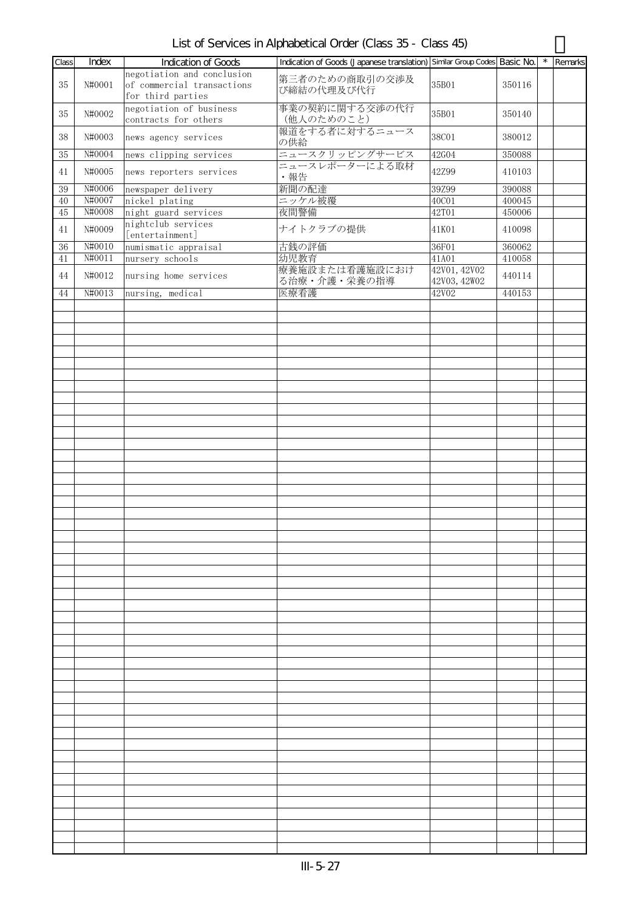# List of Services in Alphabetical Order (Class 35 - Class 45)

| Class | Index | Indication of Goods | Indication of Goods (Japanese translation) | Similar Group Codes | Basic No. | * | Remarks |
|---|---|---|---|---|---|---|---|
| 35 | N#0001 | negotiation and conclusion of commercial transactions for third parties | 第三者のための商取引の交渉及び締結の代理及び代行 | 35B01 | 350116 | | |
| 35 | N#0002 | negotiation of business contracts for others | 事業の契約に関する交渉の代行（他人のためのこと） | 35B01 | 350140 | | |
| 38 | N#0003 | news agency services | 報道をする者に対するニュースの供給 | 38C01 | 380012 | | |
| 35 | N#0004 | news clipping services | ニュースクリッピングサービス | 42G04 | 350088 | | |
| 41 | N#0005 | news reporters services | ニュースレポーターによる取材・報告 | 42Z99 | 410103 | | |
| 39 | N#0006 | newspaper delivery | 新聞の配達 | 39Z99 | 390088 | | |
| 40 | N#0007 | nickel plating | ニッケル被覆 | 40C01 | 400045 | | |
| 45 | N#0008 | night guard services | 夜間警備 | 42T01 | 450006 | | |
| 41 | N#0009 | nightclub services [entertainment] | ナイトクラブの提供 | 41K01 | 410098 | | |
| 36 | N#0010 | numismatic appraisal | 古銭の評価 | 36F01 | 360062 | | |
| 41 | N#0011 | nursery schools | 幼児教育 | 41A01 | 410058 | | |
| 44 | N#0012 | nursing home services | 療養施設または看護施設における治療・介護・栄養の指導 | 42V01, 42V02 42V03, 42W02 | 440114 | | |
| 44 | N#0013 | nursing, medical | 医療看護 | 42V02 | 440153 | | |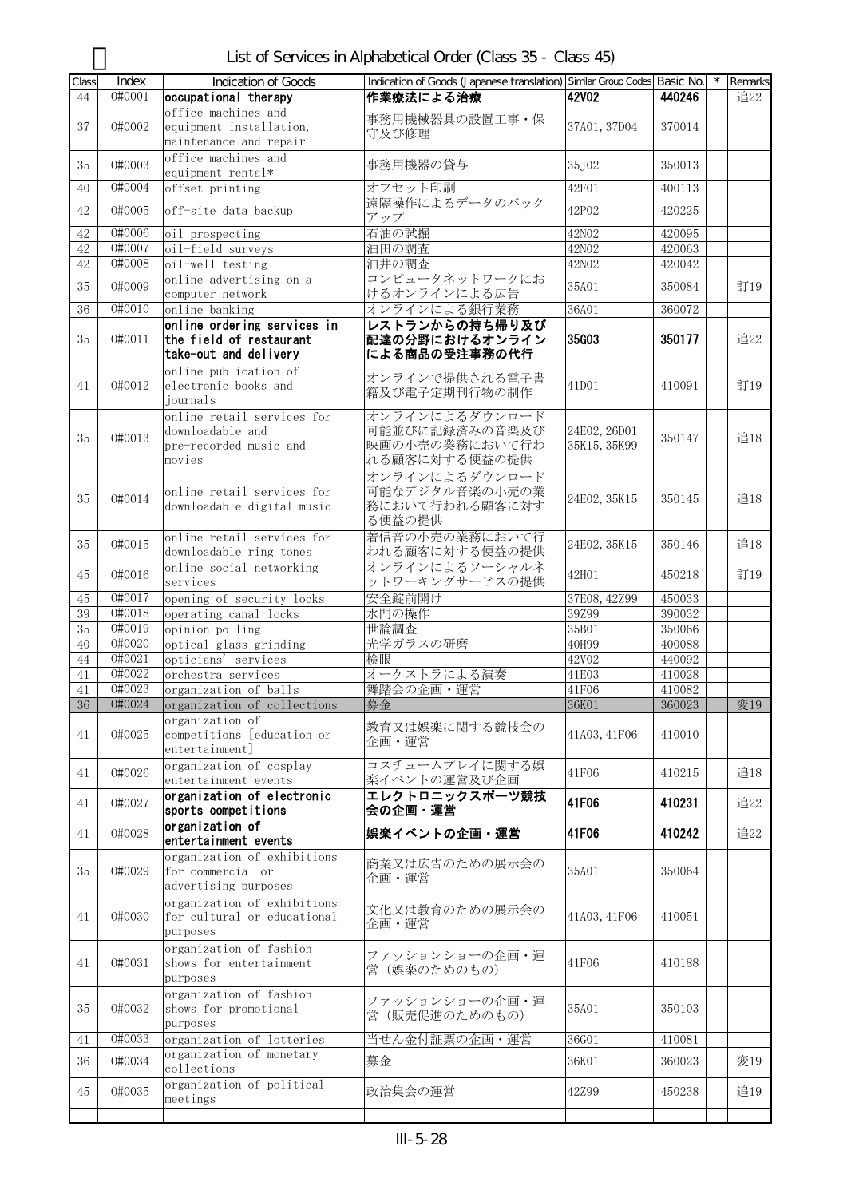# List of Services in Alphabetical Order (Class 35 - Class 45)

| Class | Index | Indication of Goods | Indication of Goods (Japanese translation) | Similar Group Codes | Basic No. | * | Remarks |
|---|---|---|---|---|---|---|---|
| 44 | O#0001 | **occupational therapy** | **作業療法による治療** | **42V02** | **440246** | | 追22 |
| 37 | O#0002 | office machines and equipment installation, maintenance and repair | 事務用機械器具の設置工事・保守及び修理 | 37A01, 37D04 | 370014 | | |
| 35 | O#0003 | office machines and equipment rental* | 事務用機器の貸与 | 35J02 | 350013 | | |
| 40 | O#0004 | offset printing | オフセット印刷 | 42F01 | 400113 | | |
| 42 | O#0005 | off-site data backup | 遠隔操作によるデータのバックアップ | 42P02 | 420225 | | |
| 42 | O#0006 | oil prospecting | 石油の試掘 | 42N02 | 420095 | | |
| 42 | O#0007 | oil-field surveys | 油田の調査 | 42N02 | 420063 | | |
| 42 | O#0008 | oil-well testing | 油井の調査 | 42N02 | 420042 | | |
| 35 | O#0009 | online advertising on a computer network | コンピュータネットワークにおけるオンラインによる広告 | 35A01 | 350084 | | 訂19 |
| 36 | O#0010 | online banking | オンラインによる銀行業務 | 36A01 | 360072 | | |
| 35 | O#0011 | **online ordering services in the field of restaurant take-out and delivery** | **レストランからの持ち帰り及び配達の分野におけるオンラインによる商品の受注事務の代行** | **35G03** | **350177** | | 追22 |
| 41 | O#0012 | online publication of electronic books and journals | オンラインで提供される電子書籍及び電子定期刊行物の制作 | 41D01 | 410091 | | 訂19 |
| 35 | O#0013 | online retail services for downloadable and pre-recorded music and movies | オンラインによるダウンロード可能並びに記録済みの音楽及び映画の小売の業務において行われる顧客に対する便益の提供 | 24E02, 26D01 35K15, 35K99 | 350147 | | 追18 |
| 35 | O#0014 | online retail services for downloadable digital music | オンラインによるダウンロード可能なデジタル音楽の小売の業務において行われる顧客に対する便益の提供 | 24E02, 35K15 | 350145 | | 追18 |
| 35 | O#0015 | online retail services for downloadable ring tones | 着信音の小売の業務において行われる顧客に対する便益の提供 | 24E02, 35K15 | 350146 | | 追18 |
| 45 | O#0016 | online social networking services | オンラインによるソーシャルネットワーキングサービスの提供 | 42H01 | 450218 | | 訂19 |
| 45 | O#0017 | opening of security locks | 安全錠前開け | 37E08, 42Z99 | 450033 | | |
| 39 | O#0018 | operating canal locks | 水門の操作 | 39Z99 | 390032 | | |
| 35 | O#0019 | opinion polling | 世論調査 | 35B01 | 350066 | | |
| 40 | O#0020 | optical glass grinding | 光学ガラスの研磨 | 40H99 | 400088 | | |
| 44 | O#0021 | opticians' services | 検眼 | 42V02 | 440092 | | |
| 41 | O#0022 | orchestra services | オーケストラによる演奏 | 41E03 | 410028 | | |
| 41 | O#0023 | organization of balls | 舞踏会の企画・運営 | 41F06 | 410082 | | |
| 36 | O#0024 | organization of collections | 募金 | 36K01 | 360023 | | 変19 |
| 41 | O#0025 | organization of competitions [education or entertainment] | 教育又は娯楽に関する競技会の企画・運営 | 41A03, 41F06 | 410010 | | |
| 41 | O#0026 | organization of cosplay entertainment events | コスチュームプレイに関する娯楽イベントの運営及び企画 | 41F06 | 410215 | | 追18 |
| 41 | O#0027 | **organization of electronic sports competitions** | **エレクトロニックスポーツ競技会の企画・運営** | **41F06** | **410231** | | 追22 |
| 41 | O#0028 | **organization of entertainment events** | **娯楽イベントの企画・運営** | **41F06** | **410242** | | 追22 |
| 35 | O#0029 | organization of exhibitions for commercial or advertising purposes | 商業又は広告のための展示会の企画・運営 | 35A01 | 350064 | | |
| 41 | O#0030 | organization of exhibitions for cultural or educational purposes | 文化又は教育のための展示会の企画・運営 | 41A03, 41F06 | 410051 | | |
| 41 | O#0031 | organization of fashion shows for entertainment purposes | ファッションショーの企画・運営（娯楽のためのもの） | 41F06 | 410188 | | |
| 35 | O#0032 | organization of fashion shows for promotional purposes | ファッションショーの企画・運営（販売促進のためのもの） | 35A01 | 350103 | | |
| 41 | O#0033 | organization of lotteries | 当せん金付証票の企画・運営 | 36G01 | 410081 | | |
| 36 | O#0034 | organization of monetary collections | 募金 | 36K01 | 360023 | | 変19 |
| 45 | O#0035 | organization of political meetings | 政治集会の運営 | 42Z99 | 450238 | | 追19 |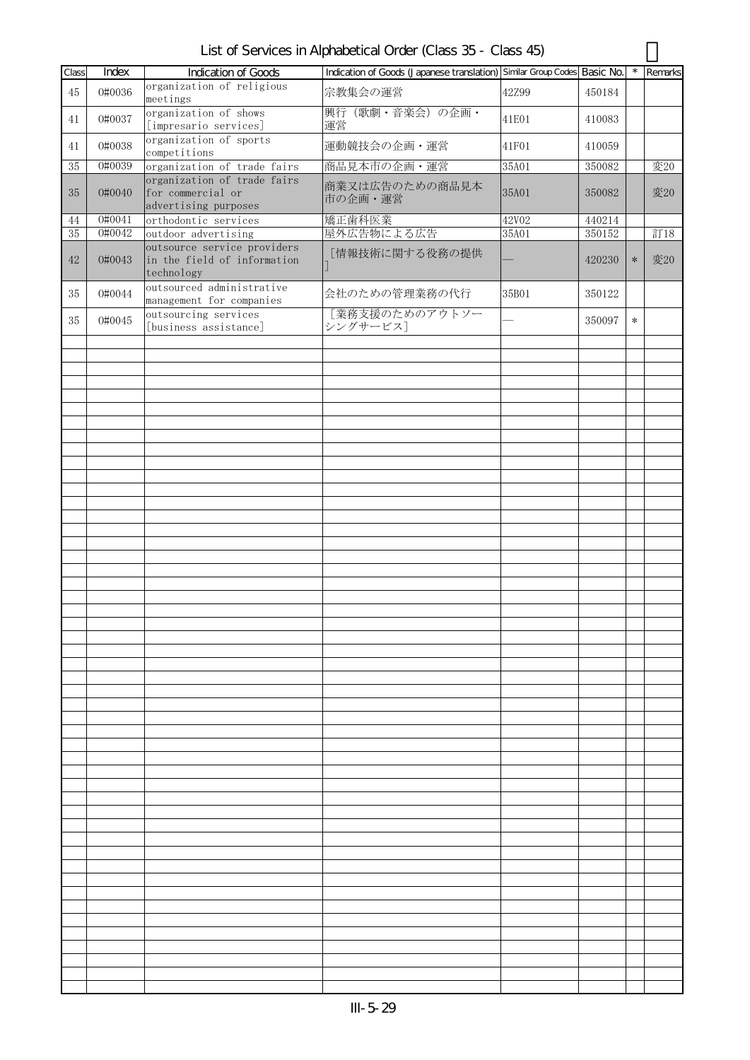# List of Services in Alphabetical Order (Class 35 - Class 45)

| Class | Index | Indication of Goods | Indication of Goods (Japanese translation) | Similar Group Codes | Basic No. | * | Remarks |
|---|---|---|---|---|---|---|---|
| 45 | 0#0036 | organization of religious meetings | 宗教集会の運営 | 42Z99 | 450184 | | |
| 41 | 0#0037 | organization of shows [impresario services] | 興行（歌劇・音楽会）の企画・運営 | 41E01 | 410083 | | |
| 41 | 0#0038 | organization of sports competitions | 運動競技会の企画・運営 | 41F01 | 410059 | | |
| 35 | 0#0039 | organization of trade fairs | 商品見本市の企画・運営 | 35A01 | 350082 | | 変20 |
| 35 | 0#0040 | organization of trade fairs for commercial or advertising purposes | 商業又は広告のための商品見本市の企画・運営 | 35A01 | 350082 | | 変20 |
| 44 | 0#0041 | orthodontic services | 矯正歯科医業 | 42V02 | 440214 | | |
| 35 | 0#0042 | outdoor advertising | 屋外広告物による広告 | 35A01 | 350152 | | 訂18 |
| 42 | 0#0043 | outsource service providers in the field of information technology | [情報技術に関する役務の提供] | — | 420230 | * | 変20 |
| 35 | 0#0044 | outsourced administrative management for companies | 会社のための管理業務の代行 | 35B01 | 350122 | | |
| 35 | 0#0045 | outsourcing services [business assistance] | [業務支援のためのアウトソーシングサービス] | — | 350097 | * | |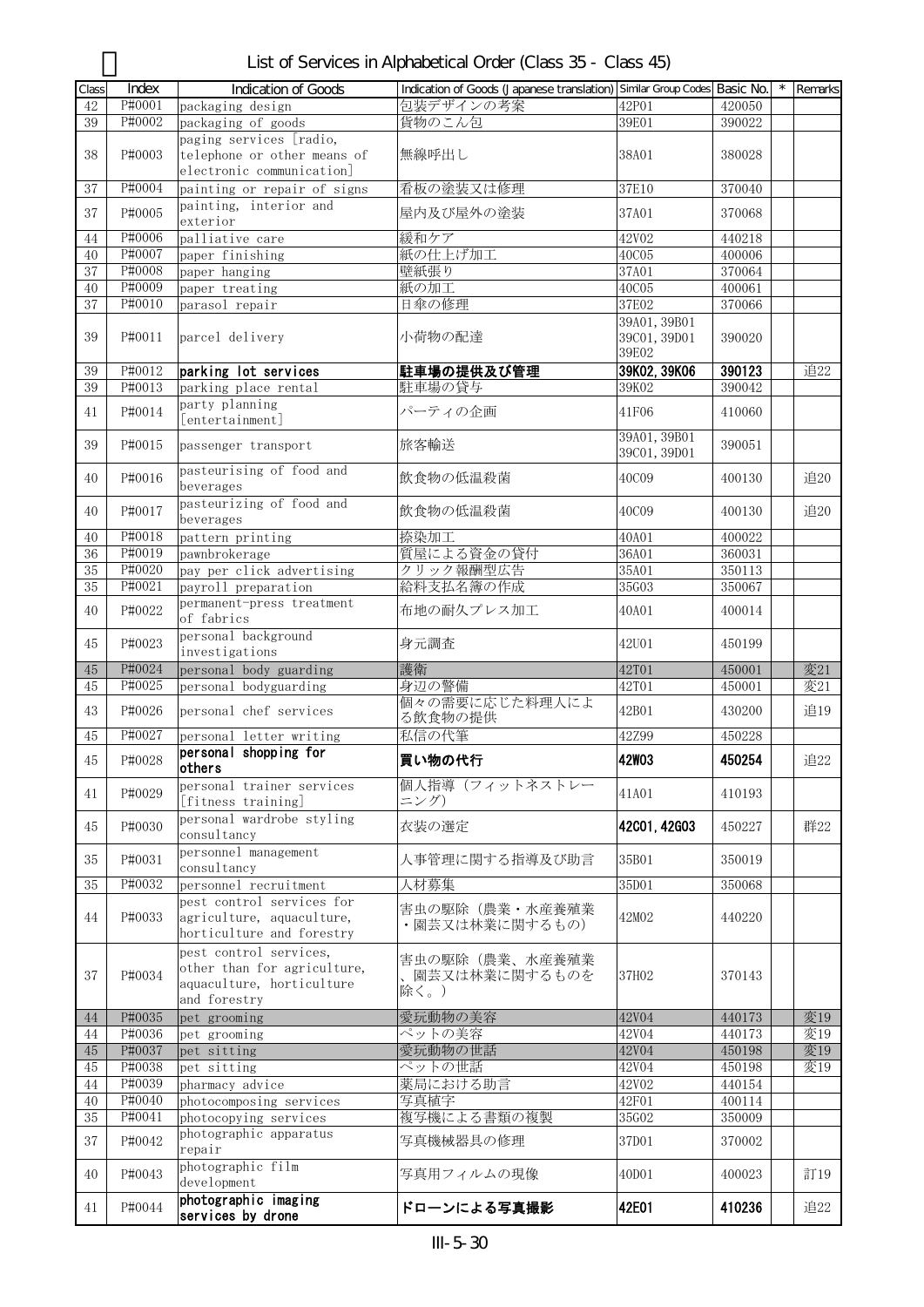# List of Services in Alphabetical Order (Class 35 - Class 45)

| Class | Index | Indication of Goods | Indication of Goods (Japanese translation) | Similar Group Codes | Basic No. | * | Remarks |
|---|---|---|---|---|---|---|---|
| 42 | P#0001 | packaging design | 包装デザインの考案 | 42P01 | 420050 | | |
| 39 | P#0002 | packaging of goods | 貨物のこん包 | 39E01 | 390022 | | |
| 38 | P#0003 | paging services [radio, telephone or other means of electronic communication] | 無線呼出し | 38A01 | 380028 | | |
| 37 | P#0004 | painting or repair of signs | 看板の塗装又は修理 | 37E10 | 370040 | | |
| 37 | P#0005 | painting, interior and exterior | 屋内及び屋外の塗装 | 37A01 | 370068 | | |
| 44 | P#0006 | palliative care | 緩和ケア | 42V02 | 440218 | | |
| 40 | P#0007 | paper finishing | 紙の仕上げ加工 | 40C05 | 400006 | | |
| 37 | P#0008 | paper hanging | 壁紙張り | 37A01 | 370064 | | |
| 40 | P#0009 | paper treating | 紙の加工 | 40C05 | 400061 | | |
| 37 | P#0010 | parasol repair | 日傘の修理 | 37E02 | 370066 | | |
| 39 | P#0011 | parcel delivery | 小荷物の配達 | 39A01, 39B01 39C01, 39D01 39E02 | 390020 | | |
| 39 | P#0012 | **parking lot services** | **駐車場の提供及び管理** | **39K02, 39K06** | **390123** | | 追22 |
| 39 | P#0013 | parking place rental | 駐車場の貸与 | 39K02 | 390042 | | |
| 41 | P#0014 | party planning [entertainment] | パーティの企画 | 41F06 | 410060 | | |
| 39 | P#0015 | passenger transport | 旅客輸送 | 39A01, 39B01 39C01, 39D01 | 390051 | | |
| 40 | P#0016 | pasteurising of food and beverages | 飲食物の低温殺菌 | 40C09 | 400130 | | 追20 |
| 40 | P#0017 | pasteurizing of food and beverages | 飲食物の低温殺菌 | 40C09 | 400130 | | 追20 |
| 40 | P#0018 | pattern printing | 捺染加工 | 40A01 | 400022 | | |
| 36 | P#0019 | pawnbrokerage | 質屋による資金の貸付 | 36A01 | 360031 | | |
| 35 | P#0020 | pay per click advertising | クリック報酬型広告 | 35A01 | 350113 | | |
| 35 | P#0021 | payroll preparation | 給料支払名簿の作成 | 35G03 | 350067 | | |
| 40 | P#0022 | permanent-press treatment of fabrics | 布地の耐久プレス加工 | 40A01 | 400014 | | |
| 45 | P#0023 | personal background investigations | 身元調査 | 42U01 | 450199 | | |
| 45 | P#0024 | personal body guarding | 護衛 | 42T01 | 450001 | | 変21 |
| 45 | P#0025 | personal bodyguarding | 身辺の警備 | 42T01 | 450001 | | 変21 |
| 43 | P#0026 | personal chef services | 個々の需要に応じた料理人による飲食物の提供 | 42B01 | 430200 | | 追19 |
| 45 | P#0027 | personal letter writing | 私信の代筆 | 42Z99 | 450228 | | |
| 45 | P#0028 | **personal shopping for others** | **買い物の代行** | **42W03** | **450254** | | 追22 |
| 41 | P#0029 | personal trainer services [fitness training] | 個人指導（フィットネストレーニング） | 41A01 | 410193 | | |
| 45 | P#0030 | personal wardrobe styling consultancy | 衣装の選定 | **42C01, 42G03** | 450227 | | 群22 |
| 35 | P#0031 | personnel management consultancy | 人事管理に関する指導及び助言 | 35B01 | 350019 | | |
| 35 | P#0032 | personnel recruitment | 人材募集 | 35D01 | 350068 | | |
| 44 | P#0033 | pest control services for agriculture, aquaculture, horticulture and forestry | 害虫の駆除（農業・水産養殖業・園芸又は林業に関するもの） | 42M02 | 440220 | | |
| 37 | P#0034 | pest control services, other than for agriculture, aquaculture, horticulture and forestry | 害虫の駆除（農業、水産養殖業、園芸又は林業に関するものを除く。） | 37H02 | 370143 | | |
| 44 | P#0035 | pet grooming | 愛玩動物の美容 | 42V04 | 440173 | | 変19 |
| 44 | P#0036 | pet grooming | ペットの美容 | 42V04 | 440173 | | 変19 |
| 45 | P#0037 | pet sitting | 愛玩動物の世話 | 42V04 | 450198 | | 変19 |
| 45 | P#0038 | pet sitting | ペットの世話 | 42V04 | 450198 | | 変19 |
| 44 | P#0039 | pharmacy advice | 薬局における助言 | 42V02 | 440154 | | |
| 40 | P#0040 | photocomposing services | 写真植字 | 42F01 | 400114 | | |
| 35 | P#0041 | photocopying services | 複写機による書類の複製 | 35G02 | 350009 | | |
| 37 | P#0042 | photographic apparatus repair | 写真機械器具の修理 | 37D01 | 370002 | | |
| 40 | P#0043 | photographic film development | 写真用フィルムの現像 | 40D01 | 400023 | | 訂19 |
| 41 | P#0044 | **photographic imaging services by drone** | **ドローンによる写真撮影** | **42E01** | **410236** | | 追22 |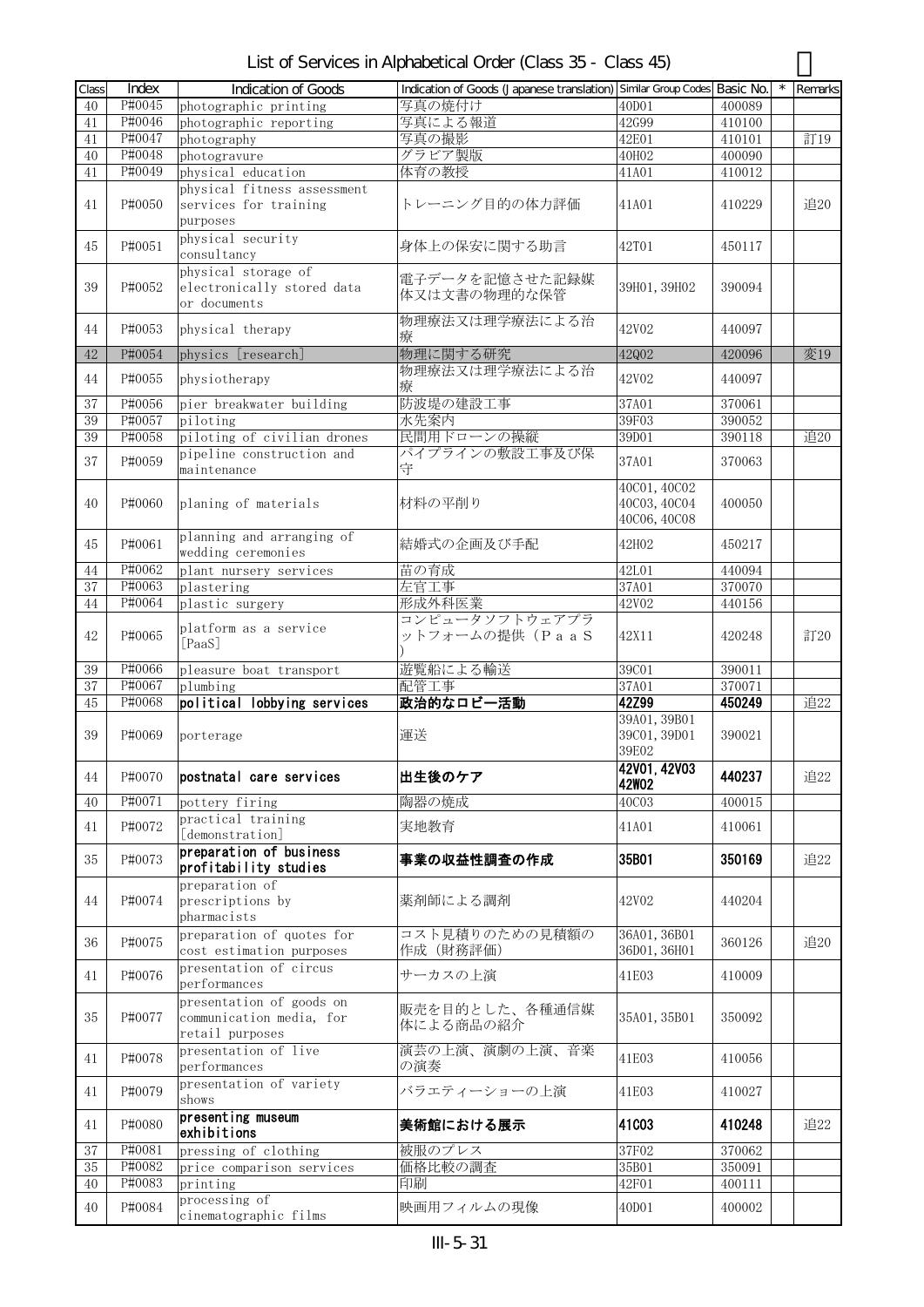# List of Services in Alphabetical Order (Class 35 - Class 45)

| Class | Index | Indication of Goods | Indication of Goods (Japanese translation) | Similar Group Codes | Basic No. | * | Remarks |
|---|---|---|---|---|---|---|---|
| 40 | P#0045 | photographic printing | 写真の焼付け | 40D01 | 400089 | | |
| 41 | P#0046 | photographic reporting | 写真による報道 | 42G99 | 410100 | | |
| 41 | P#0047 | photography | 写真の撮影 | 42E01 | 410101 | | 訂19 |
| 40 | P#0048 | photogravure | グラビア製版 | 40H02 | 400090 | | |
| 41 | P#0049 | physical education | 体育の教授 | 41A01 | 410012 | | |
| 41 | P#0050 | physical fitness assessment services for training purposes | トレーニング目的の体力評価 | 41A01 | 410229 | | 追20 |
| 45 | P#0051 | physical security consultancy | 身体上の保安に関する助言 | 42T01 | 450117 | | |
| 39 | P#0052 | physical storage of electronically stored data or documents | 電子データを記憶させた記録媒体又は文書の物理的な保管 | 39H01, 39H02 | 390094 | | |
| 44 | P#0053 | physical therapy | 物理療法又は理学療法による治療 | 42V02 | 440097 | | |
| 42 | P#0054 | physics [research] | 物理に関する研究 | 42Q02 | 420096 | | 変19 |
| 44 | P#0055 | physiotherapy | 物理療法又は理学療法による治療 | 42V02 | 440097 | | |
| 37 | P#0056 | pier breakwater building | 防波堤の建設工事 | 37A01 | 370061 | | |
| 39 | P#0057 | piloting | 水先案内 | 39F03 | 390052 | | |
| 39 | P#0058 | piloting of civilian drones | 民間用ドローンの操縦 | 39D01 | 390118 | | 追20 |
| 37 | P#0059 | pipeline construction and maintenance | パイプラインの敷設工事及び保守 | 37A01 | 370063 | | |
| 40 | P#0060 | planing of materials | 材料の平削り | 40C01, 40C02 40C03, 40C04 40C06, 40C08 | 400050 | | |
| 45 | P#0061 | planning and arranging of wedding ceremonies | 結婚式の企画及び手配 | 42H02 | 450217 | | |
| 44 | P#0062 | plant nursery services | 苗の育成 | 42L01 | 440094 | | |
| 37 | P#0063 | plastering | 左官工事 | 37A01 | 370070 | | |
| 44 | P#0064 | plastic surgery | 形成外科医業 | 42V02 | 440156 | | |
| 42 | P#0065 | platform as a service [PaaS] | コンピュータソフトウェアプラットフォームの提供（ＰａａＳ） | 42X11 | 420248 | | 訂20 |
| 39 | P#0066 | pleasure boat transport | 遊覧船による輸送 | 39C01 | 390011 | | |
| 37 | P#0067 | plumbing | 配管工事 | 37A01 | 370071 | | |
| 45 | P#0068 | **political lobbying services** | **政治的なロビー活動** | **42Z99** | **450249** | | 追22 |
| 39 | P#0069 | porterage | 運送 | 39A01, 39B01 39C01, 39D01 39E02 | 390021 | | |
| 44 | P#0070 | **postnatal care services** | **出生後のケア** | **42V01, 42V03 42W02** | **440237** | | 追22 |
| 40 | P#0071 | pottery firing | 陶器の焼成 | 40C03 | 400015 | | |
| 41 | P#0072 | practical training [demonstration] | 実地教育 | 41A01 | 410061 | | |
| 35 | P#0073 | **preparation of business profitability studies** | **事業の収益性調査の作成** | **35B01** | **350169** | | 追22 |
| 44 | P#0074 | preparation of prescriptions by pharmacists | 薬剤師による調剤 | 42V02 | 440204 | | |
| 36 | P#0075 | preparation of quotes for cost estimation purposes | コスト見積りのための見積額の作成（財務評価） | 36A01, 36B01 36D01, 36H01 | 360126 | | 追20 |
| 41 | P#0076 | presentation of circus performances | サーカスの上演 | 41E03 | 410009 | | |
| 35 | P#0077 | presentation of goods on communication media, for retail purposes | 販売を目的とした、各種通信媒体による商品の紹介 | 35A01, 35B01 | 350092 | | |
| 41 | P#0078 | presentation of live performances | 演芸の上演、演劇の上演、音楽の演奏 | 41E03 | 410056 | | |
| 41 | P#0079 | presentation of variety shows | バラエティーショーの上演 | 41E03 | 410027 | | |
| 41 | P#0080 | **presenting museum exhibitions** | **美術館における展示** | **41C03** | **410248** | | 追22 |
| 37 | P#0081 | pressing of clothing | 被服のプレス | 37F02 | 370062 | | |
| 35 | P#0082 | price comparison services | 価格比較の調査 | 35B01 | 350091 | | |
| 40 | P#0083 | printing | 印刷 | 42F01 | 400111 | | |
| 40 | P#0084 | processing of cinematographic films | 映画用フィルムの現像 | 40D01 | 400002 | | |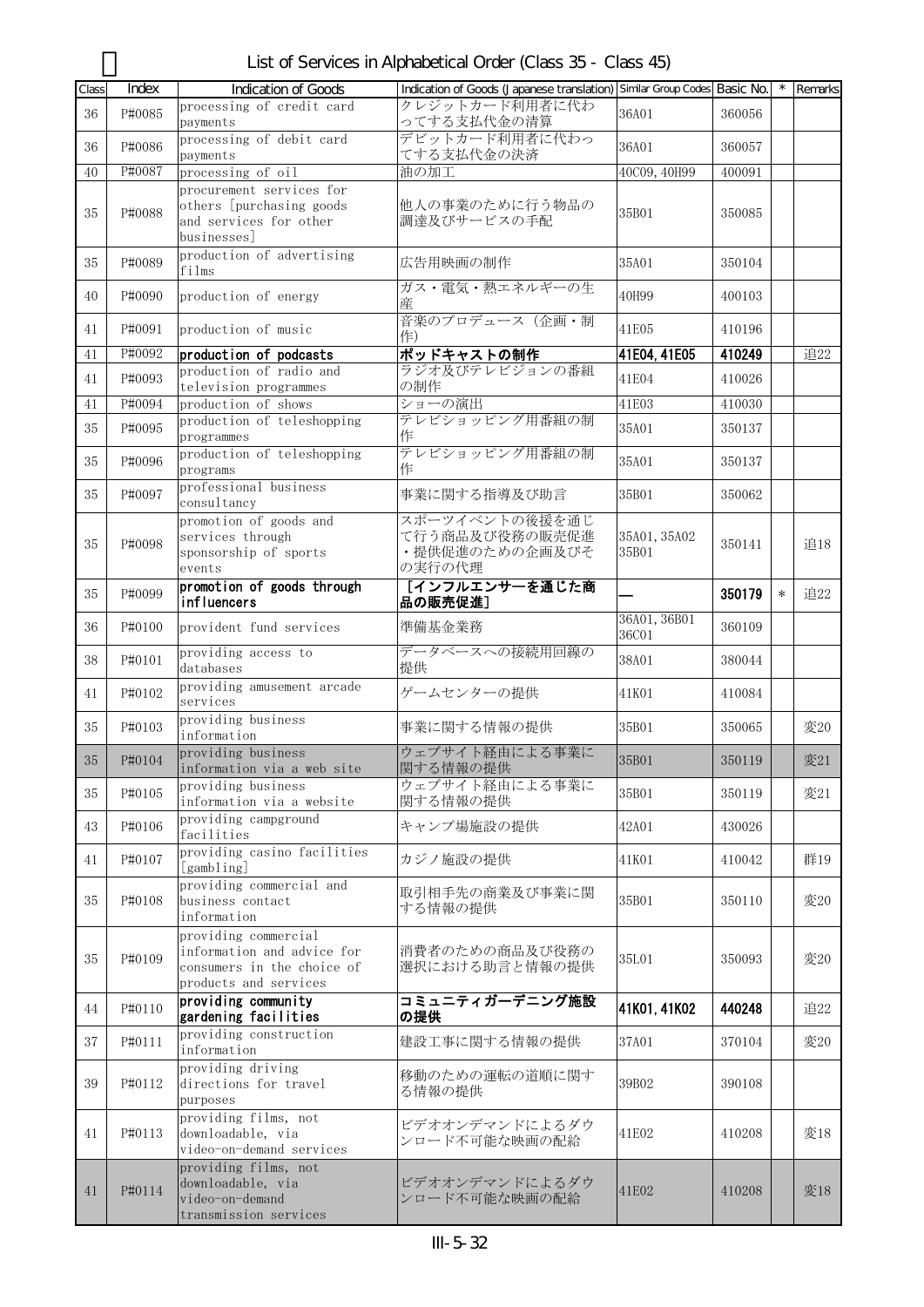# List of Services in Alphabetical Order (Class 35 - Class 45)

| Class | Index | Indication of Goods | Indication of Goods (Japanese translation) | Similar Group Codes | Basic No. | * | Remarks |
|---|---|---|---|---|---|---|---|
| 36 | P#0085 | processing of credit card payments | クレジットカード利用者に代わってする支払代金の清算 | 36A01 | 360056 | | |
| 36 | P#0086 | processing of debit card payments | デビットカード利用者に代わってする支払代金の決済 | 36A01 | 360057 | | |
| 40 | P#0087 | processing of oil | 油の加工 | 40C09, 40H99 | 400091 | | |
| 35 | P#0088 | procurement services for others [purchasing goods and services for other businesses] | 他人の事業のために行う物品の調達及びサービスの手配 | 35B01 | 350085 | | |
| 35 | P#0089 | production of advertising films | 広告用映画の制作 | 35A01 | 350104 | | |
| 40 | P#0090 | production of energy | ガス・電気・熱エネルギーの生産 | 40H99 | 400103 | | |
| 41 | P#0091 | production of music | 音楽のプロデュース（企画・制作） | 41E05 | 410196 | | |
| 41 | P#0092 | **production of podcasts** | **ポッドキャストの制作** | **41E04, 41E05** | **410249** | | 追22 |
| 41 | P#0093 | production of radio and television programmes | ラジオ及びテレビジョンの番組の制作 | 41E04 | 410026 | | |
| 41 | P#0094 | production of shows | ショーの演出 | 41E03 | 410030 | | |
| 35 | P#0095 | production of teleshopping programmes | テレビショッピング用番組の制作 | 35A01 | 350137 | | |
| 35 | P#0096 | production of teleshopping programs | テレビショッピング用番組の制作 | 35A01 | 350137 | | |
| 35 | P#0097 | professional business consultancy | 事業に関する指導及び助言 | 35B01 | 350062 | | |
| 35 | P#0098 | promotion of goods and services through sponsorship of sports events | スポーツイベントの後援を通じて行う商品及び役務の販売促進・提供促進のための企画及びその実行の代理 | 35A01, 35A02 35B01 | 350141 | | 追18 |
| 35 | P#0099 | **promotion of goods through influencers** | **［インフルエンサーを通じた商品の販売促進］** | **—** | **350179** | * | 追22 |
| 36 | P#0100 | provident fund services | 準備基金業務 | 36A01, 36B01 36C01 | 360109 | | |
| 38 | P#0101 | providing access to databases | データベースへの接続用回線の提供 | 38A01 | 380044 | | |
| 41 | P#0102 | providing amusement arcade services | ゲームセンターの提供 | 41K01 | 410084 | | |
| 35 | P#0103 | providing business information | 事業に関する情報の提供 | 35B01 | 350065 | | 変20 |
| 35 | P#0104 | providing business information via a web site | ウェブサイト経由による事業に関する情報の提供 | 35B01 | 350119 | | 変21 |
| 35 | P#0105 | providing business information via a website | ウェブサイト経由による事業に関する情報の提供 | 35B01 | 350119 | | 変21 |
| 43 | P#0106 | providing campground facilities | キャンプ場施設の提供 | 42A01 | 430026 | | |
| 41 | P#0107 | providing casino facilities [gambling] | カジノ施設の提供 | 41K01 | 410042 | | 群19 |
| 35 | P#0108 | providing commercial and business contact information | 取引相手先の商業及び事業に関する情報の提供 | 35B01 | 350110 | | 変20 |
| 35 | P#0109 | providing commercial information and advice for consumers in the choice of products and services | 消費者のための商品及び役務の選択における助言と情報の提供 | 35L01 | 350093 | | 変20 |
| 44 | P#0110 | **providing community gardening facilities** | **コミュニティガーデニング施設の提供** | **41K01, 41K02** | **440248** | | 追22 |
| 37 | P#0111 | providing construction information | 建設工事に関する情報の提供 | 37A01 | 370104 | | 変20 |
| 39 | P#0112 | providing driving directions for travel purposes | 移動のための運転の道順に関する情報の提供 | 39B02 | 390108 | | |
| 41 | P#0113 | providing films, not downloadable, via video-on-demand services | ビデオオンデマンドによるダウンロード不可能な映画の配給 | 41E02 | 410208 | | 変18 |
| 41 | P#0114 | providing films, not downloadable, via video-on-demand transmission services | ビデオオンデマンドによるダウンロード不可能な映画の配給 | 41E02 | 410208 | | 変18 |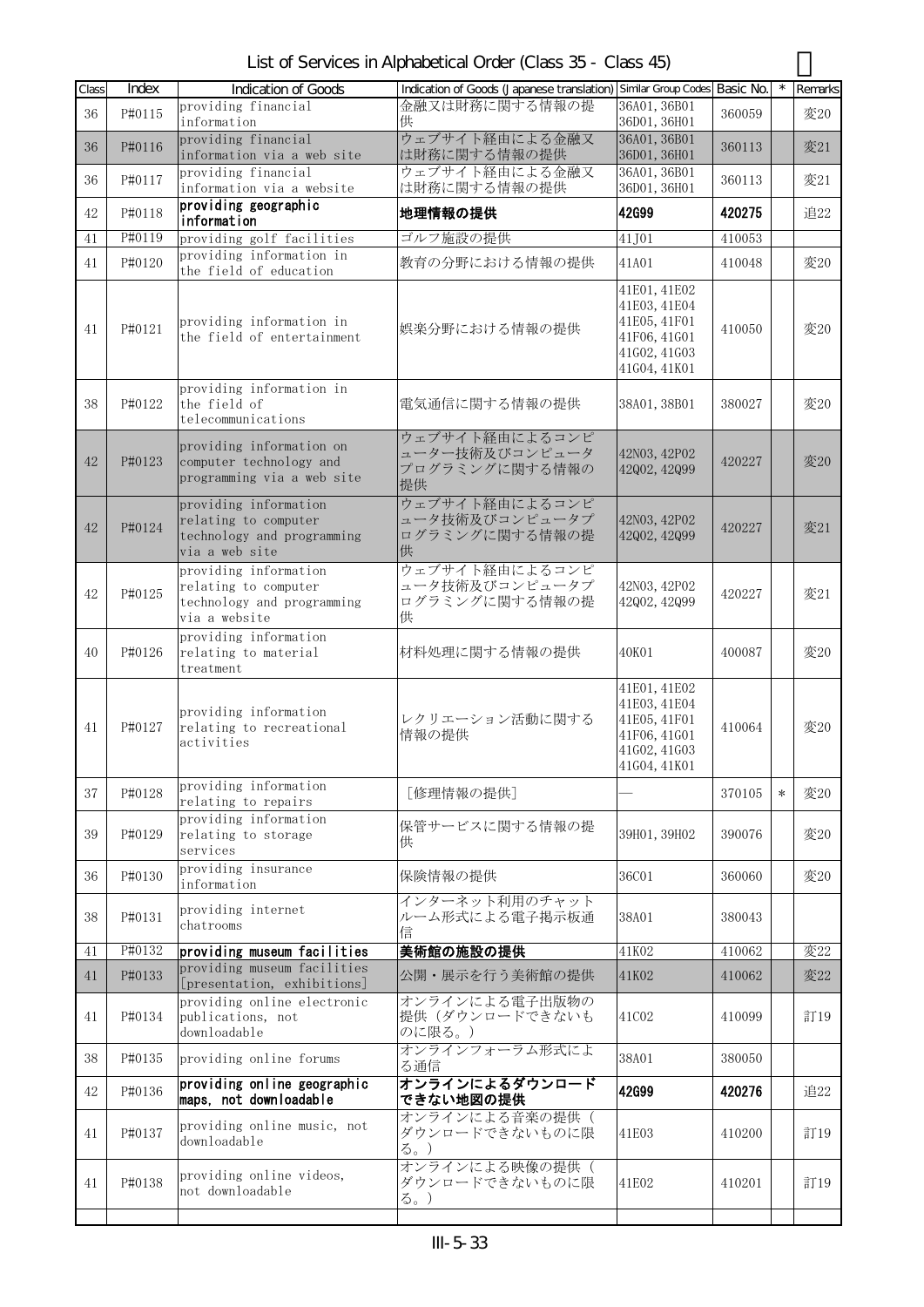# List of Services in Alphabetical Order (Class 35 - Class 45)

| Class | Index | Indication of Goods | Indication of Goods (Japanese translation) | Similar Group Codes | Basic No. | * | Remarks |
|---|---|---|---|---|---|---|---|
| 36 | P#0115 | providing financial information | 金融又は財務に関する情報の提供 | 36A01, 36B01 36D01, 36H01 | 360059 | | 変20 |
| 36 | P#0116 | providing financial information via a web site | ウェブサイト経由による金融又は財務に関する情報の提供 | 36A01, 36B01 36D01, 36H01 | 360113 | | 変21 |
| 36 | P#0117 | providing financial information via a website | ウェブサイト経由による金融又は財務に関する情報の提供 | 36A01, 36B01 36D01, 36H01 | 360113 | | 変21 |
| 42 | P#0118 | **providing geographic information** | **地理情報の提供** | **42G99** | **420275** | | 追22 |
| 41 | P#0119 | providing golf facilities | ゴルフ施設の提供 | 41J01 | 410053 | | |
| 41 | P#0120 | providing information in the field of education | 教育の分野における情報の提供 | 41A01 | 410048 | | 変20 |
| 41 | P#0121 | providing information in the field of entertainment | 娯楽分野における情報の提供 | 41E01, 41E02 41E03, 41E04 41E05, 41F01 41F06, 41G01 41G02, 41G03 41G04, 41K01 | 410050 | | 変20 |
| 38 | P#0122 | providing information in the field of telecommunications | 電気通信に関する情報の提供 | 38A01, 38B01 | 380027 | | 変20 |
| 42 | P#0123 | providing information on computer technology and programming via a web site | ウェブサイト経由によるコンピューター技術及びコンピュータプログラミングに関する情報の提供 | 42N03, 42P02 42Q02, 42Q99 | 420227 | | 変20 |
| 42 | P#0124 | providing information relating to computer technology and programming via a web site | ウェブサイト経由によるコンピュータ技術及びコンピュータプログラミングに関する情報の提供 | 42N03, 42P02 42Q02, 42Q99 | 420227 | | 変21 |
| 42 | P#0125 | providing information relating to computer technology and programming via a website | ウェブサイト経由によるコンピュータ技術及びコンピュータプログラミングに関する情報の提供 | 42N03, 42P02 42Q02, 42Q99 | 420227 | | 変21 |
| 40 | P#0126 | providing information relating to material treatment | 材料処理に関する情報の提供 | 40K01 | 400087 | | 変20 |
| 41 | P#0127 | providing information relating to recreational activities | レクリエーション活動に関する情報の提供 | 41E01, 41E02 41E03, 41E04 41E05, 41F01 41F06, 41G01 41G02, 41G03 41G04, 41K01 | 410064 | | 変20 |
| 37 | P#0128 | providing information relating to repairs | [修理情報の提供] | — | 370105 | * | 変20 |
| 39 | P#0129 | providing information relating to storage services | 保管サービスに関する情報の提供 | 39H01, 39H02 | 390076 | | 変20 |
| 36 | P#0130 | providing insurance information | 保険情報の提供 | 36C01 | 360060 | | 変20 |
| 38 | P#0131 | providing internet chatrooms | インターネット利用のチャットルーム形式による電子掲示板通信 | 38A01 | 380043 | | |
| 41 | P#0132 | **providing museum facilities** | **美術館の施設の提供** | 41K02 | 410062 | | 変22 |
| 41 | P#0133 | providing museum facilities [presentation, exhibitions] | 公開・展示を行う美術館の提供 | 41K02 | 410062 | | 変22 |
| 41 | P#0134 | providing online electronic publications, not downloadable | オンラインによる電子出版物の提供（ダウンロードできないものに限る。） | 41C02 | 410099 | | 訂19 |
| 38 | P#0135 | providing online forums | オンラインフォーラム形式による通信 | 38A01 | 380050 | | |
| 42 | P#0136 | **providing online geographic maps, not downloadable** | **オンラインによるダウンロードできない地図の提供** | **42G99** | **420276** | | 追22 |
| 41 | P#0137 | providing online music, not downloadable | オンラインによる音楽の提供（ダウンロードできないものに限る。） | 41E03 | 410200 | | 訂19 |
| 41 | P#0138 | providing online videos, not downloadable | オンラインによる映像の提供（ダウンロードできないものに限る。） | 41E02 | 410201 | | 訂19 |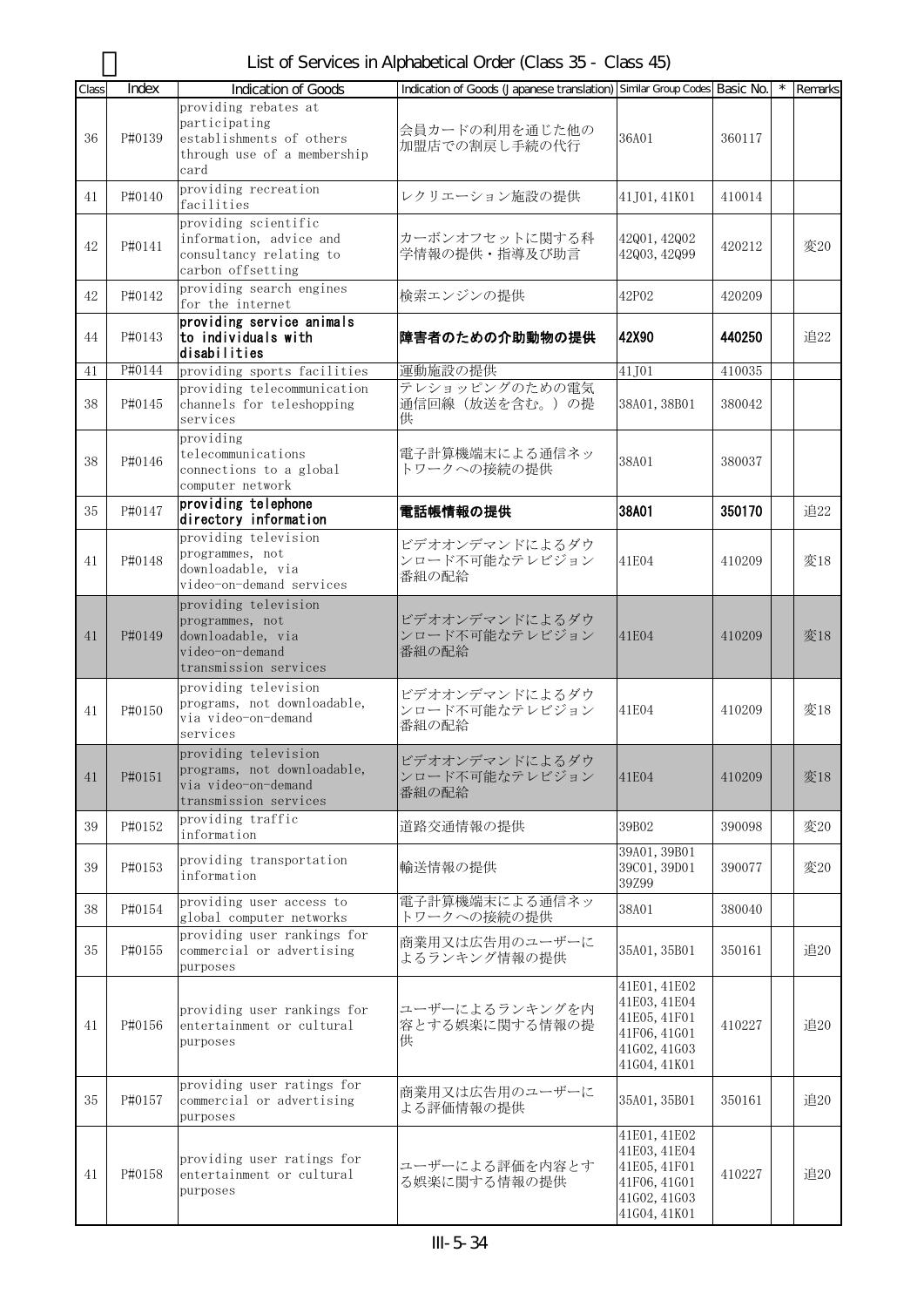# List of Services in Alphabetical Order (Class 35 - Class 45)

| Class | Index | Indication of Goods | Indication of Goods (Japanese translation) | Similar Group Codes | Basic No. | * | Remarks |
|---|---|---|---|---|---|---|---|
| 36 | P#0139 | providing rebates at participating establishments of others through use of a membership card | 会員カードの利用を通じた他の加盟店での割戻し手続の代行 | 36A01 | 360117 | | |
| 41 | P#0140 | providing recreation facilities | レクリエーション施設の提供 | 41J01, 41K01 | 410014 | | |
| 42 | P#0141 | providing scientific information, advice and consultancy relating to carbon offsetting | カーボンオフセットに関する科学情報の提供・指導及び助言 | 42Q01, 42Q02 42Q03, 42Q99 | 420212 | | 変20 |
| 42 | P#0142 | providing search engines for the internet | 検索エンジンの提供 | 42P02 | 420209 | | |
| 44 | P#0143 | **providing service animals to individuals with disabilities** | **障害者のための介助動物の提供** | **42X90** | **440250** | | 追22 |
| 41 | P#0144 | providing sports facilities | 運動施設の提供 | 41J01 | 410035 | | |
| 38 | P#0145 | providing telecommunication channels for teleshopping services | テレショッピングのための電気通信回線（放送を含む。）の提供 | 38A01, 38B01 | 380042 | | |
| 38 | P#0146 | providing telecommunications connections to a global computer network | 電子計算機端末による通信ネットワークへの接続の提供 | 38A01 | 380037 | | |
| 35 | P#0147 | **providing telephone directory information** | **電話帳情報の提供** | **38A01** | **350170** | | 追22 |
| 41 | P#0148 | providing television programmes, not downloadable, via video-on-demand services | ビデオオンデマンドによるダウンロード不可能なテレビジョン番組の配給 | 41E04 | 410209 | | 変18 |
| 41 | P#0149 | providing television programmes, not downloadable, via video-on-demand transmission services | ビデオオンデマンドによるダウンロード不可能なテレビジョン番組の配給 | 41E04 | 410209 | | 変18 |
| 41 | P#0150 | providing television programs, not downloadable, via video-on-demand services | ビデオオンデマンドによるダウンロード不可能なテレビジョン番組の配給 | 41E04 | 410209 | | 変18 |
| 41 | P#0151 | providing television programs, not downloadable, via video-on-demand transmission services | ビデオオンデマンドによるダウンロード不可能なテレビジョン番組の配給 | 41E04 | 410209 | | 変18 |
| 39 | P#0152 | providing traffic information | 道路交通情報の提供 | 39B02 | 390098 | | 変20 |
| 39 | P#0153 | providing transportation information | 輸送情報の提供 | 39A01, 39B01 39C01, 39D01 39Z99 | 390077 | | 変20 |
| 38 | P#0154 | providing user access to global computer networks | 電子計算機端末による通信ネットワークへの接続の提供 | 38A01 | 380040 | | |
| 35 | P#0155 | providing user rankings for commercial or advertising purposes | 商業用又は広告用のユーザーによるランキング情報の提供 | 35A01, 35B01 | 350161 | | 追20 |
| 41 | P#0156 | providing user rankings for entertainment or cultural purposes | ユーザーによるランキングを内容とする娯楽に関する情報の提供 | 41E01, 41E02 41E03, 41E04 41E05, 41F01 41F06, 41G01 41G02, 41G03 41G04, 41K01 | 410227 | | 追20 |
| 35 | P#0157 | providing user ratings for commercial or advertising purposes | 商業用又は広告用のユーザーによる評価情報の提供 | 35A01, 35B01 | 350161 | | 追20 |
| 41 | P#0158 | providing user ratings for entertainment or cultural purposes | ユーザーによる評価を内容とする娯楽に関する情報の提供 | 41E01, 41E02 41E03, 41E04 41E05, 41F01 41F06, 41G01 41G02, 41G03 41G04, 41K01 | 410227 | | 追20 |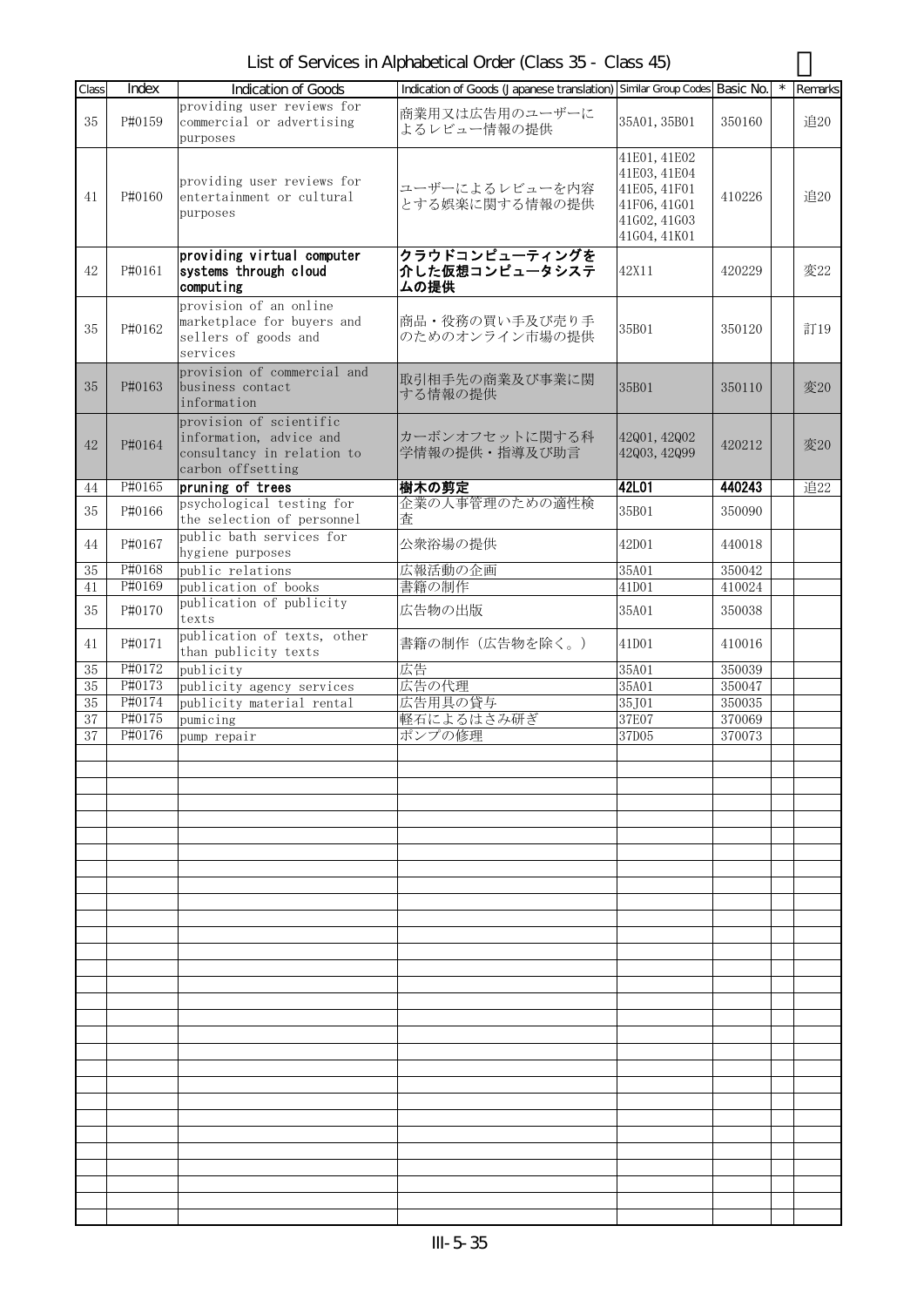# List of Services in Alphabetical Order (Class 35 - Class 45)

| Class | Index | Indication of Goods | Indication of Goods (Japanese translation) | Similar Group Codes | Basic No. | * | Remarks |
|---|---|---|---|---|---|---|---|
| 35 | P#0159 | providing user reviews for commercial or advertising purposes | 商業用又は広告用のユーザーによるレビュー情報の提供 | 35A01, 35B01 | 350160 | | 追20 |
| 41 | P#0160 | providing user reviews for entertainment or cultural purposes | ユーザーによるレビューを内容とする娯楽に関する情報の提供 | 41E01, 41E02 41E03, 41E04 41E05, 41F01 41F06, 41G01 41G02, 41G03 41G04, 41K01 | 410226 | | 追20 |
| 42 | P#0161 | **providing virtual computer systems through cloud computing** | **クラウドコンピューティングを介した仮想コンピュータシステムの提供** | 42X11 | 420229 | | 変22 |
| 35 | P#0162 | provision of an online marketplace for buyers and sellers of goods and services | 商品・役務の買い手及び売り手のためのオンライン市場の提供 | 35B01 | 350120 | | 訂19 |
| 35 | P#0163 | provision of commercial and business contact information | 取引相手先の商業及び事業に関する情報の提供 | 35B01 | 350110 | | 変20 |
| 42 | P#0164 | provision of scientific information, advice and consultancy in relation to carbon offsetting | カーボンオフセットに関する科学情報の提供・指導及び助言 | 42Q01, 42Q02 42Q03, 42Q99 | 420212 | | 変20 |
| 44 | P#0165 | **pruning of trees** | **樹木の剪定** | **42L01** | **440243** | | 追22 |
| 35 | P#0166 | psychological testing for the selection of personnel | 企業の人事管理のための適性検査 | 35B01 | 350090 | | |
| 44 | P#0167 | public bath services for hygiene purposes | 公衆浴場の提供 | 42D01 | 440018 | | |
| 35 | P#0168 | public relations | 広報活動の企画 | 35A01 | 350042 | | |
| 41 | P#0169 | publication of books | 書籍の制作 | 41D01 | 410024 | | |
| 35 | P#0170 | publication of publicity texts | 広告物の出版 | 35A01 | 350038 | | |
| 41 | P#0171 | publication of texts, other than publicity texts | 書籍の制作（広告物を除く。） | 41D01 | 410016 | | |
| 35 | P#0172 | publicity | 広告 | 35A01 | 350039 | | |
| 35 | P#0173 | publicity agency services | 広告の代理 | 35A01 | 350047 | | |
| 35 | P#0174 | publicity material rental | 広告用具の貸与 | 35J01 | 350035 | | |
| 37 | P#0175 | pumicing | 軽石によるはさみ研ぎ | 37E07 | 370069 | | |
| 37 | P#0176 | pump repair | ポンプの修理 | 37D05 | 370073 | | |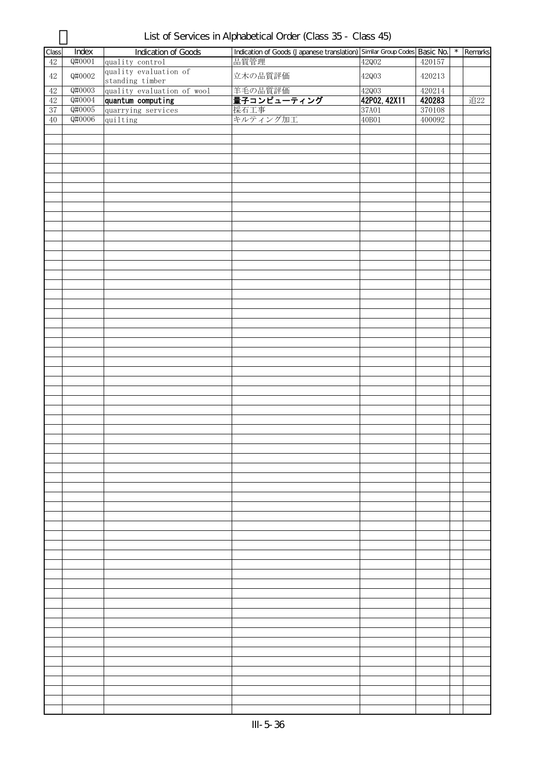# Q

List of Services in Alphabetical Order (Class 35 - Class 45)

| Class | Index | Indication of Goods | Indication of Goods (Japanese translation) | Similar Group Codes | Basic No. | * | Remarks |
|---|---|---|---|---|---|---|---|
| 42 | Q#0001 | quality control | 品質管理 | 42Q02 | 420157 | | |
| 42 | Q#0002 | quality evaluation of standing timber | 立木の品質評価 | 42Q03 | 420213 | | |
| 42 | Q#0003 | quality evaluation of wool | 羊毛の品質評価 | 42Q03 | 420214 | | |
| 42 | Q#0004 | **quantum computing** | **量子コンピューティング** | **42P02, 42X11** | **420283** | | 追22 |
| 37 | Q#0005 | quarrying services | 採石工事 | 37A01 | 370108 | | |
| 40 | Q#0006 | quilting | キルティング加工 | 40B01 | 400092 | | |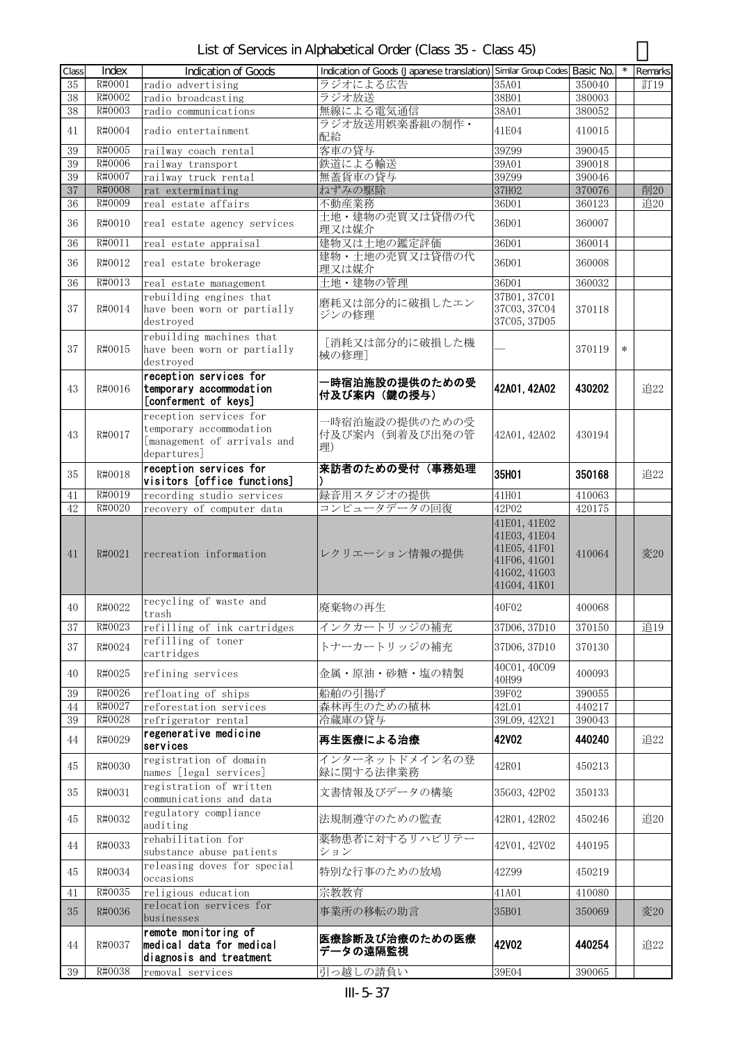# List of Services in Alphabetical Order (Class 35 - Class 45)

| Class | Index | Indication of Goods | Indication of Goods (Japanese translation) | Similar Group Codes | Basic No. | * | Remarks |
|---|---|---|---|---|---|---|---|
| 35 | R#0001 | radio advertising | ラジオによる広告 | 35A01 | 350040 | | 訂19 |
| 38 | R#0002 | radio broadcasting | ラジオ放送 | 38B01 | 380003 | | |
| 38 | R#0003 | radio communications | 無線による電気通信 | 38A01 | 380052 | | |
| 41 | R#0004 | radio entertainment | ラジオ放送用娯楽番組の制作・配給 | 41E04 | 410015 | | |
| 39 | R#0005 | railway coach rental | 客車の貸与 | 39Z99 | 390045 | | |
| 39 | R#0006 | railway transport | 鉄道による輸送 | 39A01 | 390018 | | |
| 39 | R#0007 | railway truck rental | 無蓋貨車の貸与 | 39Z99 | 390046 | | |
| 37 | R#0008 | rat exterminating | ねずみの駆除 | 37H02 | 370076 | | 削20 |
| 36 | R#0009 | real estate affairs | 不動産業務 | 36D01 | 360123 | | 追20 |
| 36 | R#0010 | real estate agency services | 土地・建物の売買又は貸借の代理又は媒介 | 36D01 | 360007 | | |
| 36 | R#0011 | real estate appraisal | 建物又は土地の鑑定評価 | 36D01 | 360014 | | |
| 36 | R#0012 | real estate brokerage | 建物・土地の売買又は貸借の代理又は媒介 | 36D01 | 360008 | | |
| 36 | R#0013 | real estate management | 土地・建物の管理 | 36D01 | 360032 | | |
| 37 | R#0014 | rebuilding engines that have been worn or partially destroyed | 磨耗又は部分的に破損したエンジンの修理 | 37B01, 37C01 37C03, 37C04 37C05, 37D05 | 370118 | | |
| 37 | R#0015 | rebuilding machines that have been worn or partially destroyed | ［消耗又は部分的に破損した機械の修理］ | — | 370119 | * | |
| 43 | R#0016 | **reception services for temporary accommodation [conferment of keys]** | **一時宿泊施設の提供のための受付及び案内（鍵の授与）** | **42A01, 42A02** | **430202** | | 追22 |
| 43 | R#0017 | reception services for temporary accommodation [management of arrivals and departures] | 一時宿泊施設の提供のための受付及び案内（到着及び出発の管理） | 42A01, 42A02 | 430194 | | |
| 35 | R#0018 | **reception services for visitors [office functions]** | **来訪者のための受付（事務処理）** | **35H01** | **350168** | | 追22 |
| 41 | R#0019 | recording studio services | 録音用スタジオの提供 | 41H01 | 410063 | | |
| 42 | R#0020 | recovery of computer data | コンピュータデータの回復 | 42P02 | 420175 | | |
| 41 | R#0021 | recreation information | レクリエーション情報の提供 | 41E01, 41E02 41E03, 41E04 41E05, 41F01 41F06, 41G01 41G02, 41G03 41G04, 41K01 | 410064 | | 変20 |
| 40 | R#0022 | recycling of waste and trash | 廃棄物の再生 | 40F02 | 400068 | | |
| 37 | R#0023 | refilling of ink cartridges | インクカートリッジの補充 | 37D06, 37D10 | 370150 | | 追19 |
| 37 | R#0024 | refilling of toner cartridges | トナーカートリッジの補充 | 37D06, 37D10 | 370130 | | |
| 40 | R#0025 | refining services | 金属・原油・砂糖・塩の精製 | 40C01, 40C09 40H99 | 400093 | | |
| 39 | R#0026 | refloating of ships | 船舶の引揚げ | 39F02 | 390055 | | |
| 44 | R#0027 | reforestation services | 森林再生のための植林 | 42L01 | 440217 | | |
| 39 | R#0028 | refrigerator rental | 冷蔵庫の貸与 | 39L09, 42X21 | 390043 | | |
| 44 | R#0029 | **regenerative medicine services** | **再生医療による治療** | **42V02** | **440240** | | 追22 |
| 45 | R#0030 | registration of domain names [legal services] | インターネットドメイン名の登録に関する法律事務 | 42R01 | 450213 | | |
| 35 | R#0031 | registration of written communications and data | 文書情報及びデータの構築 | 35G03, 42P02 | 350133 | | |
| 45 | R#0032 | regulatory compliance auditing | 法規制遵守のための監査 | 42R01, 42R02 | 450246 | | 追20 |
| 44 | R#0033 | rehabilitation for substance abuse patients | 薬物患者に対するリハビリテーション | 42V01, 42V02 | 440195 | | |
| 45 | R#0034 | releasing doves for special occasions | 特別な行事のための放鳩 | 42Z99 | 450219 | | |
| 41 | R#0035 | religious education | 宗教教育 | 41A01 | 410080 | | |
| 35 | R#0036 | relocation services for businesses | 事業所の移転の助言 | 35B01 | 350069 | | 変20 |
| 44 | R#0037 | **remote monitoring of medical data for medical diagnosis and treatment** | **医療診断及び治療のための医療データの遠隔監視** | **42V02** | **440254** | | 追22 |
| 39 | R#0038 | removal services | 引っ越しの請負い | 39E04 | 390065 | | |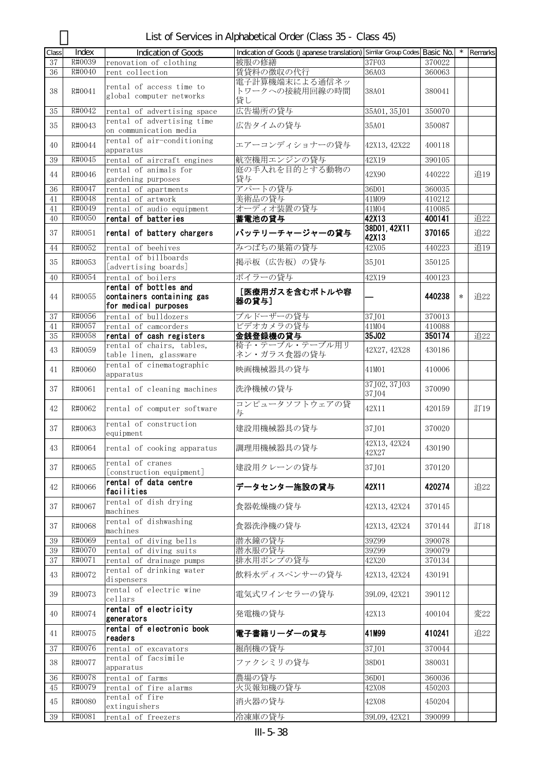# List of Services in Alphabetical Order (Class 35 - Class 45)

| Class | Index | Indication of Goods | Indication of Goods (Japanese translation) | Similar Group Codes | Basic No. | * | Remarks |
|---|---|---|---|---|---|---|---|
| 37 | R#0039 | renovation of clothing | 被服の修繕 | 37F03 | 370022 | | |
| 36 | R#0040 | rent collection | 賃貸料の徴収の代行 | 36A03 | 360063 | | |
| 38 | R#0041 | rental of access time to global computer networks | 電子計算機端末による通信ネットワークへの接続用回線の時間貸し | 38A01 | 380041 | | |
| 35 | R#0042 | rental of advertising space | 広告場所の貸与 | 35A01, 35J01 | 350070 | | |
| 35 | R#0043 | rental of advertising time on communication media | 広告タイムの貸与 | 35A01 | 350087 | | |
| 40 | R#0044 | rental of air-conditioning apparatus | エアーコンディショナーの貸与 | 42X13, 42X22 | 400118 | | |
| 39 | R#0045 | rental of aircraft engines | 航空機用エンジンの貸与 | 42X19 | 390105 | | |
| 44 | R#0046 | rental of animals for gardening purposes | 庭の手入れを目的とする動物の貸与 | 42X90 | 440222 | | 追19 |
| 36 | R#0047 | rental of apartments | アパートの貸与 | 36D01 | 360035 | | |
| 41 | R#0048 | rental of artwork | 美術品の貸与 | 41M09 | 410212 | | |
| 41 | R#0049 | rental of audio equipment | オーディオ装置の貸与 | 41M04 | 410085 | | |
| 40 | R#0050 | **rental of batteries** | **蓄電池の貸与** | **42X13** | **400141** | | 追22 |
| 37 | R#0051 | **rental of battery chargers** | **バッテリーチャージャーの貸与** | **38D01, 42X11 42X13** | **370165** | | 追22 |
| 44 | R#0052 | rental of beehives | みつばちの巣箱の貸与 | 42X05 | 440223 | | 追19 |
| 35 | R#0053 | rental of billboards [advertising boards] | 掲示板（広告板）の貸与 | 35J01 | 350125 | | |
| 40 | R#0054 | rental of boilers | ボイラーの貸与 | 42X19 | 400123 | | |
| 44 | R#0055 | **rental of bottles and containers containing gas for medical purposes** | **［医療用ガスを含むボトルや容器の貸与］** | **—** | **440238** | * | 追22 |
| 37 | R#0056 | rental of bulldozers | ブルドーザーの貸与 | 37J01 | 370013 | | |
| 41 | R#0057 | rental of camcorders | ビデオカメラの貸与 | 41M04 | 410088 | | |
| 35 | R#0058 | **rental of cash registers** | **金銭登録機の貸与** | **35J02** | **350174** | | 追22 |
| 43 | R#0059 | rental of chairs, tables, table linen, glassware | 椅子・テーブル・テーブル用リネン・ガラス食器の貸与 | 42X27, 42X28 | 430186 | | |
| 41 | R#0060 | rental of cinematographic apparatus | 映画機械器具の貸与 | 41M01 | 410006 | | |
| 37 | R#0061 | rental of cleaning machines | 洗浄機械の貸与 | 37J02, 37J03 37J04 | 370090 | | |
| 42 | R#0062 | rental of computer software | コンピュータソフトウェアの貸与 | 42X11 | 420159 | | 訂19 |
| 37 | R#0063 | rental of construction equipment | 建設用機械器具の貸与 | 37J01 | 370020 | | |
| 43 | R#0064 | rental of cooking apparatus | 調理用機械器具の貸与 | 42X13, 42X24 42X27 | 430190 | | |
| 37 | R#0065 | rental of cranes [construction equipment] | 建設用クレーンの貸与 | 37J01 | 370120 | | |
| 42 | R#0066 | **rental of data centre facilities** | **データセンター施設の貸与** | **42X11** | **420274** | | 追22 |
| 37 | R#0067 | rental of dish drying machines | 食器乾燥機の貸与 | 42X13, 42X24 | 370145 | | |
| 37 | R#0068 | rental of dishwashing machines | 食器洗浄機の貸与 | 42X13, 42X24 | 370144 | | 訂18 |
| 39 | R#0069 | rental of diving bells | 潜水鐘の貸与 | 39Z99 | 390078 | | |
| 39 | R#0070 | rental of diving suits | 潜水服の貸与 | 39Z99 | 390079 | | |
| 37 | R#0071 | rental of drainage pumps | 排水用ポンプの貸与 | 42X20 | 370134 | | |
| 43 | R#0072 | rental of drinking water dispensers | 飲料水ディスペンサーの貸与 | 42X13, 42X24 | 430191 | | |
| 39 | R#0073 | rental of electric wine cellars | 電気式ワインセラーの貸与 | 39L09, 42X21 | 390112 | | |
| 40 | R#0074 | **rental of electricity generators** | 発電機の貸与 | 42X13 | 400104 | | 変22 |
| 41 | R#0075 | **rental of electronic book readers** | **電子書籍リーダーの貸与** | **41M99** | **410241** | | 追22 |
| 37 | R#0076 | rental of excavators | 掘削機の貸与 | 37J01 | 370044 | | |
| 38 | R#0077 | rental of facsimile apparatus | ファクシミリの貸与 | 38D01 | 380031 | | |
| 36 | R#0078 | rental of farms | 農場の貸与 | 36D01 | 360036 | | |
| 45 | R#0079 | rental of fire alarms | 火災報知機の貸与 | 42X08 | 450203 | | |
| 45 | R#0080 | rental of fire extinguishers | 消火器の貸与 | 42X08 | 450204 | | |
| 39 | R#0081 | rental of freezers | 冷凍庫の貸与 | 39L09, 42X21 | 390099 | | |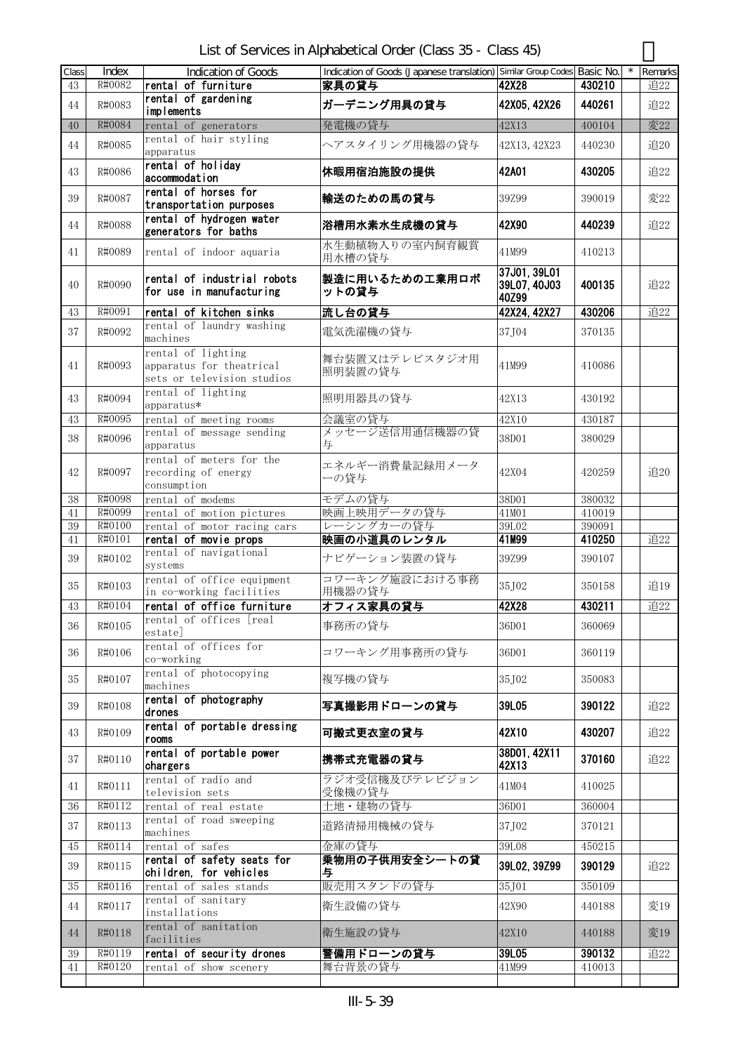List of Services in Alphabetical Order (Class 35 - Class 45)

| Class | Index | Indication of Goods | Indication of Goods (Japanese translation) | Similar Group Codes | Basic No. | * | Remarks |
|---|---|---|---|---|---|---|---|
| 43 | R#0082 | rental of furniture | 家具の貸与 | 42X28 | 430210 | | 追22 |
| 44 | R#0083 | rental of gardening implements | ガーデニング用具の貸与 | 42X05, 42X26 | 440261 | | 追22 |
| 40 | R#0084 | rental of generators | 発電機の貸与 | 42X13 | 400104 | | 変22 |
| 44 | R#0085 | rental of hair styling apparatus | ヘアスタイリング用機器の貸与 | 42X13, 42X23 | 440230 | | 追20 |
| 43 | R#0086 | rental of holiday accommodation | 休暇用宿泊施設の提供 | 42A01 | 430205 | | 追22 |
| 39 | R#0087 | rental of horses for transportation purposes | 輸送のための馬の貸与 | 39Z99 | 390019 | | 変22 |
| 44 | R#0088 | rental of hydrogen water generators for baths | 浴槽用水素水生成機の貸与 | 42X90 | 440239 | | 追22 |
| 41 | R#0089 | rental of indoor aquaria | 水生動植物入りの室内飼育観賞用水槽の貸与 | 41M99 | 410213 | | |
| 40 | R#0090 | rental of industrial robots for use in manufacturing | 製造に用いるための工業用ロボットの貸与 | 37J01, 39L01 39L07, 40J03 40Z99 | 400135 | | 追22 |
| 43 | R#0091 | rental of kitchen sinks | 流し台の貸与 | 42X24, 42X27 | 430206 | | 追22 |
| 37 | R#0092 | rental of laundry washing machines | 電気洗濯機の貸与 | 37J04 | 370135 | | |
| 41 | R#0093 | rental of lighting apparatus for theatrical sets or television studios | 舞台装置又はテレビスタジオ用照明装置の貸与 | 41M99 | 410086 | | |
| 43 | R#0094 | rental of lighting apparatus* | 照明用器具の貸与 | 42X13 | 430192 | | |
| 43 | R#0095 | rental of meeting rooms | 会議室の貸与 | 42X10 | 430187 | | |
| 38 | R#0096 | rental of message sending apparatus | メッセージ送信用通信機器の貸与 | 38D01 | 380029 | | |
| 42 | R#0097 | rental of meters for the recording of energy consumption | エネルギー消費量記録用メーターの貸与 | 42X04 | 420259 | | 追20 |
| 38 | R#0098 | rental of modems | モデムの貸与 | 38D01 | 380032 | | |
| 41 | R#0099 | rental of motion pictures | 映画上映用データの貸与 | 41M01 | 410019 | | |
| 39 | R#0100 | rental of motor racing cars | レーシングカーの貸与 | 39L02 | 390091 | | |
| 41 | R#0101 | rental of movie props | 映画の小道具のレンタル | 41M99 | 410250 | | 追22 |
| 39 | R#0102 | rental of navigational systems | ナビゲーション装置の貸与 | 39Z99 | 390107 | | |
| 35 | R#0103 | rental of office equipment in co-working facilities | コワーキング施設における事務用機器の貸与 | 35J02 | 350158 | | 追19 |
| 43 | R#0104 | rental of office furniture | オフィス家具の貸与 | 42X28 | 430211 | | 追22 |
| 36 | R#0105 | rental of offices [real estate] | 事務所の貸与 | 36D01 | 360069 | | |
| 36 | R#0106 | rental of offices for co-working | コワーキング用事務所の貸与 | 36D01 | 360119 | | |
| 35 | R#0107 | rental of photocopying machines | 複写機の貸与 | 35J02 | 350083 | | |
| 39 | R#0108 | rental of photography drones | 写真撮影用ドローンの貸与 | 39L05 | 390122 | | 追22 |
| 43 | R#0109 | rental of portable dressing rooms | 可搬式更衣室の貸与 | 42X10 | 430207 | | 追22 |
| 37 | R#0110 | rental of portable power chargers | 携帯式充電器の貸与 | 38D01, 42X11 42X13 | 370160 | | 追22 |
| 41 | R#0111 | rental of radio and television sets | ラジオ受信機及びテレビジョン受像機の貸与 | 41M04 | 410025 | | |
| 36 | R#0112 | rental of real estate | 土地・建物の貸与 | 36D01 | 360004 | | |
| 37 | R#0113 | rental of road sweeping machines | 道路清掃用機械の貸与 | 37J02 | 370121 | | |
| 45 | R#0114 | rental of safes | 金庫の貸与 | 39L08 | 450215 | | |
| 39 | R#0115 | rental of safety seats for children, for vehicles | 乗物用の子供用安全シートの貸与 | 39L02, 39Z99 | 390129 | | 追22 |
| 35 | R#0116 | rental of sales stands | 販売用スタンドの貸与 | 35J01 | 350109 | | |
| 44 | R#0117 | rental of sanitary installations | 衛生設備の貸与 | 42X90 | 440188 | | 変19 |
| 44 | R#0118 | rental of sanitation facilities | 衛生施設の貸与 | 42X10 | 440188 | | 変19 |
| 39 | R#0119 | rental of security drones | 警備用ドローンの貸与 | 39L05 | 390132 | | 追22 |
| 41 | R#0120 | rental of show scenery | 舞台背景の貸与 | 41M99 | 410013 | | |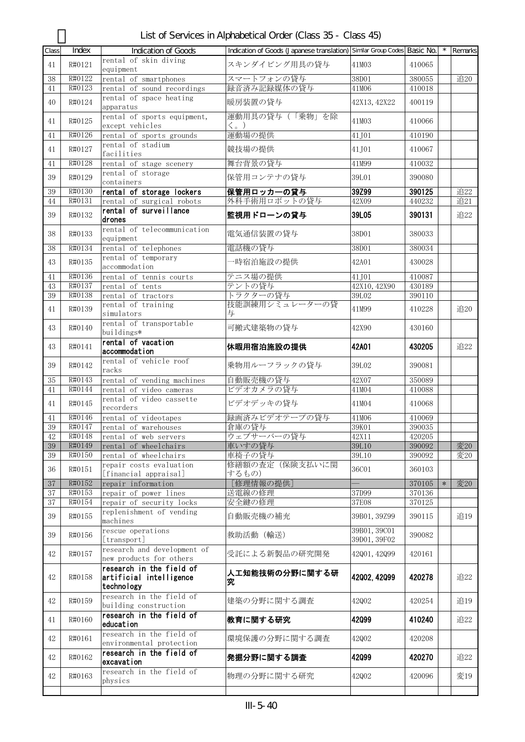# List of Services in Alphabetical Order (Class 35 - Class 45)

| Class | Index | Indication of Goods | Indication of Goods (Japanese translation) | Similar Group Codes | Basic No. | * | Remarks |
|---|---|---|---|---|---|---|---|
| 41 | R#0121 | rental of skin diving equipment | スキンダイビング用具の貸与 | 41M03 | 410065 | | |
| 38 | R#0122 | rental of smartphones | スマートフォンの貸与 | 38D01 | 380055 | | 追20 |
| 41 | R#0123 | rental of sound recordings | 録音済み記録媒体の貸与 | 41M06 | 410018 | | |
| 40 | R#0124 | rental of space heating apparatus | 暖房装置の貸与 | 42X13, 42X22 | 400119 | | |
| 41 | R#0125 | rental of sports equipment, except vehicles | 運動用具の貸与（「乗物」を除く。） | 41M03 | 410066 | | |
| 41 | R#0126 | rental of sports grounds | 運動場の提供 | 41J01 | 410190 | | |
| 41 | R#0127 | rental of stadium facilities | 競技場の提供 | 41J01 | 410067 | | |
| 41 | R#0128 | rental of stage scenery | 舞台背景の貸与 | 41M99 | 410032 | | |
| 39 | R#0129 | rental of storage containers | 保管用コンテナの貸与 | 39L01 | 390080 | | |
| 39 | R#0130 | **rental of storage lockers** | **保管用ロッカーの貸与** | **39Z99** | **390125** | | 追22 |
| 44 | R#0131 | rental of surgical robots | 外科手術用ロボットの貸与 | 42X09 | 440232 | | 追21 |
| 39 | R#0132 | **rental of surveillance drones** | **監視用ドローンの貸与** | **39L05** | **390131** | | 追22 |
| 38 | R#0133 | rental of telecommunication equipment | 電気通信装置の貸与 | 38D01 | 380033 | | |
| 38 | R#0134 | rental of telephones | 電話機の貸与 | 38D01 | 380034 | | |
| 43 | R#0135 | rental of temporary accommodation | 一時宿泊施設の提供 | 42A01 | 430028 | | |
| 41 | R#0136 | rental of tennis courts | テニス場の提供 | 41J01 | 410087 | | |
| 43 | R#0137 | rental of tents | テントの貸与 | 42X10, 42X90 | 430189 | | |
| 39 | R#0138 | rental of tractors | トラクターの貸与 | 39L02 | 390110 | | |
| 41 | R#0139 | rental of training simulators | 技能訓練用シミュレーターの貸与 | 41M99 | 410228 | | 追20 |
| 43 | R#0140 | rental of transportable buildings* | 可搬式建築物の貸与 | 42X90 | 430160 | | |
| 43 | R#0141 | **rental of vacation accommodation** | **休暇用宿泊施設の提供** | **42A01** | **430205** | | 追22 |
| 39 | R#0142 | rental of vehicle roof racks | 乗物用ルーフラックの貸与 | 39L02 | 390081 | | |
| 35 | R#0143 | rental of vending machines | 自動販売機の貸与 | 42X07 | 350089 | | |
| 41 | R#0144 | rental of video cameras | ビデオカメラの貸与 | 41M04 | 410088 | | |
| 41 | R#0145 | rental of video cassette recorders | ビデオデッキの貸与 | 41M04 | 410068 | | |
| 41 | R#0146 | rental of videotapes | 録画済みビデオテープの貸与 | 41M06 | 410069 | | |
| 39 | R#0147 | rental of warehouses | 倉庫の貸与 | 39K01 | 390035 | | |
| 42 | R#0148 | rental of web servers | ウェブサーバーの貸与 | 42X11 | 420205 | | |
| 39 | R#0149 | rental of wheelchairs | 車いすの貸与 | 39L10 | 390092 | | 変20 |
| 39 | R#0150 | rental of wheelchairs | 車椅子の貸与 | 39L10 | 390092 | | 変20 |
| 36 | R#0151 | repair costs evaluation [financial appraisal] | 修繕額の査定（保険支払いに関するもの） | 36C01 | 360103 | | |
| 37 | R#0152 | repair information | ［修理情報の提供］ | — | 370105 | * | 変20 |
| 37 | R#0153 | repair of power lines | 送電線の修理 | 37D99 | 370136 | | |
| 37 | R#0154 | repair of security locks | 安全鍵の修理 | 37E08 | 370125 | | |
| 39 | R#0155 | replenishment of vending machines | 自動販売機の補充 | 39B01, 39Z99 | 390115 | | 追19 |
| 39 | R#0156 | rescue operations [transport] | 救助活動（輸送） | 39B01, 39C01 39D01, 39F02 | 390082 | | |
| 42 | R#0157 | research and development of new products for others | 受託による新製品の研究開発 | 42Q01, 42Q99 | 420161 | | |
| 42 | R#0158 | **research in the field of artificial intelligence technology** | **人工知能技術の分野に関する研究** | **42Q02, 42Q99** | **420278** | | 追22 |
| 42 | R#0159 | research in the field of building construction | 建築の分野に関する調査 | 42Q02 | 420254 | | 追19 |
| 41 | R#0160 | **research in the field of education** | **教育に関する研究** | **42Q99** | **410240** | | 追22 |
| 42 | R#0161 | research in the field of environmental protection | 環境保護の分野に関する調査 | 42Q02 | 420208 | | |
| 42 | R#0162 | **research in the field of excavation** | **発掘分野に関する調査** | **42Q99** | **420270** | | 追22 |
| 42 | R#0163 | research in the field of physics | 物理の分野に関する研究 | 42Q02 | 420096 | | 変19 |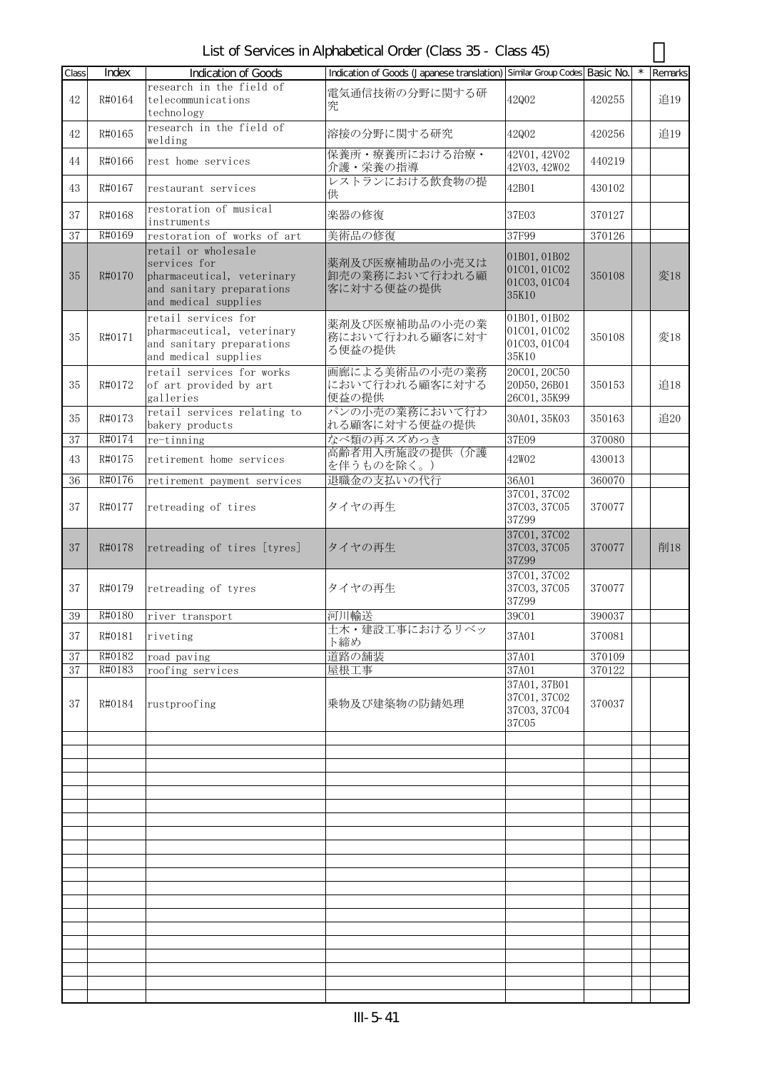# List of Services in Alphabetical Order (Class 35 - Class 45)

| Class | Index | Indication of Goods | Indication of Goods (Japanese translation) | Similar Group Codes | Basic No. | * | Remarks |
|---|---|---|---|---|---|---|---|
| 42 | R#0164 | research in the field of telecommunications technology | 電気通信技術の分野に関する研究 | 42Q02 | 420255 | | 追19 |
| 42 | R#0165 | research in the field of welding | 溶接の分野に関する研究 | 42Q02 | 420256 | | 追19 |
| 44 | R#0166 | rest home services | 保養所・療養所における治療・介護・栄養の指導 | 42V01, 42V02 42V03, 42W02 | 440219 | | |
| 43 | R#0167 | restaurant services | レストランにおける飲食物の提供 | 42B01 | 430102 | | |
| 37 | R#0168 | restoration of musical instruments | 楽器の修復 | 37E03 | 370127 | | |
| 37 | R#0169 | restoration of works of art | 美術品の修復 | 37F99 | 370126 | | |
| 35 | R#0170 | retail or wholesale services for pharmaceutical, veterinary and sanitary preparations and medical supplies | 薬剤及び医療補助品の小売又は卸売の業務において行われる顧客に対する便益の提供 | 01B01, 01B02 01C01, 01C02 01C03, 01C04 35K10 | 350108 | | 変18 |
| 35 | R#0171 | retail services for pharmaceutical, veterinary and sanitary preparations and medical supplies | 薬剤及び医療補助品の小売の業務において行われる顧客に対する便益の提供 | 01B01, 01B02 01C01, 01C02 01C03, 01C04 35K10 | 350108 | | 変18 |
| 35 | R#0172 | retail services for works of art provided by art galleries | 画廊による美術品の小売の業務において行われる顧客に対する便益の提供 | 20C01, 20C50 20D50, 26B01 26C01, 35K99 | 350153 | | 追18 |
| 35 | R#0173 | retail services relating to bakery products | パンの小売の業務において行われる顧客に対する便益の提供 | 30A01, 35K03 | 350163 | | 追20 |
| 37 | R#0174 | re-tinning | なべ類の再スズめっき | 37E09 | 370080 | | |
| 43 | R#0175 | retirement home services | 高齢者用入所施設の提供（介護を伴うものを除く。） | 42W02 | 430013 | | |
| 36 | R#0176 | retirement payment services | 退職金の支払いの代行 | 36A01 | 360070 | | |
| 37 | R#0177 | retreading of tires | タイヤの再生 | 37C01, 37C02 37C03, 37C05 37Z99 | 370077 | | |
| 37 | R#0178 | retreading of tires [tyres] | タイヤの再生 | 37C01, 37C02 37C03, 37C05 37Z99 | 370077 | | 削18 |
| 37 | R#0179 | retreading of tyres | タイヤの再生 | 37C01, 37C02 37C03, 37C05 37Z99 | 370077 | | |
| 39 | R#0180 | river transport | 河川輸送 | 39C01 | 390037 | | |
| 37 | R#0181 | riveting | 土木・建設工事におけるリベット締め | 37A01 | 370081 | | |
| 37 | R#0182 | road paving | 道路の舗装 | 37A01 | 370109 | | |
| 37 | R#0183 | roofing services | 屋根工事 | 37A01 | 370122 | | |
| 37 | R#0184 | rustproofing | 乗物及び建築物の防錆処理 | 37A01, 37B01 37C01, 37C02 37C03, 37C04 37C05 | 370037 | | |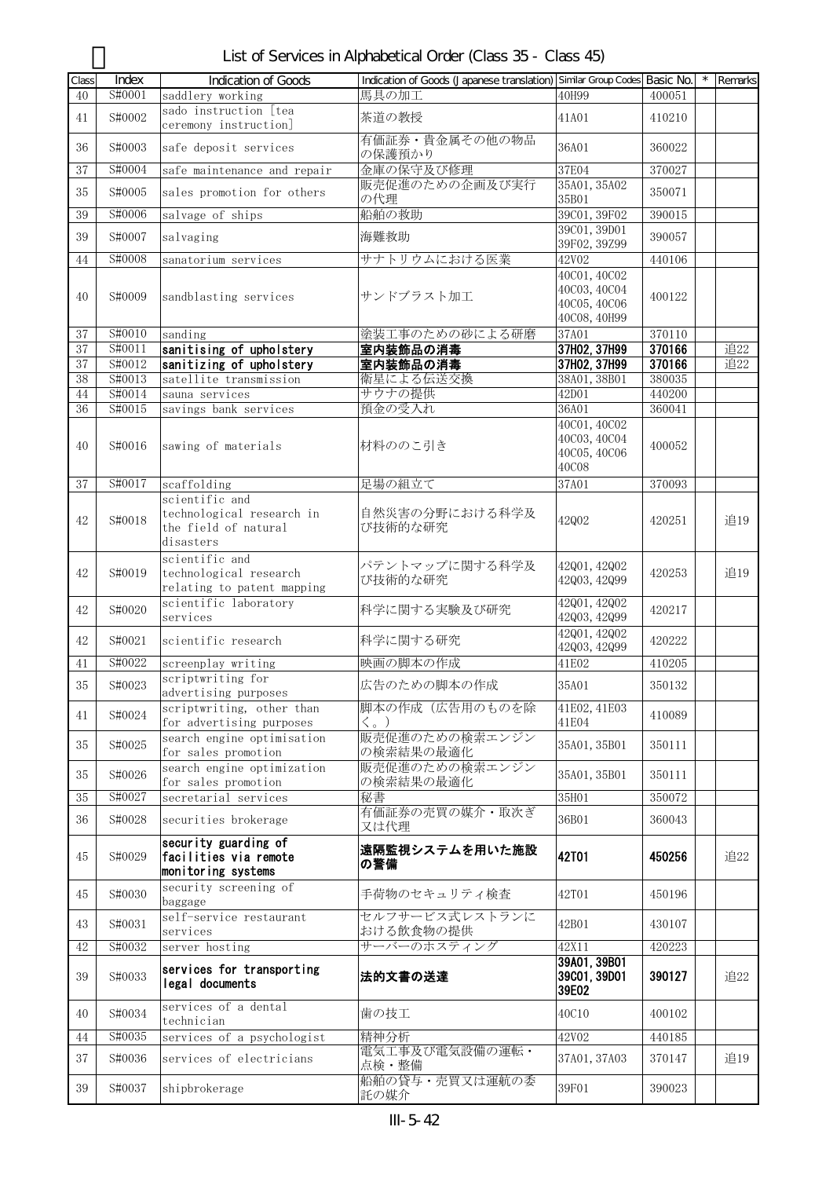# List of Services in Alphabetical Order (Class 35 - Class 45)

| Class | Index | Indication of Goods | Indication of Goods (Japanese translation) | Similar Group Codes | Basic No. | * | Remarks |
|---|---|---|---|---|---|---|---|
| 40 | S#0001 | saddlery working | 馬具の加工 | 40H99 | 400051 | | |
| 41 | S#0002 | sado instruction [tea ceremony instruction] | 茶道の教授 | 41A01 | 410210 | | |
| 36 | S#0003 | safe deposit services | 有価証券・貴金属その他の物品の保護預かり | 36A01 | 360022 | | |
| 37 | S#0004 | safe maintenance and repair | 金庫の保守及び修理 | 37E04 | 370027 | | |
| 35 | S#0005 | sales promotion for others | 販売促進のための企画及び実行の代理 | 35A01, 35A02 35B01 | 350071 | | |
| 39 | S#0006 | salvage of ships | 船舶の救助 | 39C01, 39F02 | 390015 | | |
| 39 | S#0007 | salvaging | 海難救助 | 39C01, 39D01 39F02, 39Z99 | 390057 | | |
| 44 | S#0008 | sanatorium services | サナトリウムにおける医業 | 42V02 | 440106 | | |
| 40 | S#0009 | sandblasting services | サンドブラスト加工 | 40C01, 40C02 40C03, 40C04 40C05, 40C06 40C08, 40H99 | 400122 | | |
| 37 | S#0010 | sanding | 塗装工事のための砂による研磨 | 37A01 | 370110 | | |
| 37 | S#0011 | **sanitising of upholstery** | **室内装飾品の消毒** | **37H02, 37H99** | **370166** | | 追22 |
| 37 | S#0012 | **sanitizing of upholstery** | **室内装飾品の消毒** | **37H02, 37H99** | **370166** | | 追22 |
| 38 | S#0013 | satellite transmission | 衛星による伝送交換 | 38A01, 38B01 | 380035 | | |
| 44 | S#0014 | sauna services | サウナの提供 | 42D01 | 440200 | | |
| 36 | S#0015 | savings bank services | 預金の受入れ | 36A01 | 360041 | | |
| 40 | S#0016 | sawing of materials | 材料ののこ引き | 40C01, 40C02 40C03, 40C04 40C05, 40C06 40C08 | 400052 | | |
| 37 | S#0017 | scaffolding | 足場の組立て | 37A01 | 370093 | | |
| 42 | S#0018 | scientific and technological research in the field of natural disasters | 自然災害の分野における科学及び技術的な研究 | 42Q02 | 420251 | | 追19 |
| 42 | S#0019 | scientific and technological research relating to patent mapping | パテントマップに関する科学及び技術的な研究 | 42Q01, 42Q02 42Q03, 42Q99 | 420253 | | 追19 |
| 42 | S#0020 | scientific laboratory services | 科学に関する実験及び研究 | 42Q01, 42Q02 42Q03, 42Q99 | 420217 | | |
| 42 | S#0021 | scientific research | 科学に関する研究 | 42Q01, 42Q02 42Q03, 42Q99 | 420222 | | |
| 41 | S#0022 | screenplay writing | 映画の脚本の作成 | 41E02 | 410205 | | |
| 35 | S#0023 | scriptwriting for advertising purposes | 広告のための脚本の作成 | 35A01 | 350132 | | |
| 41 | S#0024 | scriptwriting, other than for advertising purposes | 脚本の作成（広告用のものを除く。） | 41E02, 41E03 41E04 | 410089 | | |
| 35 | S#0025 | search engine optimisation for sales promotion | 販売促進のための検索エンジンの検索結果の最適化 | 35A01, 35B01 | 350111 | | |
| 35 | S#0026 | search engine optimization for sales promotion | 販売促進のための検索エンジンの検索結果の最適化 | 35A01, 35B01 | 350111 | | |
| 35 | S#0027 | secretarial services | 秘書 | 35H01 | 350072 | | |
| 36 | S#0028 | securities brokerage | 有価証券の売買の媒介・取次ぎ又は代理 | 36B01 | 360043 | | |
| 45 | S#0029 | **security guarding of facilities via remote monitoring systems** | **遠隔監視システムを用いた施設の警備** | **42T01** | **450256** | | 追22 |
| 45 | S#0030 | security screening of baggage | 手荷物のセキュリティ検査 | 42T01 | 450196 | | |
| 43 | S#0031 | self-service restaurant services | セルフサービス式レストランにおける飲食物の提供 | 42B01 | 430107 | | |
| 42 | S#0032 | server hosting | サーバーのホスティング | 42X11 | 420223 | | |
| 39 | S#0033 | **services for transporting legal documents** | **法的文書の送達** | **39A01, 39B01 39C01, 39D01 39E02** | **390127** | | 追22 |
| 40 | S#0034 | services of a dental technician | 歯の技工 | 40C10 | 400102 | | |
| 44 | S#0035 | services of a psychologist | 精神分析 | 42V02 | 440185 | | |
| 37 | S#0036 | services of electricians | 電気工事及び電気設備の運転・点検・整備 | 37A01, 37A03 | 370147 | | 追19 |
| 39 | S#0037 | shipbrokerage | 船舶の貸与・売買又は運航の委託の媒介 | 39F01 | 390023 | | |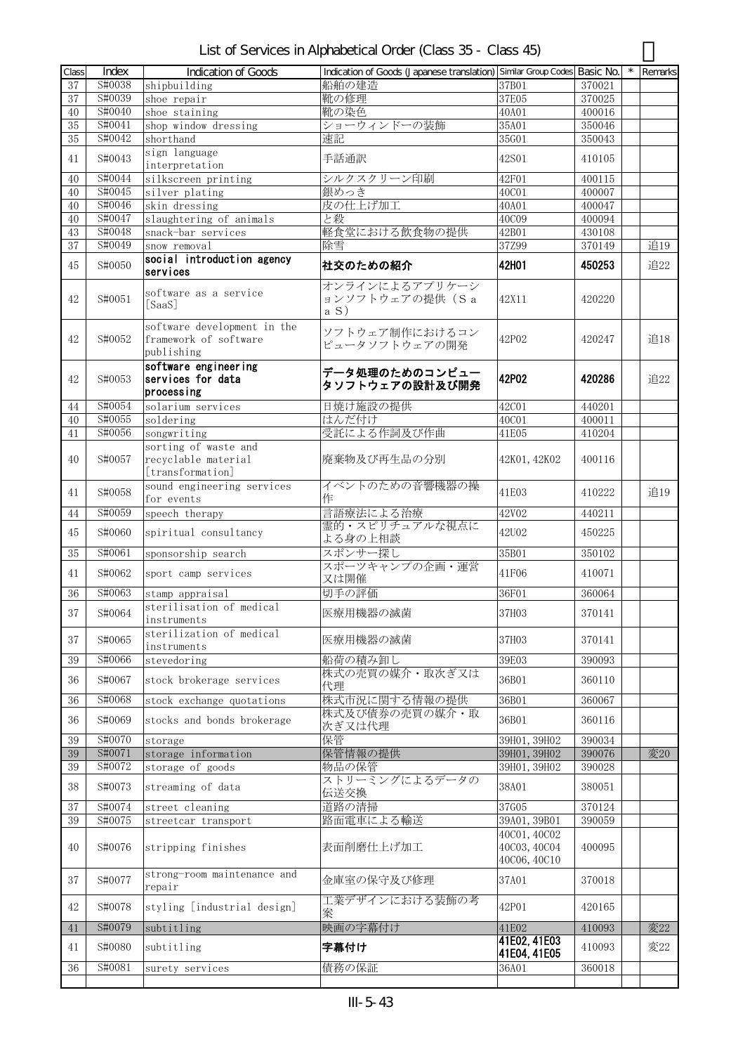# List of Services in Alphabetical Order (Class 35 - Class 45)

| Class | Index | Indication of Goods | Indication of Goods (Japanese translation) | Similar Group Codes | Basic No. | * | Remarks |
|---|---|---|---|---|---|---|---|
| 37 | S#0038 | shipbuilding | 船舶の建造 | 37B01 | 370021 | | |
| 37 | S#0039 | shoe repair | 靴の修理 | 37E05 | 370025 | | |
| 40 | S#0040 | shoe staining | 靴の染色 | 40A01 | 400016 | | |
| 35 | S#0041 | shop window dressing | ショーウィンドーの装飾 | 35A01 | 350046 | | |
| 35 | S#0042 | shorthand | 速記 | 35G01 | 350043 | | |
| 41 | S#0043 | sign language interpretation | 手話通訳 | 42S01 | 410105 | | |
| 40 | S#0044 | silkscreen printing | シルクスクリーン印刷 | 42F01 | 400115 | | |
| 40 | S#0045 | silver plating | 銀めっき | 40C01 | 400007 | | |
| 40 | S#0046 | skin dressing | 皮の仕上げ加工 | 40A01 | 400047 | | |
| 40 | S#0047 | slaughtering of animals | と殺 | 40C09 | 400094 | | |
| 43 | S#0048 | snack-bar services | 軽食堂における飲食物の提供 | 42B01 | 430108 | | |
| 37 | S#0049 | snow removal | 除雪 | 37Z99 | 370149 | | 追19 |
| 45 | S#0050 | **social introduction agency services** | **社交のための紹介** | **42H01** | **450253** | | 追22 |
| 42 | S#0051 | software as a service [SaaS] | オンラインによるアプリケーションソフトウェアの提供（ＳａａＳ） | 42X11 | 420220 | | |
| 42 | S#0052 | software development in the framework of software publishing | ソフトウェア制作におけるコンピュータソフトウェアの開発 | 42P02 | 420247 | | 追18 |
| 42 | S#0053 | **software engineering services for data processing** | **データ処理のためのコンピュータソフトウェアの設計及び開発** | **42P02** | **420286** | | 追22 |
| 44 | S#0054 | solarium services | 日焼け施設の提供 | 42C01 | 440201 | | |
| 40 | S#0055 | soldering | はんだ付け | 40C01 | 400011 | | |
| 41 | S#0056 | songwriting | 受託による作詞及び作曲 | 41E05 | 410204 | | |
| 40 | S#0057 | sorting of waste and recyclable material [transformation] | 廃棄物及び再生品の分別 | 42K01, 42K02 | 400116 | | |
| 41 | S#0058 | sound engineering services for events | イベントのための音響機器の操作 | 41E03 | 410222 | | 追19 |
| 44 | S#0059 | speech therapy | 言語療法による治療 | 42V02 | 440211 | | |
| 45 | S#0060 | spiritual consultancy | 霊的・スピリチュアルな視点による身の上相談 | 42U02 | 450225 | | |
| 35 | S#0061 | sponsorship search | スポンサー探し | 35B01 | 350102 | | |
| 41 | S#0062 | sport camp services | スポーツキャンプの企画・運営又は開催 | 41F06 | 410071 | | |
| 36 | S#0063 | stamp appraisal | 切手の評価 | 36F01 | 360064 | | |
| 37 | S#0064 | sterilisation of medical instruments | 医療用機器の滅菌 | 37H03 | 370141 | | |
| 37 | S#0065 | sterilization of medical instruments | 医療用機器の滅菌 | 37H03 | 370141 | | |
| 39 | S#0066 | stevedoring | 船荷の積み卸し | 39E03 | 390093 | | |
| 36 | S#0067 | stock brokerage services | 株式の売買の媒介・取次ぎ又は代理 | 36B01 | 360110 | | |
| 36 | S#0068 | stock exchange quotations | 株式市況に関する情報の提供 | 36B01 | 360067 | | |
| 36 | S#0069 | stocks and bonds brokerage | 株式及び債券の売買の媒介・取次ぎ又は代理 | 36B01 | 360116 | | |
| 39 | S#0070 | storage | 保管 | 39H01, 39H02 | 390034 | | |
| 39 | S#0071 | storage information | 保管情報の提供 | 39H01, 39H02 | 390076 | | 変20 |
| 39 | S#0072 | storage of goods | 物品の保管 | 39H01, 39H02 | 390028 | | |
| 38 | S#0073 | streaming of data | ストリーミングによるデータの伝送交換 | 38A01 | 380051 | | |
| 37 | S#0074 | street cleaning | 道路の清掃 | 37G05 | 370124 | | |
| 39 | S#0075 | streetcar transport | 路面電車による輸送 | 39A01, 39B01 | 390059 | | |
| 40 | S#0076 | stripping finishes | 表面削磨仕上げ加工 | 40C01, 40C02 40C03, 40C04 40C06, 40C10 | 400095 | | |
| 37 | S#0077 | strong-room maintenance and repair | 金庫室の保守及び修理 | 37A01 | 370018 | | |
| 42 | S#0078 | styling [industrial design] | 工業デザインにおける装飾の考案 | 42P01 | 420165 | | |
| 41 | S#0079 | subtitling | 映画の字幕付け | 41E02 | 410093 | | 変22 |
| 41 | S#0080 | subtitling | **字幕付け** | **41E02, 41E03 41E04, 41E05** | 410093 | | 変22 |
| 36 | S#0081 | surety services | 債務の保証 | 36A01 | 360018 | | |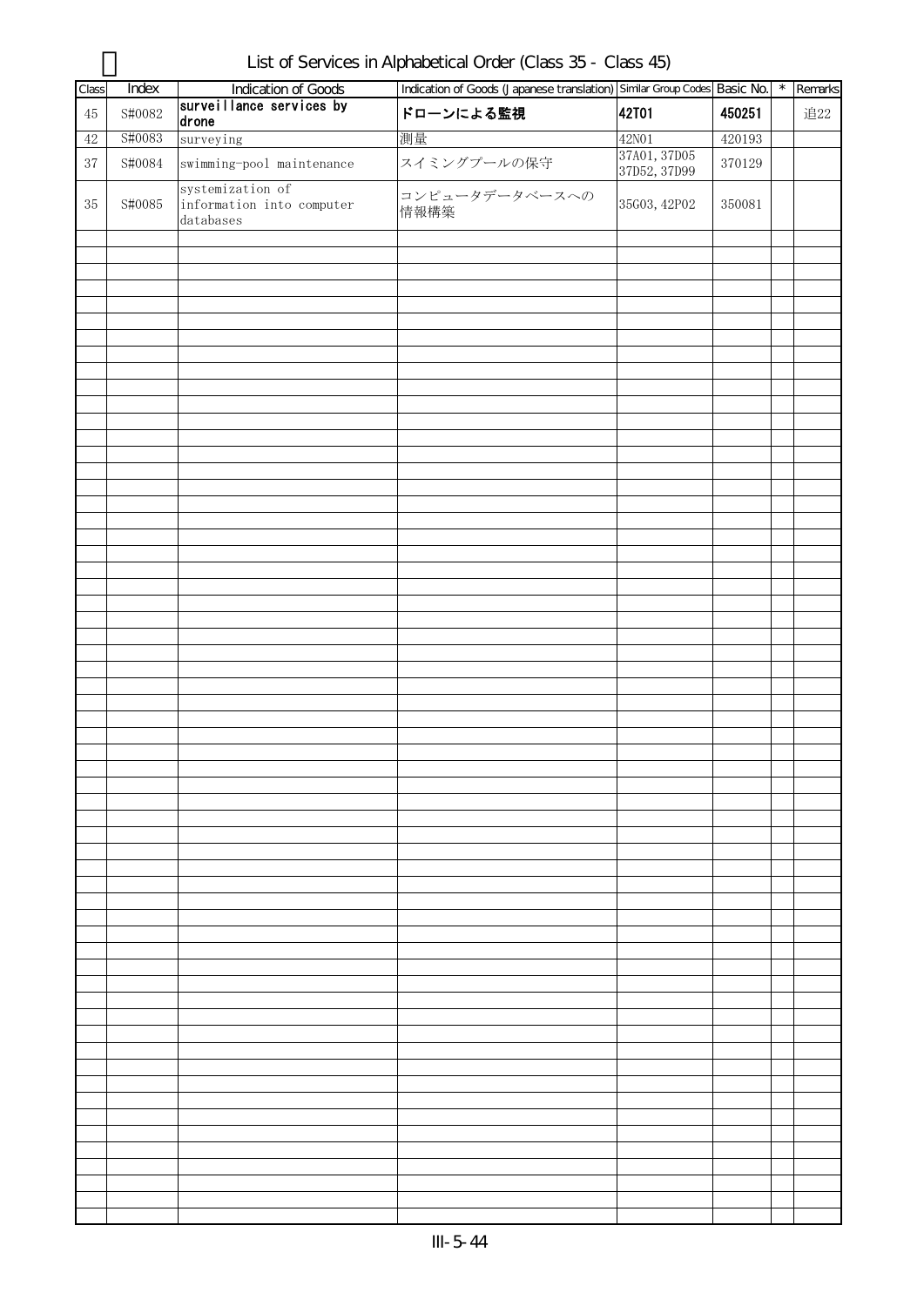# List of Services in Alphabetical Order (Class 35 - Class 45)

| Class | Index | Indication of Goods | Indication of Goods (Japanese translation) | Similar Group Codes | Basic No. | * | Remarks |
|---|---|---|---|---|---|---|---|
| 45 | S#0082 | **surveillance services by drone** | **ドローンによる監視** | **42T01** | **450251** | | 追22 |
| 42 | S#0083 | surveying | 測量 | 42N01 | 420193 | | |
| 37 | S#0084 | swimming-pool maintenance | スイミングプールの保守 | 37A01, 37D05 37D52, 37D99 | 370129 | | |
| 35 | S#0085 | systemization of information into computer databases | コンピュータデータベースへの情報構築 | 35G03, 42P02 | 350081 | | |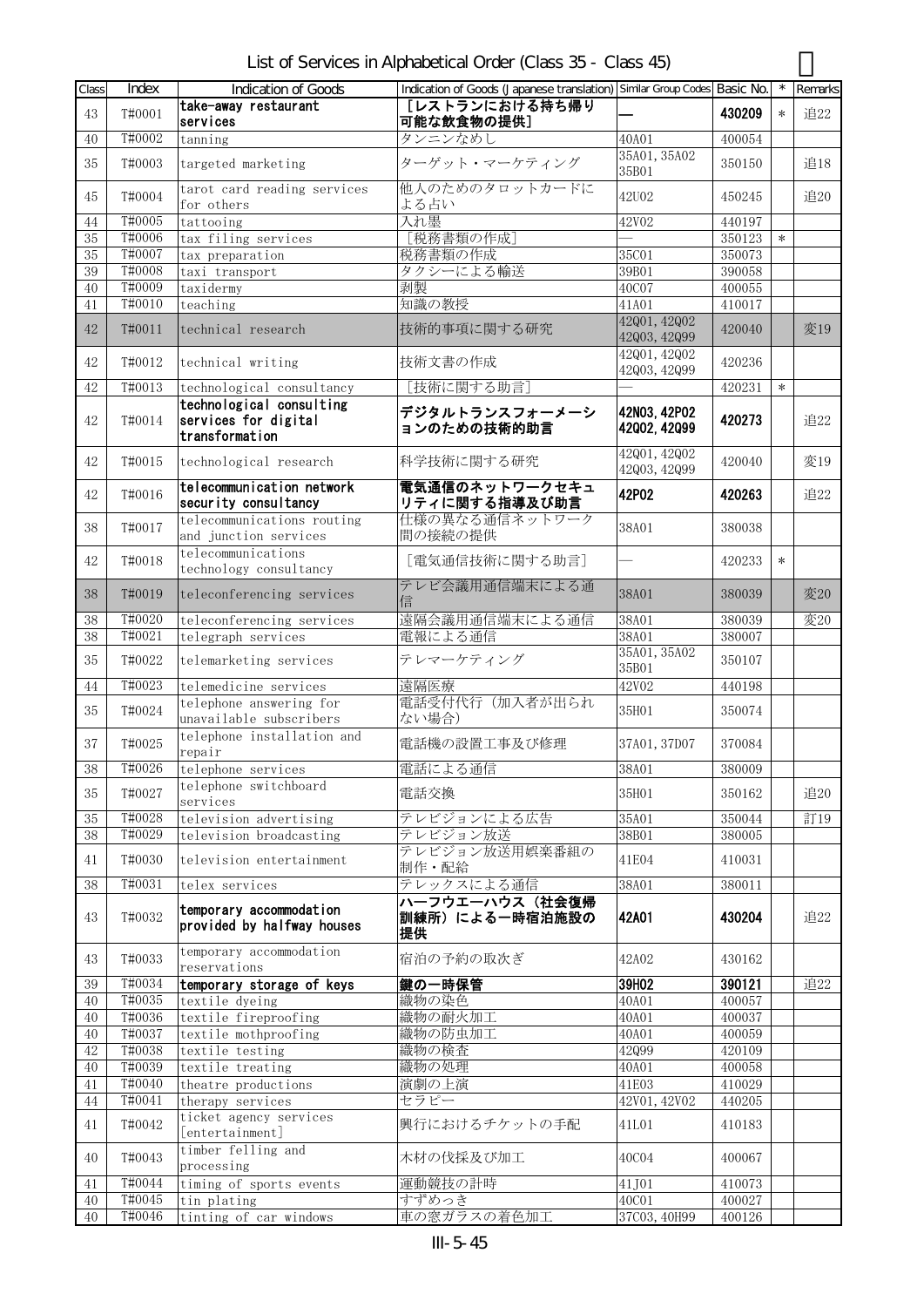# List of Services in Alphabetical Order (Class 35 - Class 45)

| Class | Index | Indication of Goods | Indication of Goods (Japanese translation) | Similar Group Codes | Basic No. | * | Remarks |
|---|---|---|---|---|---|---|---|
| 43 | T#0001 | **take-away restaurant services** | **［レストランにおける持ち帰り可能な飲食物の提供］** | **—** | **430209** | * | 追22 |
| 40 | T#0002 | tanning | タンニンなめし | 40A01 | 400054 | | |
| 35 | T#0003 | targeted marketing | ターゲット・マーケティング | 35A01, 35A02 35B01 | 350150 | | 追18 |
| 45 | T#0004 | tarot card reading services for others | 他人のためのタロットカードによる占い | 42U02 | 450245 | | 追20 |
| 44 | T#0005 | tattooing | 入れ墨 | 42V02 | 440197 | | |
| 35 | T#0006 | tax filing services | ［税務書類の作成］ | — | 350123 | * | |
| 35 | T#0007 | tax preparation | 税務書類の作成 | 35C01 | 350073 | | |
| 39 | T#0008 | taxi transport | タクシーによる輸送 | 39B01 | 390058 | | |
| 40 | T#0009 | taxidermy | 剥製 | 40C07 | 400055 | | |
| 41 | T#0010 | teaching | 知識の教授 | 41A01 | 410017 | | |
| 42 | T#0011 | technical research | 技術的事項に関する研究 | 42Q01, 42Q02 42Q03, 42Q99 | 420040 | | 変19 |
| 42 | T#0012 | technical writing | 技術文書の作成 | 42Q01, 42Q02 42Q03, 42Q99 | 420236 | | |
| 42 | T#0013 | technological consultancy | ［技術に関する助言］ | — | 420231 | * | |
| 42 | T#0014 | **technological consulting services for digital transformation** | **デジタルトランスフォーメーションのための技術的助言** | **42N03, 42P02 42Q02, 42Q99** | **420273** | | 追22 |
| 42 | T#0015 | technological research | 科学技術に関する研究 | 42Q01, 42Q02 42Q03, 42Q99 | 420040 | | 変19 |
| 42 | T#0016 | **telecommunication network security consultancy** | **電気通信のネットワークセキュリティに関する指導及び助言** | **42P02** | **420263** | | 追22 |
| 38 | T#0017 | telecommunications routing and junction services | 仕様の異なる通信ネットワーク間の接続の提供 | 38A01 | 380038 | | |
| 42 | T#0018 | telecommunications technology consultancy | ［電気通信技術に関する助言］ | — | 420233 | * | |
| 38 | T#0019 | teleconferencing services | テレビ会議用通信端末による通信 | 38A01 | 380039 | | 変20 |
| 38 | T#0020 | teleconferencing services | 遠隔会議用通信端末による通信 | 38A01 | 380039 | | 変20 |
| 38 | T#0021 | telegraph services | 電報による通信 | 38A01 | 380007 | | |
| 35 | T#0022 | telemarketing services | テレマーケティング | 35A01, 35A02 35B01 | 350107 | | |
| 44 | T#0023 | telemedicine services | 遠隔医療 | 42V02 | 440198 | | |
| 35 | T#0024 | telephone answering for unavailable subscribers | 電話受付代行（加入者が出られない場合） | 35H01 | 350074 | | |
| 37 | T#0025 | telephone installation and repair | 電話機の設置工事及び修理 | 37A01, 37D07 | 370084 | | |
| 38 | T#0026 | telephone services | 電話による通信 | 38A01 | 380009 | | |
| 35 | T#0027 | telephone switchboard services | 電話交換 | 35H01 | 350162 | | 追20 |
| 35 | T#0028 | television advertising | テレビジョンによる広告 | 35A01 | 350044 | | 訂19 |
| 38 | T#0029 | television broadcasting | テレビジョン放送 | 38B01 | 380005 | | |
| 41 | T#0030 | television entertainment | テレビジョン放送用娯楽番組の制作・配給 | 41E04 | 410031 | | |
| 38 | T#0031 | telex services | テレックスによる通信 | 38A01 | 380011 | | |
| 43 | T#0032 | **temporary accommodation provided by halfway houses** | **ハーフウエーハウス（社会復帰訓練所）による一時宿泊施設の提供** | **42A01** | **430204** | | 追22 |
| 43 | T#0033 | temporary accommodation reservations | 宿泊の予約の取次ぎ | 42A02 | 430162 | | |
| 39 | T#0034 | **temporary storage of keys** | **鍵の一時保管** | **39H02** | **390121** | | 追22 |
| 40 | T#0035 | textile dyeing | 織物の染色 | 40A01 | 400057 | | |
| 40 | T#0036 | textile fireproofing | 織物の耐火加工 | 40A01 | 400037 | | |
| 40 | T#0037 | textile mothproofing | 織物の防虫加工 | 40A01 | 400059 | | |
| 42 | T#0038 | textile testing | 織物の検査 | 42Q99 | 420109 | | |
| 40 | T#0039 | textile treating | 織物の処理 | 40A01 | 400058 | | |
| 41 | T#0040 | theatre productions | 演劇の上演 | 41E03 | 410029 | | |
| 44 | T#0041 | therapy services | セラピー | 42V01, 42V02 | 440205 | | |
| 41 | T#0042 | ticket agency services [entertainment] | 興行におけるチケットの手配 | 41L01 | 410183 | | |
| 40 | T#0043 | timber felling and processing | 木材の伐採及び加工 | 40C04 | 400067 | | |
| 41 | T#0044 | timing of sports events | 運動競技の計時 | 41J01 | 410073 | | |
| 40 | T#0045 | tin plating | すずめっき | 40C01 | 400027 | | |
| 40 | T#0046 | tinting of car windows | 車の窓ガラスの着色加工 | 37C03, 40H99 | 400126 | | |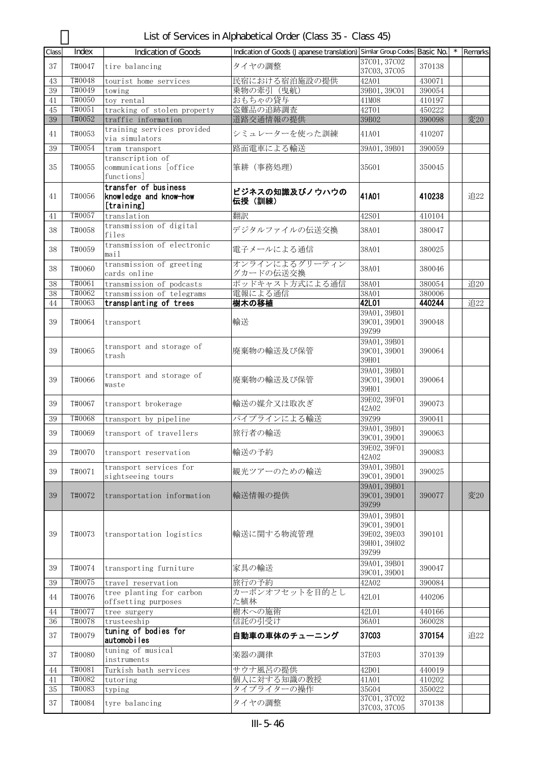# List of Services in Alphabetical Order (Class 35 - Class 45)

| Class | Index | Indication of Goods | Indication of Goods (Japanese translation) | Similar Group Codes | Basic No. | * | Remarks |
|---|---|---|---|---|---|---|---|
| 37 | T#0047 | tire balancing | タイヤの調整 | 37C01, 37C02 37C03, 37C05 | 370138 | | |
| 43 | T#0048 | tourist home services | 民宿における宿泊施設の提供 | 42A01 | 430071 | | |
| 39 | T#0049 | towing | 乗物の牽引（曳航） | 39B01, 39C01 | 390054 | | |
| 41 | T#0050 | toy rental | おもちゃの貸与 | 41M08 | 410197 | | |
| 45 | T#0051 | tracking of stolen property | 盗難品の追跡調査 | 42T01 | 450222 | | |
| 39 | T#0052 | traffic information | 道路交通情報の提供 | 39B02 | 390098 | | 変20 |
| 41 | T#0053 | training services provided via simulators | シミュレーターを使った訓練 | 41A01 | 410207 | | |
| 39 | T#0054 | tram transport | 路面電車による輸送 | 39A01, 39B01 | 390059 | | |
| 35 | T#0055 | transcription of communications [office functions] | 筆耕（事務処理） | 35G01 | 350045 | | |
| 41 | T#0056 | **transfer of business knowledge and know-how [training]** | **ビジネスの知識及びノウハウの伝授（訓練）** | **41A01** | **410238** | | 追22 |
| 41 | T#0057 | translation | 翻訳 | 42S01 | 410104 | | |
| 38 | T#0058 | transmission of digital files | デジタルファイルの伝送交換 | 38A01 | 380047 | | |
| 38 | T#0059 | transmission of electronic mail | 電子メールによる通信 | 38A01 | 380025 | | |
| 38 | T#0060 | transmission of greeting cards online | オンラインによるグリーティングカードの伝送交換 | 38A01 | 380046 | | |
| 38 | T#0061 | transmission of podcasts | ポッドキャスト方式による通信 | 38A01 | 380054 | | 追20 |
| 38 | T#0062 | transmission of telegrams | 電報による通信 | 38A01 | 380006 | | |
| 44 | T#0063 | **transplanting of trees** | **樹木の移植** | **42L01** | **440244** | | 追22 |
| 39 | T#0064 | transport | 輸送 | 39A01, 39B01 39C01, 39D01 39Z99 | 390048 | | |
| 39 | T#0065 | transport and storage of trash | 廃棄物の輸送及び保管 | 39A01, 39B01 39C01, 39D01 39H01 | 390064 | | |
| 39 | T#0066 | transport and storage of waste | 廃棄物の輸送及び保管 | 39A01, 39B01 39C01, 39D01 39H01 | 390064 | | |
| 39 | T#0067 | transport brokerage | 輸送の媒介又は取次ぎ | 39E02, 39F01 42A02 | 390073 | | |
| 39 | T#0068 | transport by pipeline | パイプラインによる輸送 | 39Z99 | 390041 | | |
| 39 | T#0069 | transport of travellers | 旅行者の輸送 | 39A01, 39B01 39C01, 39D01 | 390063 | | |
| 39 | T#0070 | transport reservation | 輸送の予約 | 39E02, 39F01 42A02 | 390083 | | |
| 39 | T#0071 | transport services for sightseeing tours | 観光ツアーのための輸送 | 39A01, 39B01 39C01, 39D01 | 390025 | | |
| 39 | T#0072 | transportation information | 輸送情報の提供 | 39A01, 39B01 39C01, 39D01 39Z99 | 390077 | | 変20 |
| 39 | T#0073 | transportation logistics | 輸送に関する物流管理 | 39A01, 39B01 39C01, 39D01 39E02, 39E03 39H01, 39H02 39Z99 | 390101 | | |
| 39 | T#0074 | transporting furniture | 家具の輸送 | 39A01, 39B01 39C01, 39D01 | 390047 | | |
| 39 | T#0075 | travel reservation | 旅行の予約 | 42A02 | 390084 | | |
| 44 | T#0076 | tree planting for carbon offsetting purposes | カーボンオフセットを目的とした植林 | 42L01 | 440206 | | |
| 44 | T#0077 | tree surgery | 樹木への施術 | 42L01 | 440166 | | |
| 36 | T#0078 | trusteeship | 信託の引受け | 36A01 | 360028 | | |
| 37 | T#0079 | **tuning of bodies for automobiles** | **自動車の車体のチューニング** | **37C03** | **370154** | | 追22 |
| 37 | T#0080 | tuning of musical instruments | 楽器の調律 | 37E03 | 370139 | | |
| 44 | T#0081 | Turkish bath services | サウナ風呂の提供 | 42D01 | 440019 | | |
| 41 | T#0082 | tutoring | 個人に対する知識の教授 | 41A01 | 410202 | | |
| 35 | T#0083 | typing | タイプライターの操作 | 35G04 | 350022 | | |
| 37 | T#0084 | tyre balancing | タイヤの調整 | 37C01, 37C02 37C03, 37C05 | 370138 | | |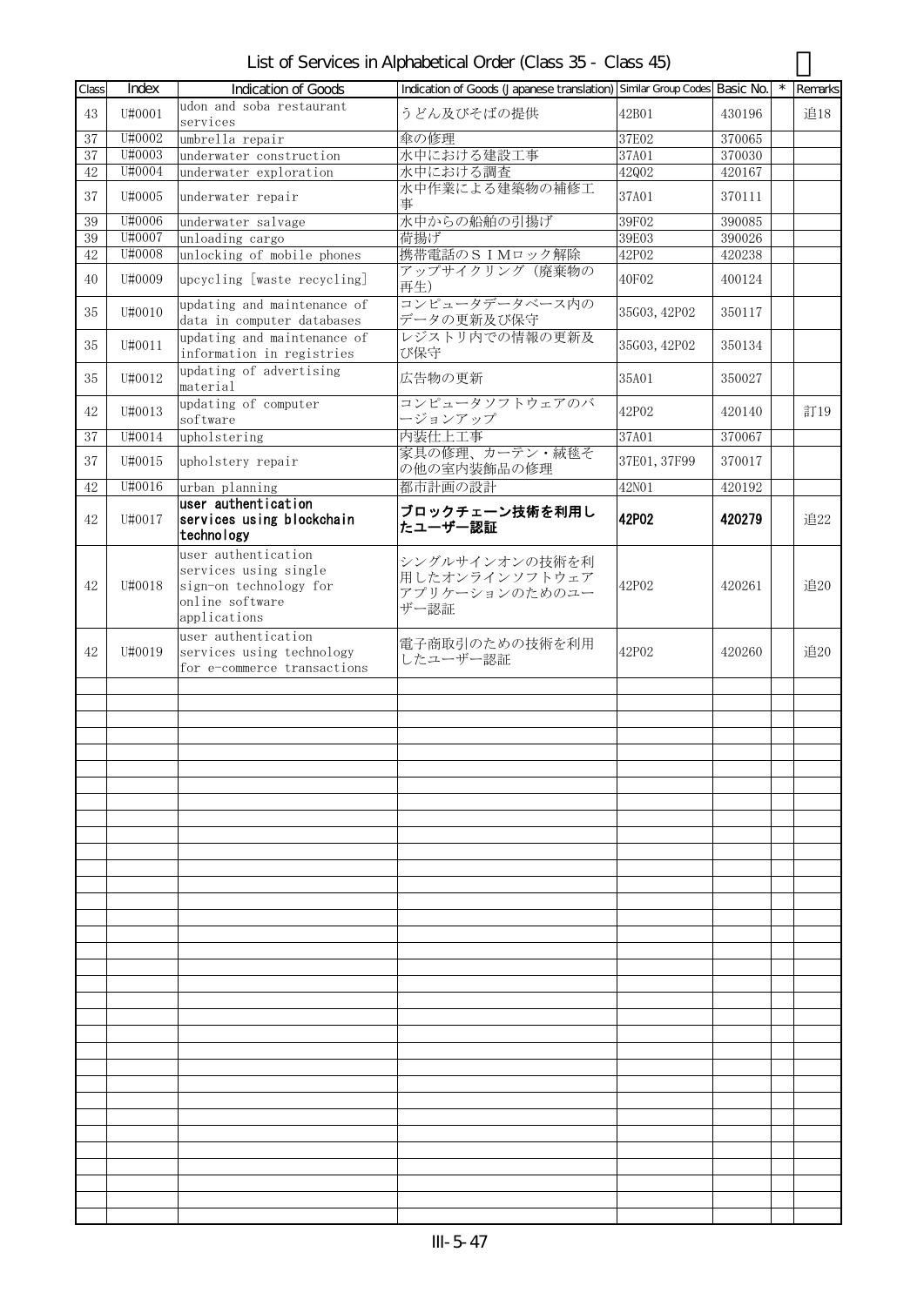# List of Services in Alphabetical Order (Class 35 - Class 45)

| Class | Index | Indication of Goods | Indication of Goods (Japanese translation) | Similar Group Codes | Basic No. | * | Remarks |
|---|---|---|---|---|---|---|---|
| 43 | U#0001 | udon and soba restaurant services | うどん及びそばの提供 | 42B01 | 430196 | | 追18 |
| 37 | U#0002 | umbrella repair | 傘の修理 | 37E02 | 370065 | | |
| 37 | U#0003 | underwater construction | 水中における建設工事 | 37A01 | 370030 | | |
| 42 | U#0004 | underwater exploration | 水中における調査 | 42Q02 | 420167 | | |
| 37 | U#0005 | underwater repair | 水中作業による建築物の補修工事 | 37A01 | 370111 | | |
| 39 | U#0006 | underwater salvage | 水中からの船舶の引揚げ | 39F02 | 390085 | | |
| 39 | U#0007 | unloading cargo | 荷揚げ | 39E03 | 390026 | | |
| 42 | U#0008 | unlocking of mobile phones | 携帯電話のＳＩＭロック解除 | 42P02 | 420238 | | |
| 40 | U#0009 | upcycling [waste recycling] | アップサイクリング（廃棄物の再生） | 40F02 | 400124 | | |
| 35 | U#0010 | updating and maintenance of data in computer databases | コンピュータデータベース内のデータの更新及び保守 | 35G03, 42P02 | 350117 | | |
| 35 | U#0011 | updating and maintenance of information in registries | レジストリ内での情報の更新及び保守 | 35G03, 42P02 | 350134 | | |
| 35 | U#0012 | updating of advertising material | 広告物の更新 | 35A01 | 350027 | | |
| 42 | U#0013 | updating of computer software | コンピュータソフトウェアのバージョンアップ | 42P02 | 420140 | | 訂19 |
| 37 | U#0014 | upholstering | 内装仕上工事 | 37A01 | 370067 | | |
| 37 | U#0015 | upholstery repair | 家具の修理、カーテン・絨毯その他の室内装飾品の修理 | 37E01, 37F99 | 370017 | | |
| 42 | U#0016 | urban planning | 都市計画の設計 | 42N01 | 420192 | | |
| 42 | U#0017 | **user authentication services using blockchain technology** | **ブロックチェーン技術を利用したユーザー認証** | **42P02** | **420279** | | 追22 |
| 42 | U#0018 | user authentication services using single sign-on technology for online software applications | シングルサインオンの技術を利用したオンラインソフトウェアアプリケーションのためのユーザー認証 | 42P02 | 420261 | | 追20 |
| 42 | U#0019 | user authentication services using technology for e-commerce transactions | 電子商取引のための技術を利用したユーザー認証 | 42P02 | 420260 | | 追20 |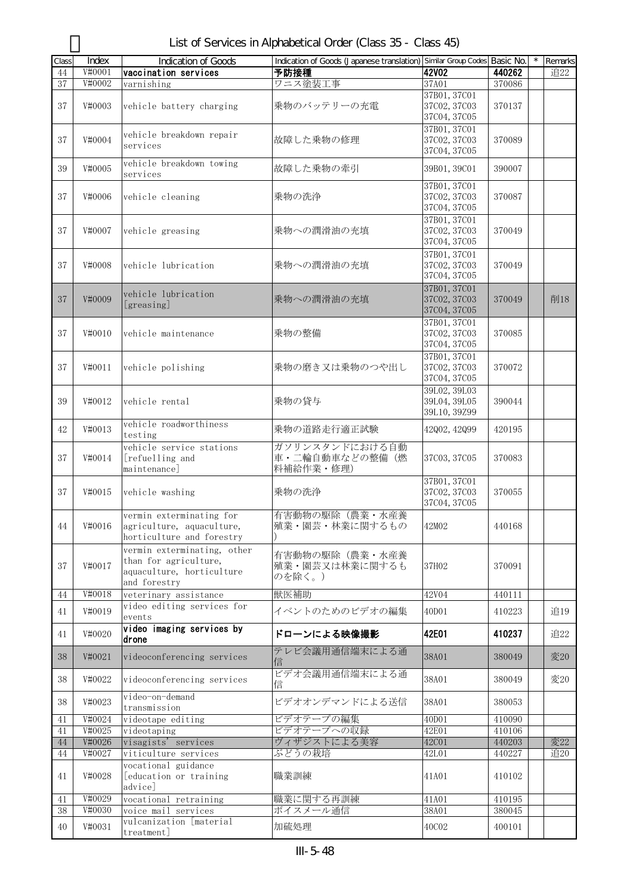# List of Services in Alphabetical Order (Class 35 - Class 45)

| Class | Index | Indication of Goods | Indication of Goods (Japanese translation) | Similar Group Codes | Basic No. | * | Remarks |
|---|---|---|---|---|---|---|---|
| 44 | V#0001 | **vaccination services** | **予防接種** | **42V02** | **440262** | | 追22 |
| 37 | V#0002 | varnishing | ワニス塗装工事 | 37A01 | 370086 | | |
| 37 | V#0003 | vehicle battery charging | 乗物のバッテリーの充電 | 37B01, 37C01 37C02, 37C03 37C04, 37C05 | 370137 | | |
| 37 | V#0004 | vehicle breakdown repair services | 故障した乗物の修理 | 37B01, 37C01 37C02, 37C03 37C04, 37C05 | 370089 | | |
| 39 | V#0005 | vehicle breakdown towing services | 故障した乗物の牽引 | 39B01, 39C01 | 390007 | | |
| 37 | V#0006 | vehicle cleaning | 乗物の洗浄 | 37B01, 37C01 37C02, 37C03 37C04, 37C05 | 370087 | | |
| 37 | V#0007 | vehicle greasing | 乗物への潤滑油の充填 | 37B01, 37C01 37C02, 37C03 37C04, 37C05 | 370049 | | |
| 37 | V#0008 | vehicle lubrication | 乗物への潤滑油の充填 | 37B01, 37C01 37C02, 37C03 37C04, 37C05 | 370049 | | |
| 37 | V#0009 | vehicle lubrication [greasing] | 乗物への潤滑油の充填 | 37B01, 37C01 37C02, 37C03 37C04, 37C05 | 370049 | | 削18 |
| 37 | V#0010 | vehicle maintenance | 乗物の整備 | 37B01, 37C01 37C02, 37C03 37C04, 37C05 | 370085 | | |
| 37 | V#0011 | vehicle polishing | 乗物の磨き又は乗物のつや出し | 37B01, 37C01 37C02, 37C03 37C04, 37C05 | 370072 | | |
| 39 | V#0012 | vehicle rental | 乗物の貸与 | 39L02, 39L03 39L04, 39L05 39L10, 39Z99 | 390044 | | |
| 42 | V#0013 | vehicle roadworthiness testing | 乗物の道路走行適正試験 | 42Q02, 42Q99 | 420195 | | |
| 37 | V#0014 | vehicle service stations [refuelling and maintenance] | ガソリンスタンドにおける自動車・二輪自動車などの整備（燃料補給作業・修理） | 37C03, 37C05 | 370083 | | |
| 37 | V#0015 | vehicle washing | 乗物の洗浄 | 37B01, 37C01 37C02, 37C03 37C04, 37C05 | 370055 | | |
| 44 | V#0016 | vermin exterminating for agriculture, aquaculture, horticulture and forestry | 有害動物の駆除（農業・水産養殖業・園芸・林業に関するもの） | 42M02 | 440168 | | |
| 37 | V#0017 | vermin exterminating, other than for agriculture, aquaculture, horticulture and forestry | 有害動物の駆除（農業・水産養殖業・園芸又は林業に関するものを除く。） | 37H02 | 370091 | | |
| 44 | V#0018 | veterinary assistance | 獣医補助 | 42V04 | 440111 | | |
| 41 | V#0019 | video editing services for events | イベントのためのビデオの編集 | 40D01 | 410223 | | 追19 |
| 41 | V#0020 | **video imaging services by drone** | **ドローンによる映像撮影** | **42E01** | **410237** | | 追22 |
| 38 | V#0021 | videoconferencing services | テレビ会議用通信端末による通信 | 38A01 | 380049 | | 変20 |
| 38 | V#0022 | videoconferencing services | ビデオ会議用通信端末による通信 | 38A01 | 380049 | | 変20 |
| 38 | V#0023 | video-on-demand transmission | ビデオオンデマンドによる送信 | 38A01 | 380053 | | |
| 41 | V#0024 | videotape editing | ビデオテープの編集 | 40D01 | 410090 | | |
| 41 | V#0025 | videotaping | ビデオテープへの収録 | 42E01 | 410106 | | |
| 44 | V#0026 | visagists' services | ヴィザジストによる美容 | 42C01 | 440203 | | 変22 |
| 44 | V#0027 | viticulture services | ぶどうの栽培 | 42L01 | 440227 | | 追20 |
| 41 | V#0028 | vocational guidance [education or training advice] | 職業訓練 | 41A01 | 410102 | | |
| 41 | V#0029 | vocational retraining | 職業に関する再訓練 | 41A01 | 410195 | | |
| 38 | V#0030 | voice mail services | ボイスメール通信 | 38A01 | 380045 | | |
| 40 | V#0031 | vulcanization [material treatment] | 加硫処理 | 40C02 | 400101 | | |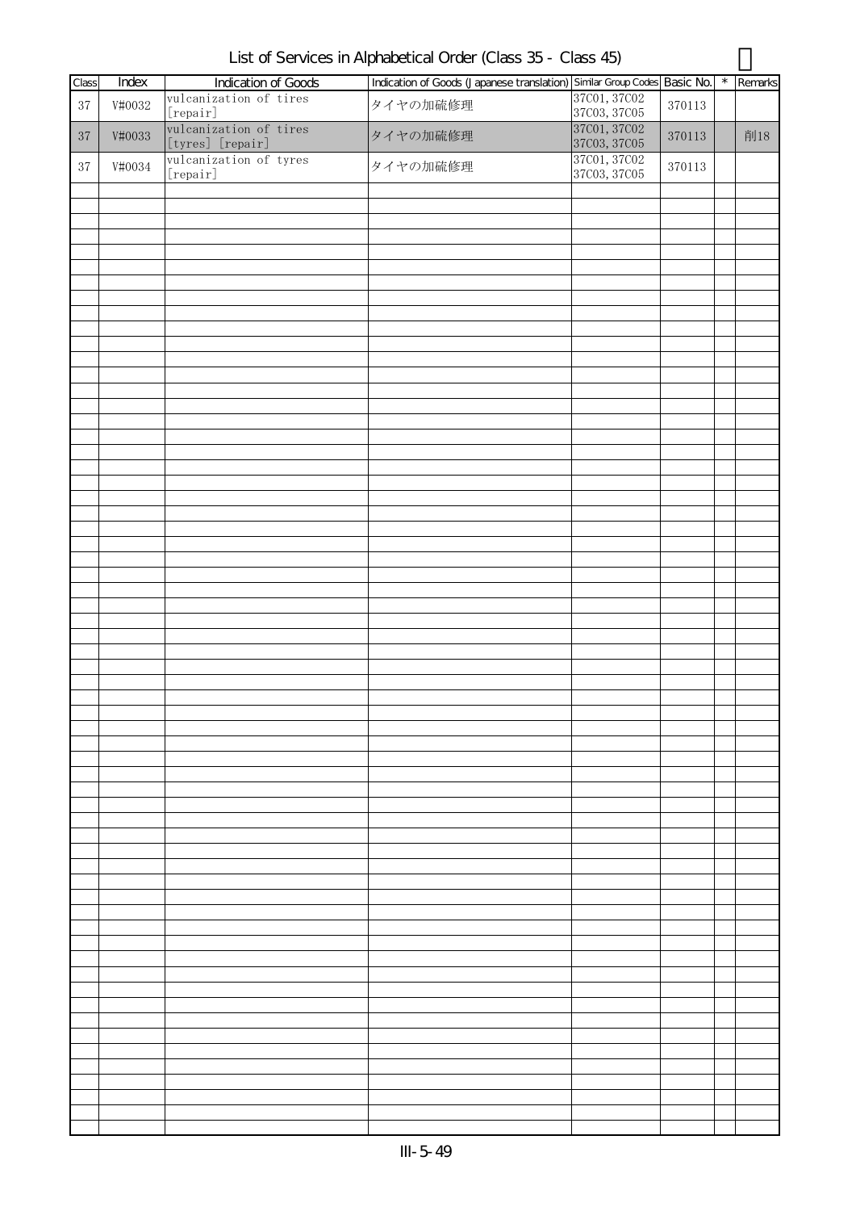# List of Services in Alphabetical Order (Class 35 - Class 45)

| Class | Index | Indication of Goods | Indication of Goods (Japanese translation) | Similar Group Codes | Basic No. | * | Remarks |
|---|---|---|---|---|---|---|---|
| 37 | V#0032 | vulcanization of tires [repair] | タイヤの加硫修理 | 37C01, 37C02 37C03, 37C05 | 370113 | | |
| 37 | V#0033 | vulcanization of tires [tyres] [repair] | タイヤの加硫修理 | 37C01, 37C02 37C03, 37C05 | 370113 | | 削18 |
| 37 | V#0034 | vulcanization of tyres [repair] | タイヤの加硫修理 | 37C01, 37C02 37C03, 37C05 | 370113 | | |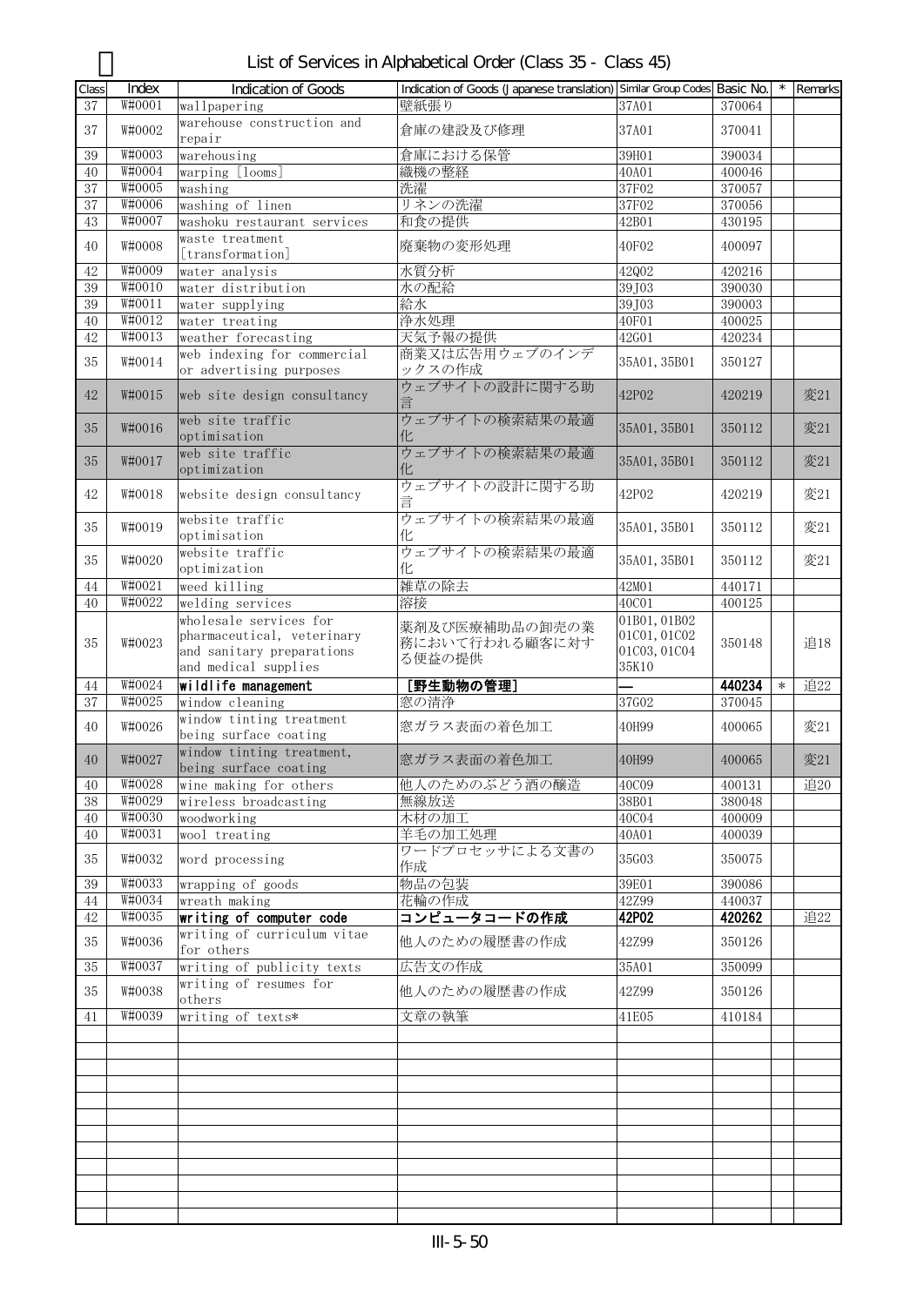## List of Services in Alphabetical Order (Class 35 - Class 45)

| Class | Index | Indication of Goods | Indication of Goods (Japanese translation) | Similar Group Codes | Basic No. | * | Remarks |
|---|---|---|---|---|---|---|---|
| 37 | W#0001 | wallpapering | 壁紙張り | 37A01 | 370064 | | |
| 37 | W#0002 | warehouse construction and repair | 倉庫の建設及び修理 | 37A01 | 370041 | | |
| 39 | W#0003 | warehousing | 倉庫における保管 | 39H01 | 390034 | | |
| 40 | W#0004 | warping [looms] | 織機の整経 | 40A01 | 400046 | | |
| 37 | W#0005 | washing | 洗濯 | 37F02 | 370057 | | |
| 37 | W#0006 | washing of linen | リネンの洗濯 | 37F02 | 370056 | | |
| 43 | W#0007 | washoku restaurant services | 和食の提供 | 42B01 | 430195 | | |
| 40 | W#0008 | waste treatment [transformation] | 廃棄物の変形処理 | 40F02 | 400097 | | |
| 42 | W#0009 | water analysis | 水質分析 | 42Q02 | 420216 | | |
| 39 | W#0010 | water distribution | 水の配給 | 39J03 | 390030 | | |
| 39 | W#0011 | water supplying | 給水 | 39J03 | 390003 | | |
| 40 | W#0012 | water treating | 浄水処理 | 40F01 | 400025 | | |
| 42 | W#0013 | weather forecasting | 天気予報の提供 | 42G01 | 420234 | | |
| 35 | W#0014 | web indexing for commercial or advertising purposes | 商業又は広告用ウェブのインデックスの作成 | 35A01, 35B01 | 350127 | | |
| 42 | W#0015 | web site design consultancy | ウェブサイトの設計に関する助言 | 42P02 | 420219 | | 変21 |
| 35 | W#0016 | web site traffic optimisation | ウェブサイトの検索結果の最適化 | 35A01, 35B01 | 350112 | | 変21 |
| 35 | W#0017 | web site traffic optimization | ウェブサイトの検索結果の最適化 | 35A01, 35B01 | 350112 | | 変21 |
| 42 | W#0018 | website design consultancy | ウェブサイトの設計に関する助言 | 42P02 | 420219 | | 変21 |
| 35 | W#0019 | website traffic optimisation | ウェブサイトの検索結果の最適化 | 35A01, 35B01 | 350112 | | 変21 |
| 35 | W#0020 | website traffic optimization | ウェブサイトの検索結果の最適化 | 35A01, 35B01 | 350112 | | 変21 |
| 44 | W#0021 | weed killing | 雑草の除去 | 42M01 | 440171 | | |
| 40 | W#0022 | welding services | 溶接 | 40C01 | 400125 | | |
| 35 | W#0023 | wholesale services for pharmaceutical, veterinary and sanitary preparations and medical supplies | 薬剤及び医療補助品の卸売の業務において行われる顧客に対する便益の提供 | 01B01, 01B02 01C01, 01C02 01C03, 01C04 35K10 | 350148 | | 追18 |
| 44 | W#0024 | **wildlife management** | **[野生動物の管理]** | — | **440234** | * | 追22 |
| 37 | W#0025 | window cleaning | 窓の清浄 | 37G02 | 370045 | | |
| 40 | W#0026 | window tinting treatment being surface coating | 窓ガラス表面の着色加工 | 40H99 | 400065 | | 変21 |
| 40 | W#0027 | window tinting treatment, being surface coating | 窓ガラス表面の着色加工 | 40H99 | 400065 | | 変21 |
| 40 | W#0028 | wine making for others | 他人のためのぶどう酒の醸造 | 40C09 | 400131 | | 追20 |
| 38 | W#0029 | wireless broadcasting | 無線放送 | 38B01 | 380048 | | |
| 40 | W#0030 | woodworking | 木材の加工 | 40C04 | 400009 | | |
| 40 | W#0031 | wool treating | 羊毛の加工処理 | 40A01 | 400039 | | |
| 35 | W#0032 | word processing | ワードプロセッサによる文書の作成 | 35G03 | 350075 | | |
| 39 | W#0033 | wrapping of goods | 物品の包装 | 39E01 | 390086 | | |
| 44 | W#0034 | wreath making | 花輪の作成 | 42Z99 | 440037 | | |
| 42 | W#0035 | **writing of computer code** | **コンピュータコードの作成** | **42P02** | **420262** | | 追22 |
| 35 | W#0036 | writing of curriculum vitae for others | 他人のための履歴書の作成 | 42Z99 | 350126 | | |
| 35 | W#0037 | writing of publicity texts | 広告文の作成 | 35A01 | 350099 | | |
| 35 | W#0038 | writing of resumes for others | 他人のための履歴書の作成 | 42Z99 | 350126 | | |
| 41 | W#0039 | writing of texts* | 文章の執筆 | 41E05 | 410184 | | |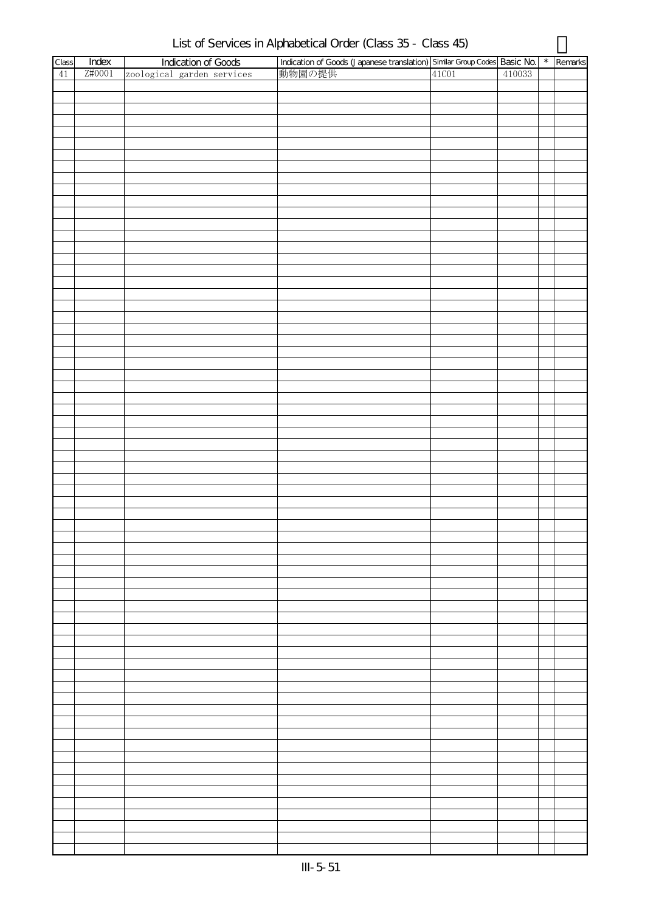# List of Services in Alphabetical Order (Class 35 - Class 45)

| Class | Index | Indication of Goods | Indication of Goods (Japanese translation) | Similar Group Codes | Basic No. | * | Remarks |
|---|---|---|---|---|---|---|---|
| 41 | Z#0001 | zoological garden services | 動物園の提供 | 41C01 | 410033 | | |